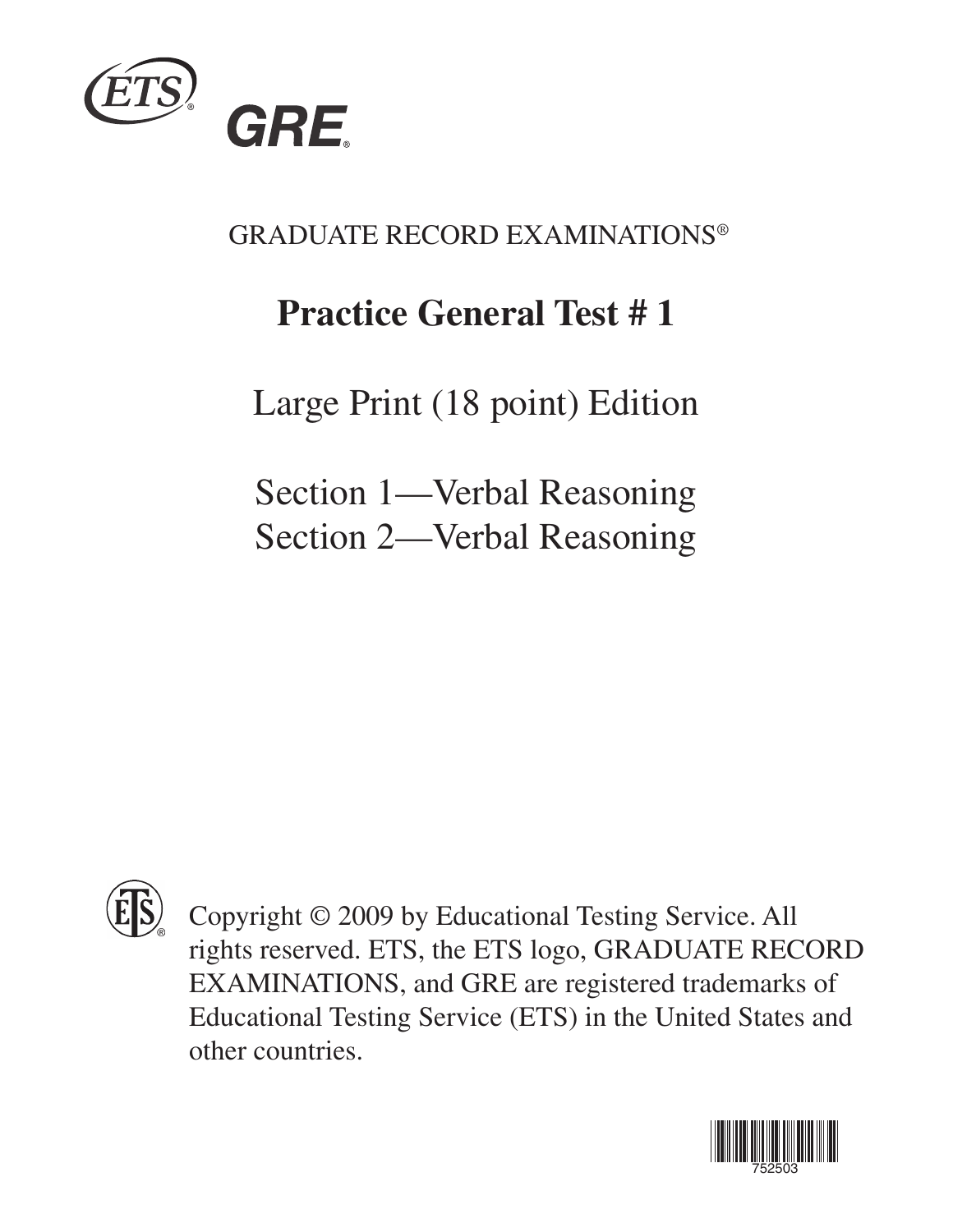ETS® GRE®

GRADUATE RECORD EXAMINATIONS®

# Practice General Test # 1

## Large Print (18 point) Edition

## Section 1—Verbal Reasoning
## Section 2—Verbal Reasoning

Copyright © 2009 by Educational Testing Service. All rights reserved. ETS, the ETS logo, GRADUATE RECORD EXAMINATIONS, and GRE are registered trademarks of Educational Testing Service (ETS) in the United States and other countries.

752503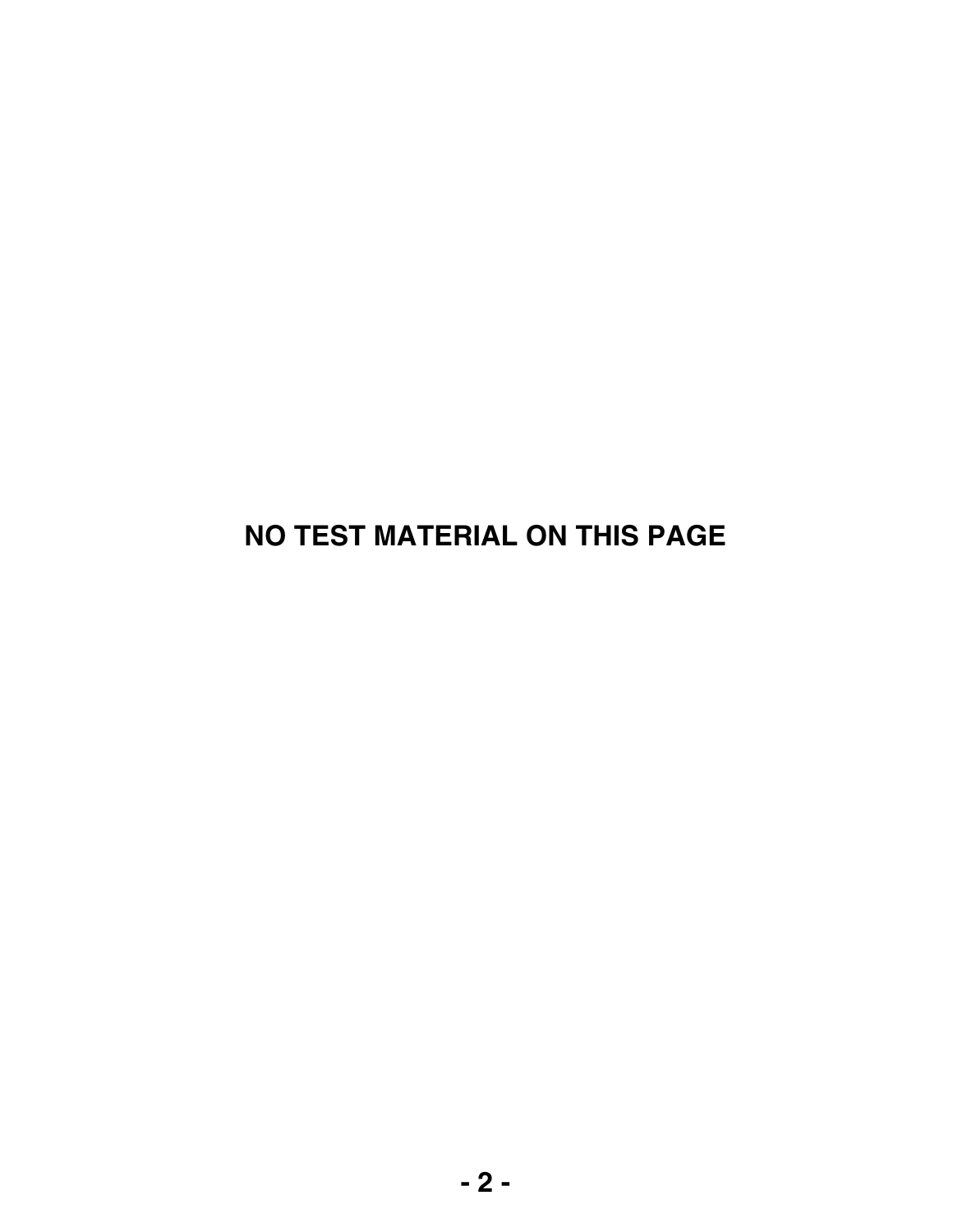**NO TEST MATERIAL ON THIS PAGE**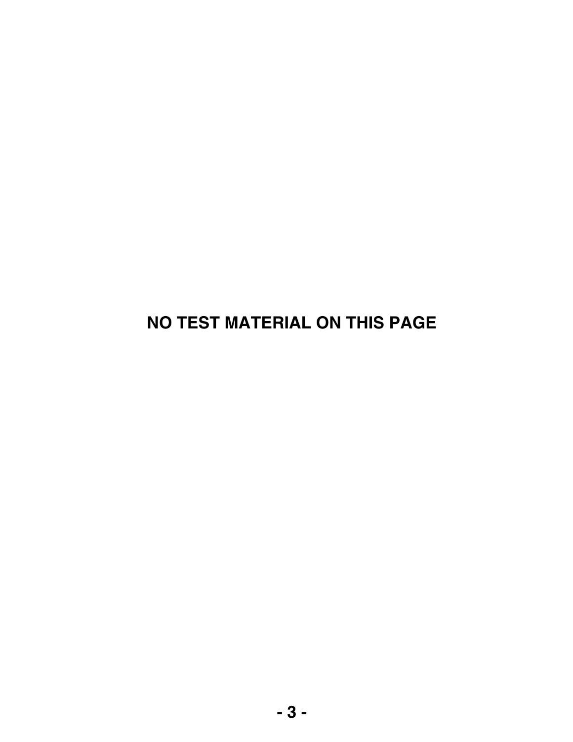**NO TEST MATERIAL ON THIS PAGE**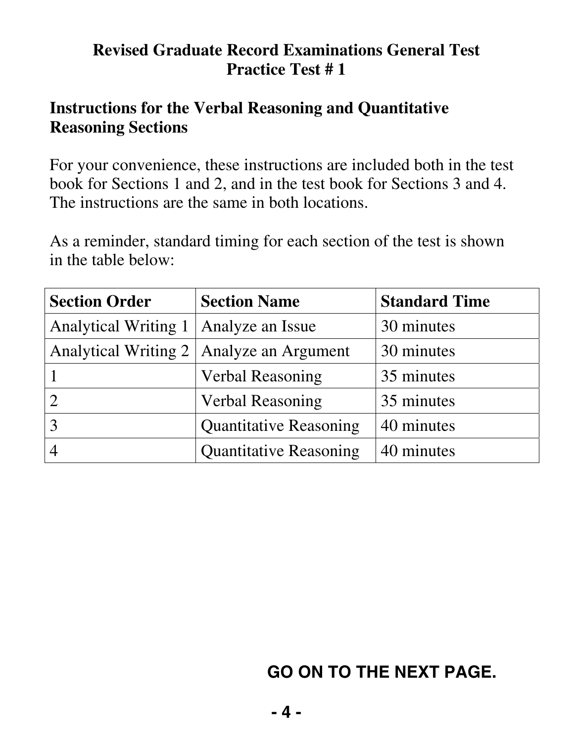# Revised Graduate Record Examinations General Test
# Practice Test # 1

## Instructions for the Verbal Reasoning and Quantitative Reasoning Sections

For your convenience, these instructions are included both in the test book for Sections 1 and 2, and in the test book for Sections 3 and 4. The instructions are the same in both locations.

As a reminder, standard timing for each section of the test is shown in the table below:

| Section Order | Section Name | Standard Time |
|---|---|---|
| Analytical Writing 1 | Analyze an Issue | 30 minutes |
| Analytical Writing 2 | Analyze an Argument | 30 minutes |
| 1 | Verbal Reasoning | 35 minutes |
| 2 | Verbal Reasoning | 35 minutes |
| 3 | Quantitative Reasoning | 40 minutes |
| 4 | Quantitative Reasoning | 40 minutes |

**GO ON TO THE NEXT PAGE.**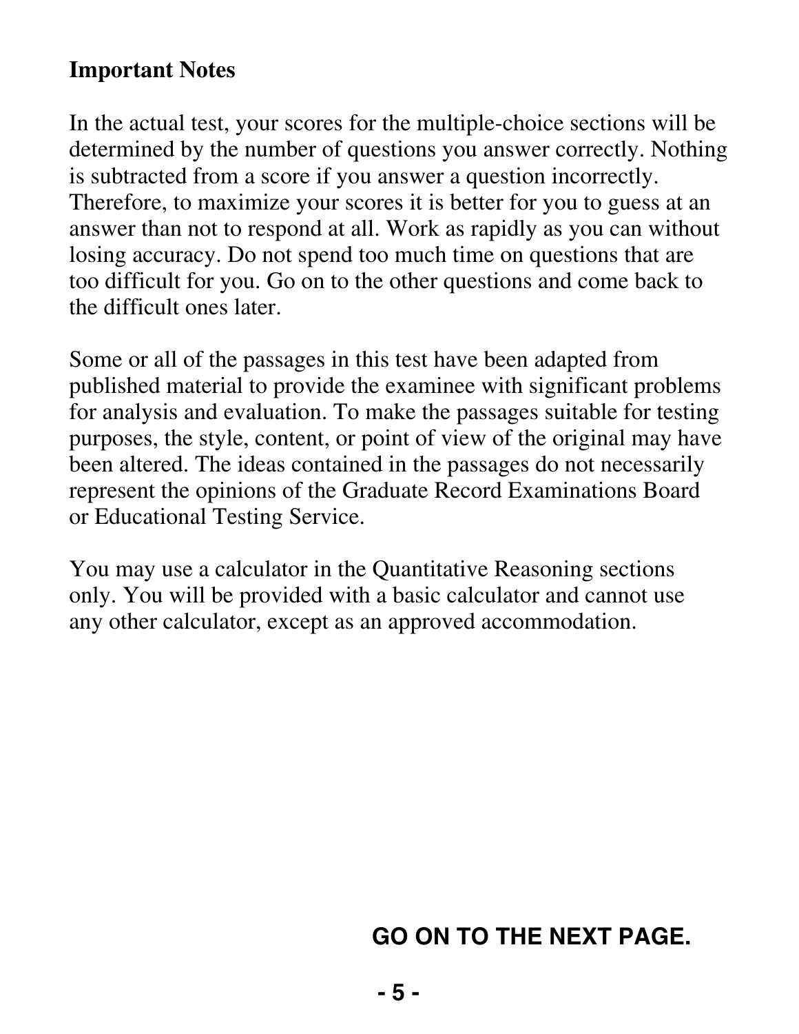**Important Notes**

In the actual test, your scores for the multiple-choice sections will be determined by the number of questions you answer correctly. Nothing is subtracted from a score if you answer a question incorrectly. Therefore, to maximize your scores it is better for you to guess at an answer than not to respond at all. Work as rapidly as you can without losing accuracy. Do not spend too much time on questions that are too difficult for you. Go on to the other questions and come back to the difficult ones later.

Some or all of the passages in this test have been adapted from published material to provide the examinee with significant problems for analysis and evaluation. To make the passages suitable for testing purposes, the style, content, or point of view of the original may have been altered. The ideas contained in the passages do not necessarily represent the opinions of the Graduate Record Examinations Board or Educational Testing Service.

You may use a calculator in the Quantitative Reasoning sections only. You will be provided with a basic calculator and cannot use any other calculator, except as an approved accommodation.

**GO ON TO THE NEXT PAGE.**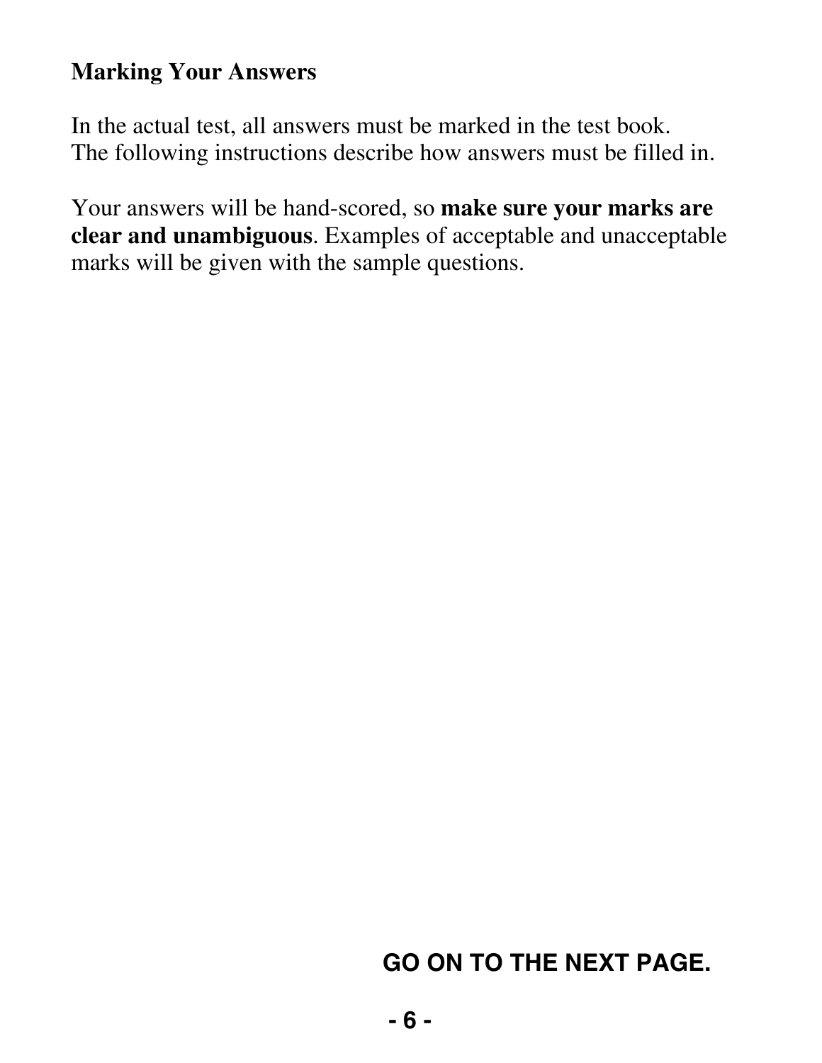## Marking Your Answers

In the actual test, all answers must be marked in the test book. The following instructions describe how answers must be filled in.

Your answers will be hand-scored, so **make sure your marks are clear and unambiguous**. Examples of acceptable and unacceptable marks will be given with the sample questions.

**GO ON TO THE NEXT PAGE.**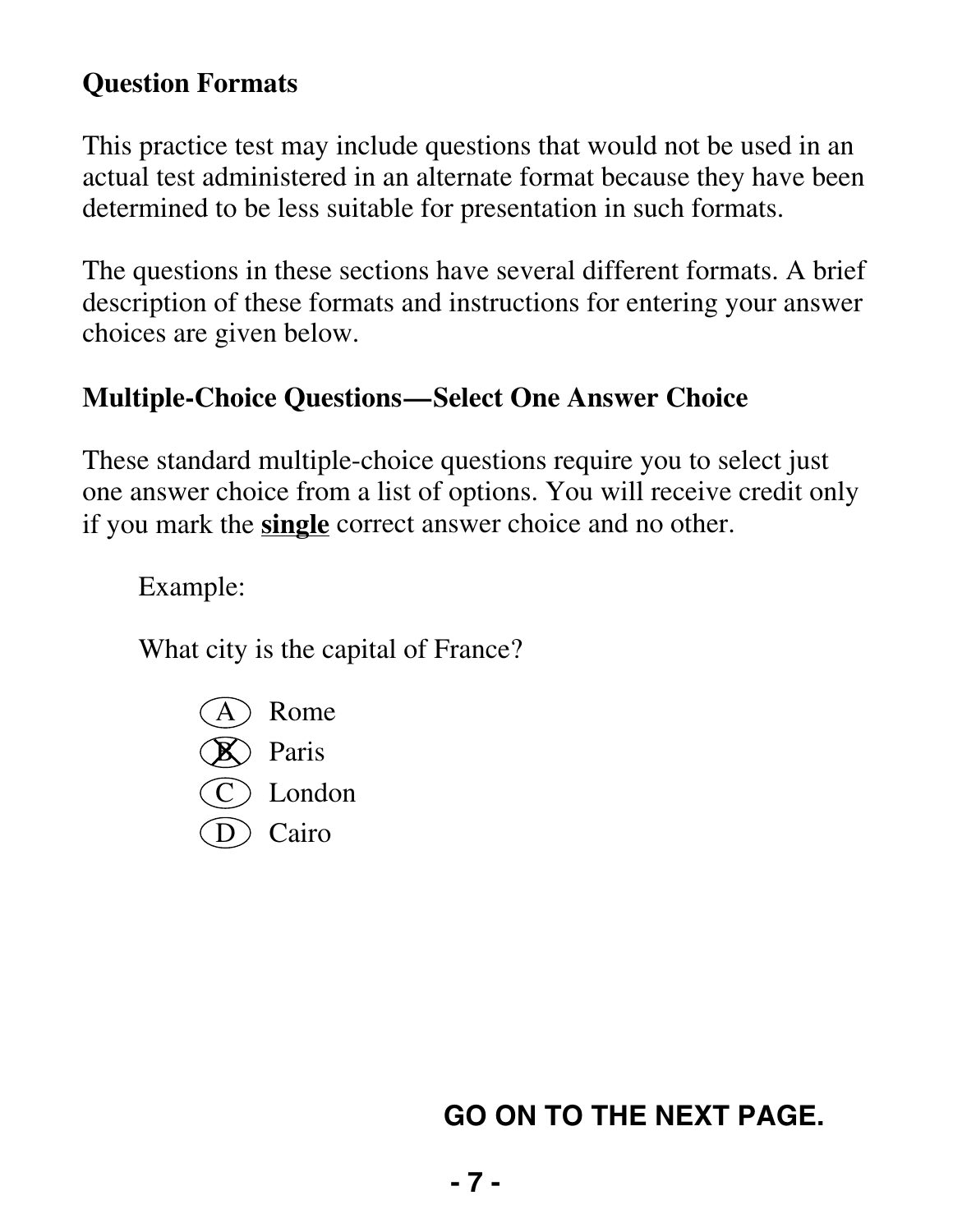## Question Formats

This practice test may include questions that would not be used in an actual test administered in an alternate format because they have been determined to be less suitable for presentation in such formats.

The questions in these sections have several different formats. A brief description of these formats and instructions for entering your answer choices are given below.

## Multiple-Choice Questions—Select One Answer Choice

These standard multiple-choice questions require you to select just one answer choice from a list of options. You will receive credit only if you mark the **single** correct answer choice and no other.

Example:

What city is the capital of France?

- (A) Rome
- (B) Paris ✗
- (C) London
- (D) Cairo

**GO ON TO THE NEXT PAGE.**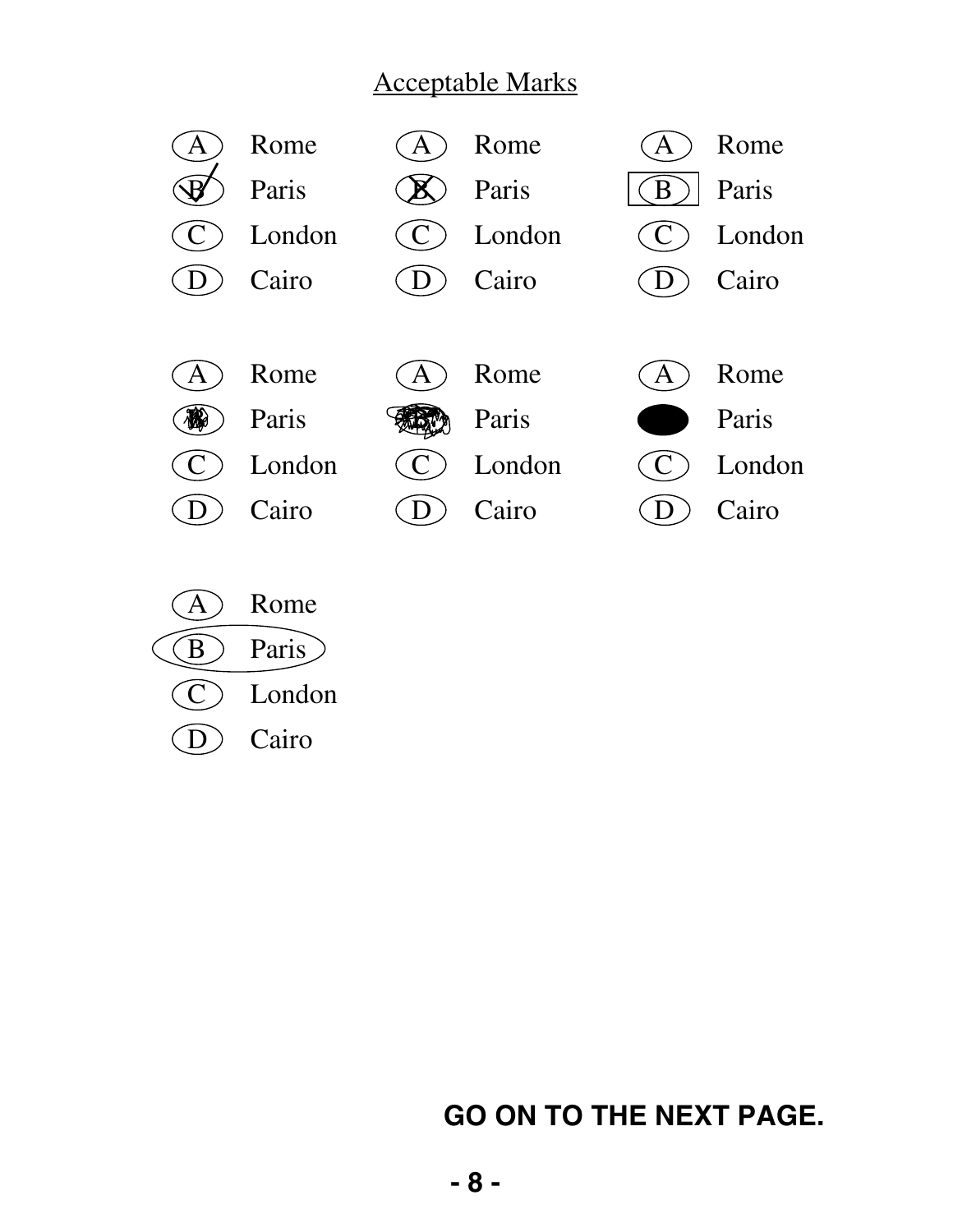## Acceptable Marks

Ⓐ Rome
Ⓑ Paris
Ⓒ London
Ⓓ Cairo

Ⓐ Rome
Ⓑ Paris
Ⓒ London
Ⓓ Cairo

Ⓐ Rome
Ⓑ Paris
Ⓒ London
Ⓓ Cairo

Ⓐ Rome
Ⓑ Paris
Ⓒ London
Ⓓ Cairo

Ⓐ Rome
Ⓑ Paris
Ⓒ London
Ⓓ Cairo

Ⓐ Rome
● Paris
Ⓒ London
Ⓓ Cairo

Ⓐ Rome
Ⓑ Paris
Ⓒ London
Ⓓ Cairo

**GO ON TO THE NEXT PAGE.**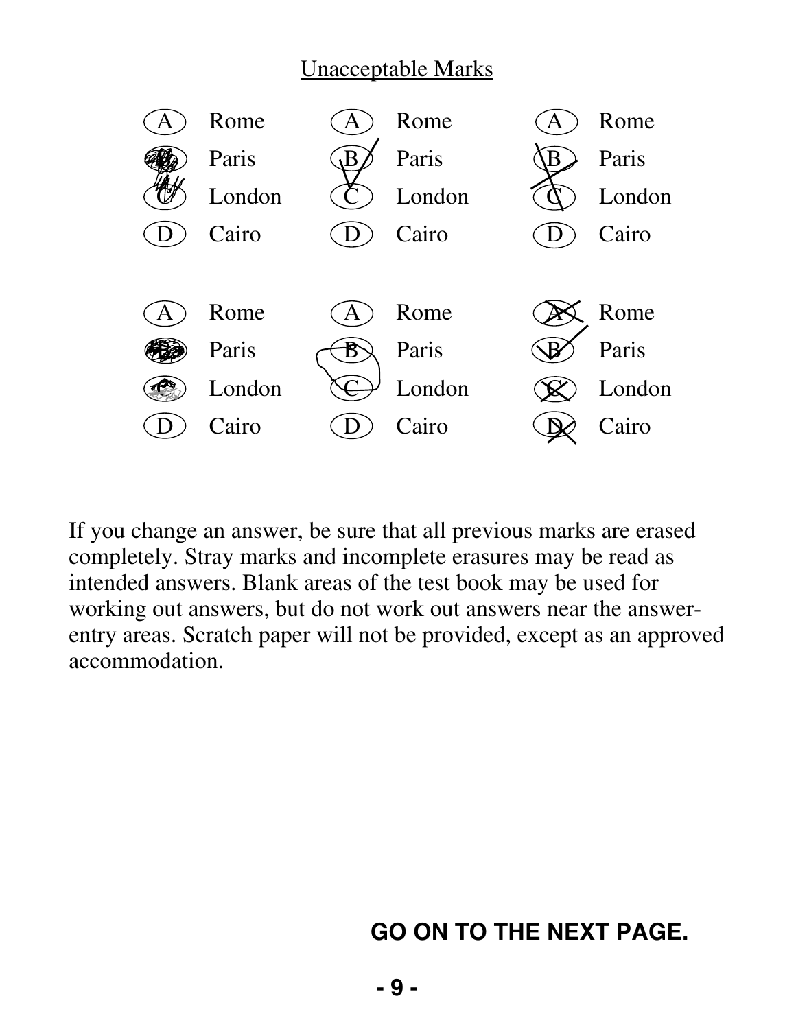Unacceptable Marks

| | | | | | |
|---|---|---|---|---|---|
| (A) | Rome | (A) | Rome | (A) | Rome |
| (B) | Paris | (B) | Paris | (B) | Paris |
| (C) | London | (C) | London | (C) | London |
| (D) | Cairo | (D) | Cairo | (D) | Cairo |

| | | | | | |
|---|---|---|---|---|---|
| (A) | Rome | (A) | Rome | (A) | Rome |
| (B) | Paris | (B) | Paris | (B) | Paris |
| (C) | London | (C) | London | (C) | London |
| (D) | Cairo | (D) | Cairo | (D) | Cairo |

If you change an answer, be sure that all previous marks are erased completely. Stray marks and incomplete erasures may be read as intended answers. Blank areas of the test book may be used for working out answers, but do not work out answers near the answer-entry areas. Scratch paper will not be provided, except as an approved accommodation.

**GO ON TO THE NEXT PAGE.**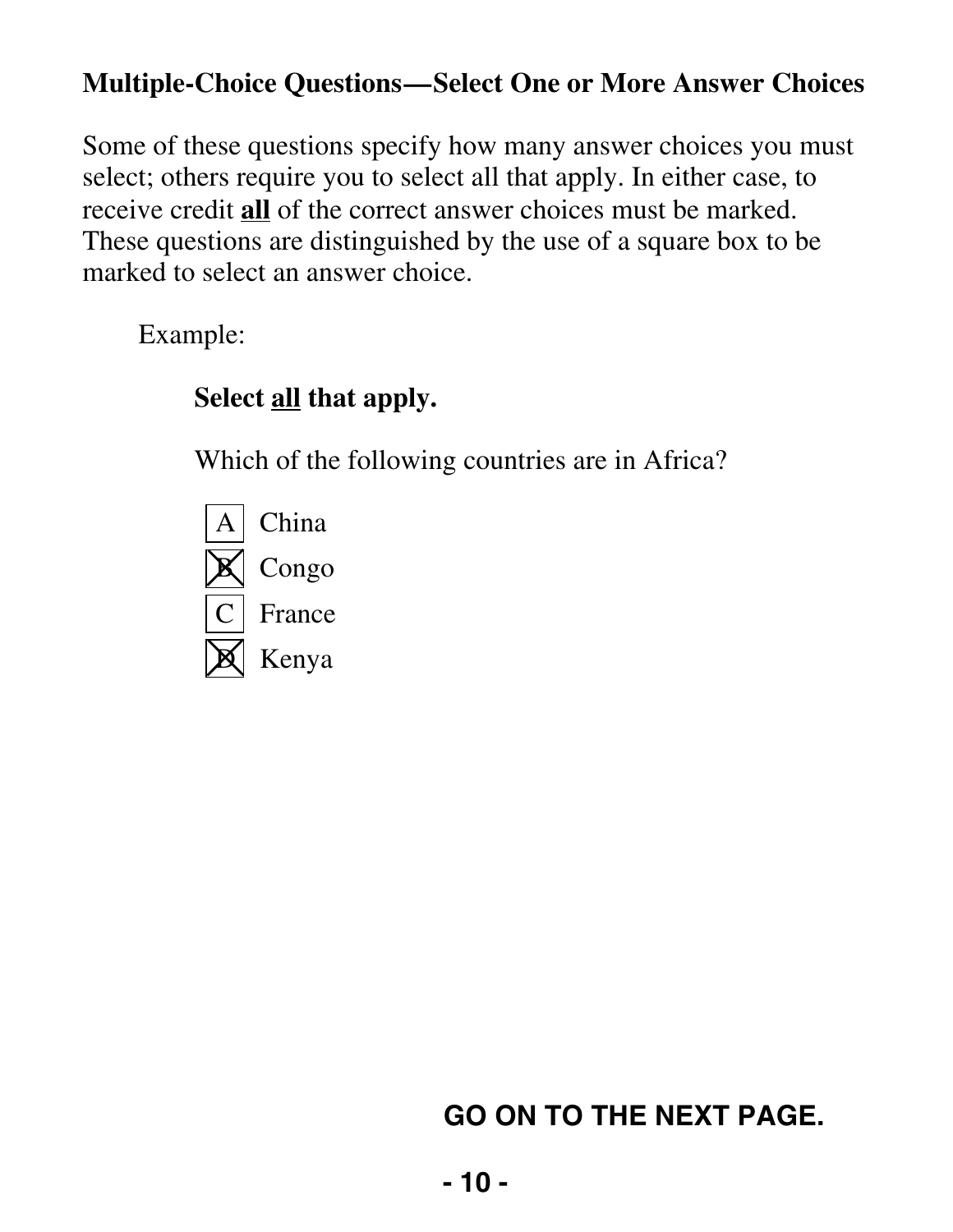## Multiple-Choice Questions—Select One or More Answer Choices

Some of these questions specify how many answer choices you must select; others require you to select all that apply. In either case, to receive credit **all** of the correct answer choices must be marked. These questions are distinguished by the use of a square box to be marked to select an answer choice.

Example:

**Select all that apply.**

Which of the following countries are in Africa?

- [ ] A China
- [x] B Congo
- [ ] C France
- [x] D Kenya

**GO ON TO THE NEXT PAGE.**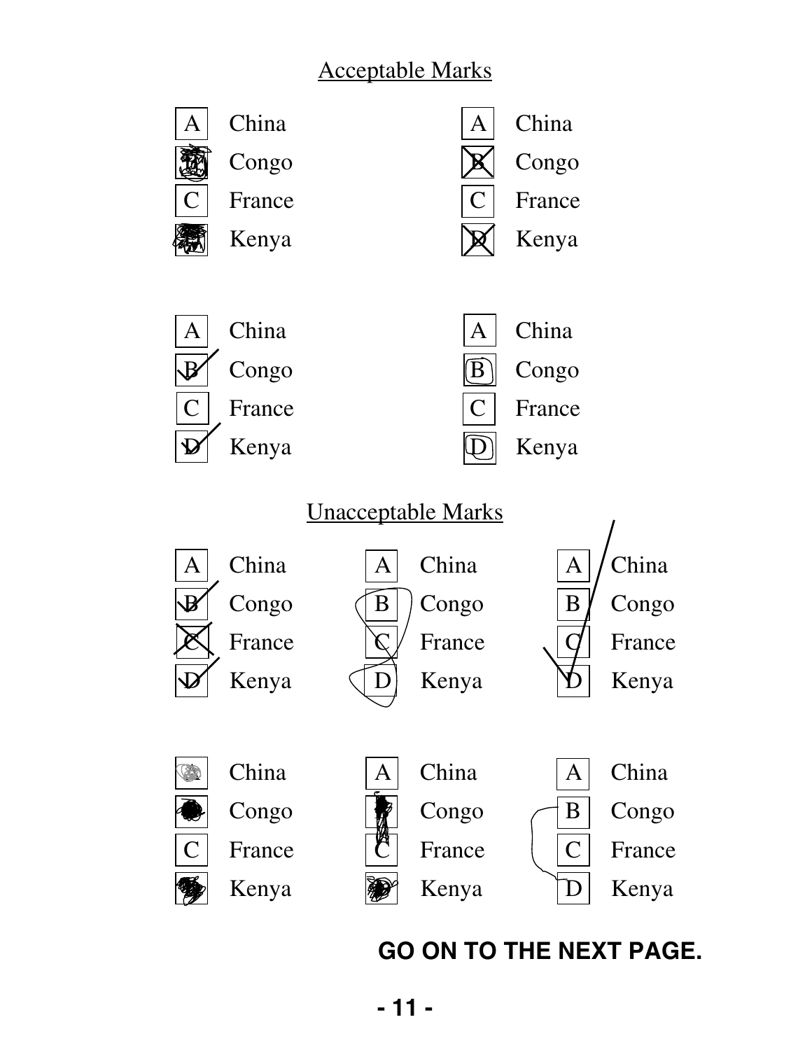## Acceptable Marks

A China
B Congo
C France
D Kenya

A China
B Congo
C France
D Kenya

A China
B Congo
C France
D Kenya

A China
B Congo
C France
D Kenya

## Unacceptable Marks

A China
B Congo
C France
D Kenya

A China
B Congo
C France
D Kenya

A China
B Congo
C France
D Kenya

A China
B Congo
C France
D Kenya

A China
B Congo
C France
D Kenya

A China
B Congo
C France
D Kenya

**GO ON TO THE NEXT PAGE.**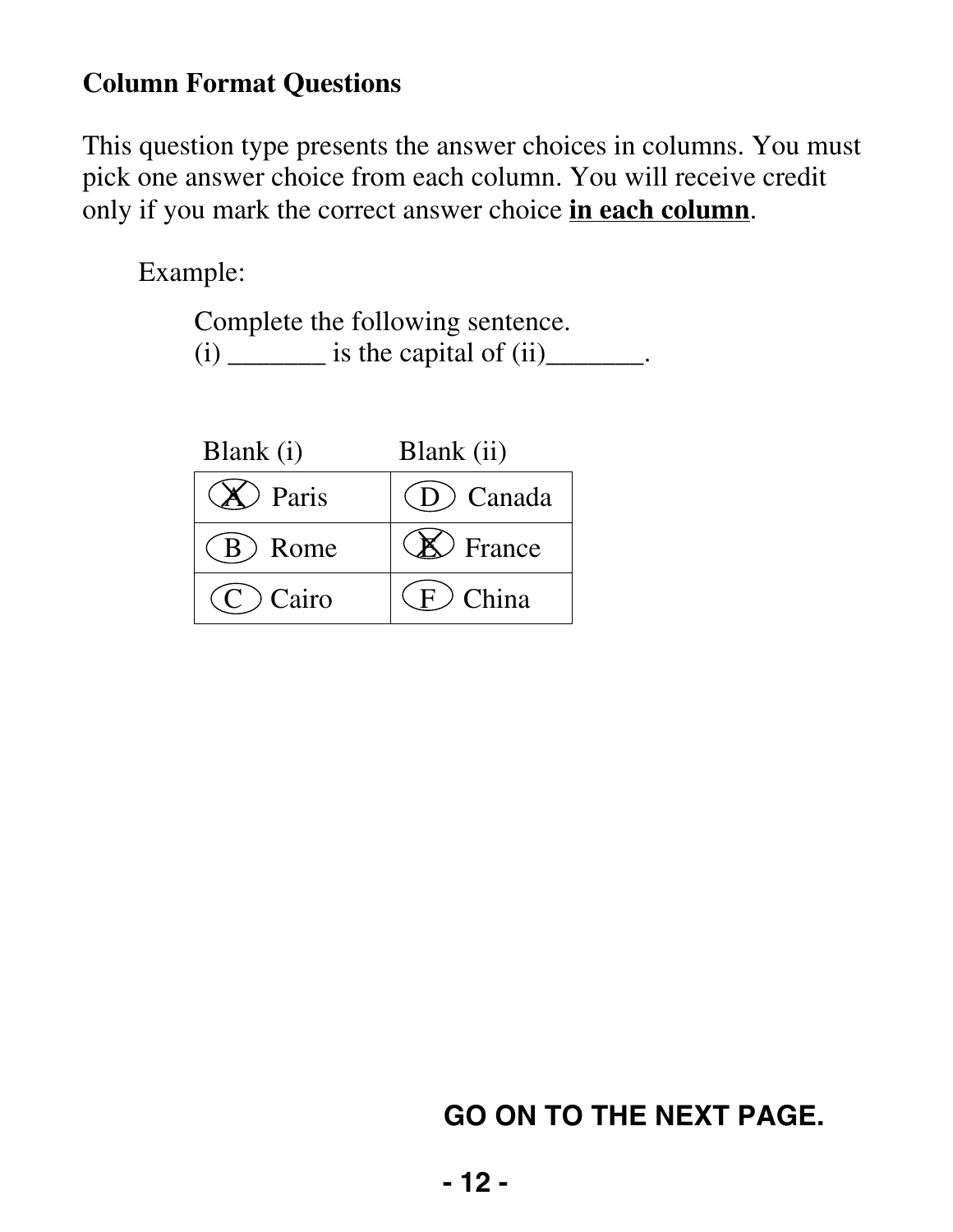**Column Format Questions**

This question type presents the answer choices in columns. You must pick one answer choice from each column. You will receive credit only if you mark the correct answer choice **in each column**.

Example:

Complete the following sentence.
(i) _______ is the capital of (ii)_______.

| Blank (i) | Blank (ii) |
| --- | --- |
| (X) Paris | (D) Canada |
| (B) Rome | (X) France |
| (C) Cairo | (F) China |

GO ON TO THE NEXT PAGE.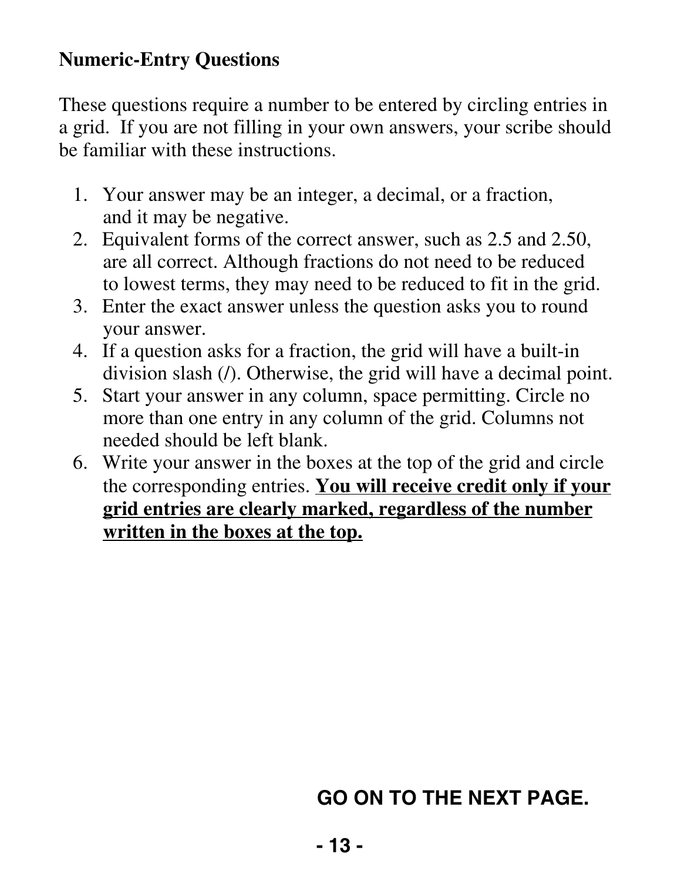**Numeric-Entry Questions**

These questions require a number to be entered by circling entries in a grid. If you are not filling in your own answers, your scribe should be familiar with these instructions.

1. Your answer may be an integer, a decimal, or a fraction, and it may be negative.
2. Equivalent forms of the correct answer, such as 2.5 and 2.50, are all correct. Although fractions do not need to be reduced to lowest terms, they may need to be reduced to fit in the grid.
3. Enter the exact answer unless the question asks you to round your answer.
4. If a question asks for a fraction, the grid will have a built-in division slash (/). Otherwise, the grid will have a decimal point.
5. Start your answer in any column, space permitting. Circle no more than one entry in any column of the grid. Columns not needed should be left blank.
6. Write your answer in the boxes at the top of the grid and circle the corresponding entries. **<u>You will receive credit only if your grid entries are clearly marked, regardless of the number written in the boxes at the top.</u>**

**GO ON TO THE NEXT PAGE.**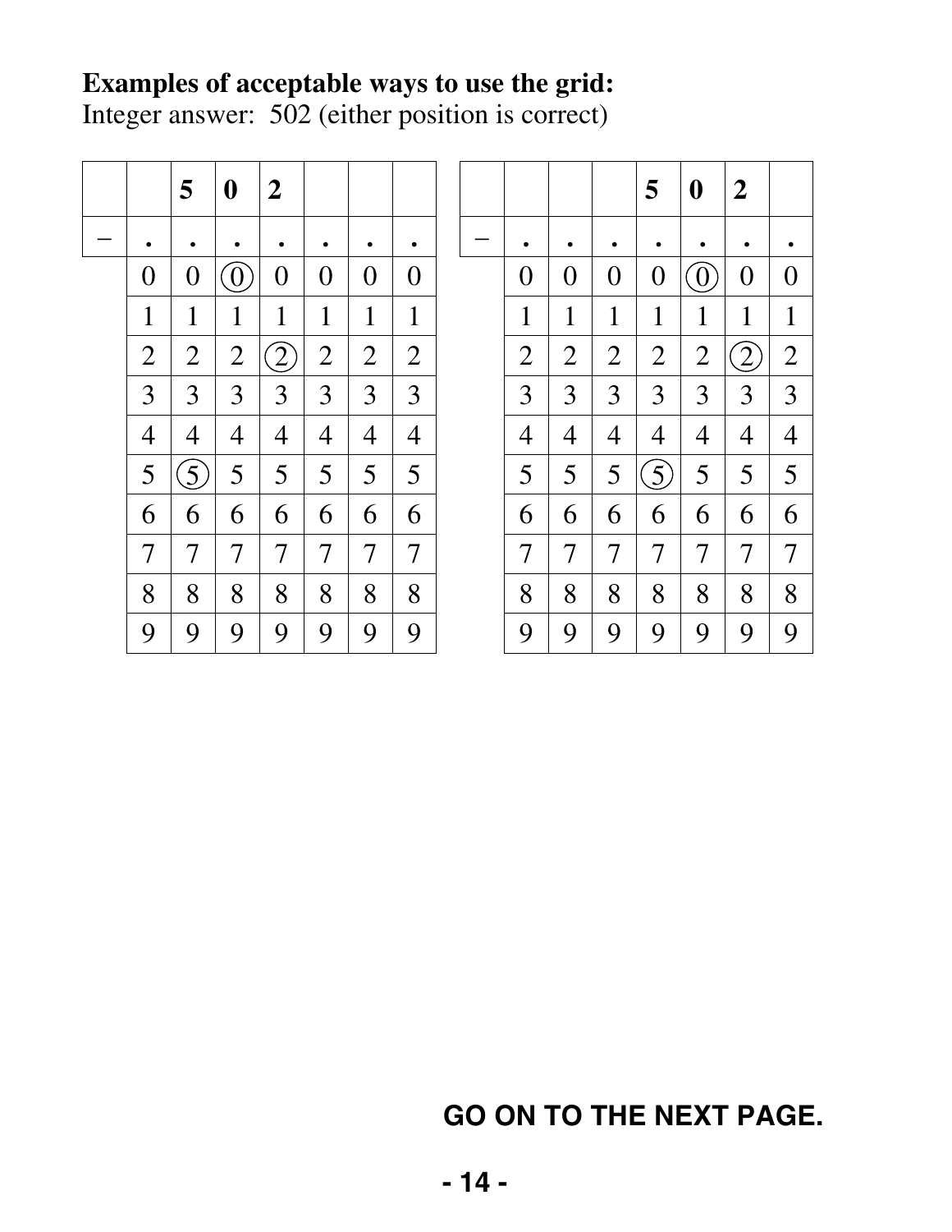**Examples of acceptable ways to use the grid:**

Integer answer: 502 (either position is correct)

| | | 5 | 0 | 2 | | | |
|---|---|---|---|---|---|---|---|
| – | . | . | . | . | . | . | . |
| | 0 | 0 | (0) | 0 | 0 | 0 | 0 |
| | 1 | 1 | 1 | 1 | 1 | 1 | 1 |
| | 2 | 2 | 2 | (2) | 2 | 2 | 2 |
| | 3 | 3 | 3 | 3 | 3 | 3 | 3 |
| | 4 | 4 | 4 | 4 | 4 | 4 | 4 |
| | 5 | (5) | 5 | 5 | 5 | 5 | 5 |
| | 6 | 6 | 6 | 6 | 6 | 6 | 6 |
| | 7 | 7 | 7 | 7 | 7 | 7 | 7 |
| | 8 | 8 | 8 | 8 | 8 | 8 | 8 |
| | 9 | 9 | 9 | 9 | 9 | 9 | 9 |

| | | | | 5 | 0 | 2 | |
|---|---|---|---|---|---|---|---|
| – | . | . | . | . | . | . | . |
| | 0 | 0 | 0 | 0 | (0) | 0 | 0 |
| | 1 | 1 | 1 | 1 | 1 | 1 | 1 |
| | 2 | 2 | 2 | 2 | 2 | (2) | 2 |
| | 3 | 3 | 3 | 3 | 3 | 3 | 3 |
| | 4 | 4 | 4 | 4 | 4 | 4 | 4 |
| | 5 | 5 | 5 | (5) | 5 | 5 | 5 |
| | 6 | 6 | 6 | 6 | 6 | 6 | 6 |
| | 7 | 7 | 7 | 7 | 7 | 7 | 7 |
| | 8 | 8 | 8 | 8 | 8 | 8 | 8 |
| | 9 | 9 | 9 | 9 | 9 | 9 | 9 |

**GO ON TO THE NEXT PAGE.**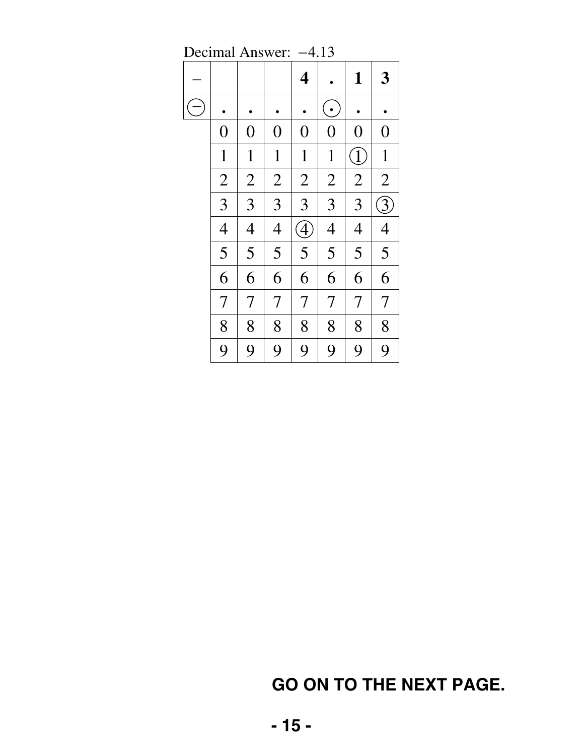Decimal Answer: $-4.13$

| − | | | | **4** | **.** | **1** | **3** |
|---|---|---|---|---|---|---|---|
| ⊖ | . | . | . | . | ⊙ | . | . |
| | 0 | 0 | 0 | 0 | 0 | 0 | 0 |
| | 1 | 1 | 1 | 1 | 1 | ① | 1 |
| | 2 | 2 | 2 | 2 | 2 | 2 | 2 |
| | 3 | 3 | 3 | 3 | 3 | 3 | ③ |
| | 4 | 4 | 4 | ④ | 4 | 4 | 4 |
| | 5 | 5 | 5 | 5 | 5 | 5 | 5 |
| | 6 | 6 | 6 | 6 | 6 | 6 | 6 |
| | 7 | 7 | 7 | 7 | 7 | 7 | 7 |
| | 8 | 8 | 8 | 8 | 8 | 8 | 8 |
| | 9 | 9 | 9 | 9 | 9 | 9 | 9 |

**GO ON TO THE NEXT PAGE.**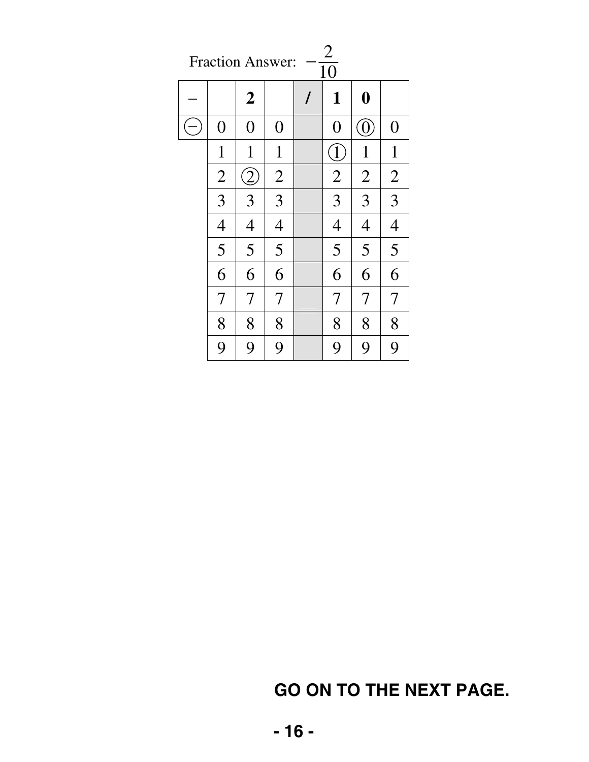Fraction Answer: $-\frac{2}{10}$

| – | | 2 | | / | 1 | 0 | |
|---|---|---|---|---|---|---|---|
| ⊖ | 0 | 0 | 0 | | 0 | ⓪ | 0 |
| | 1 | 1 | 1 | | ① | 1 | 1 |
| | 2 | ② | 2 | | 2 | 2 | 2 |
| | 3 | 3 | 3 | | 3 | 3 | 3 |
| | 4 | 4 | 4 | | 4 | 4 | 4 |
| | 5 | 5 | 5 | | 5 | 5 | 5 |
| | 6 | 6 | 6 | | 6 | 6 | 6 |
| | 7 | 7 | 7 | | 7 | 7 | 7 |
| | 8 | 8 | 8 | | 8 | 8 | 8 |
| | 9 | 9 | 9 | | 9 | 9 | 9 |

**GO ON TO THE NEXT PAGE.**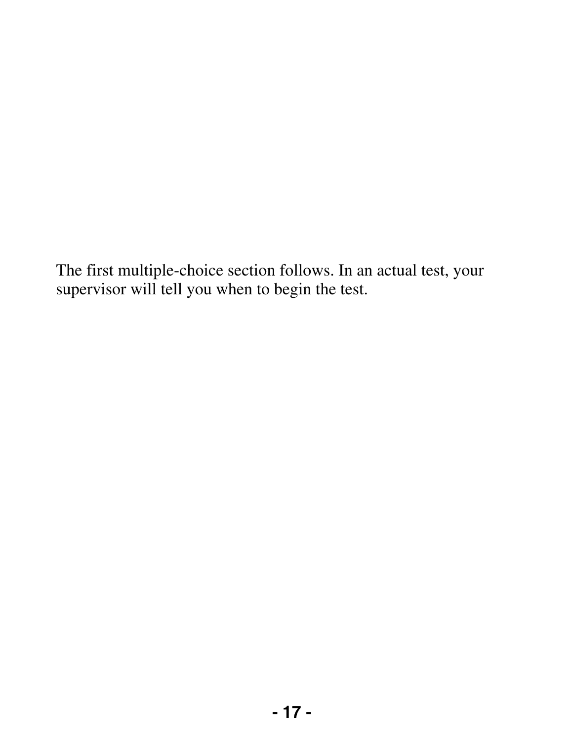The first multiple-choice section follows. In an actual test, your supervisor will tell you when to begin the test.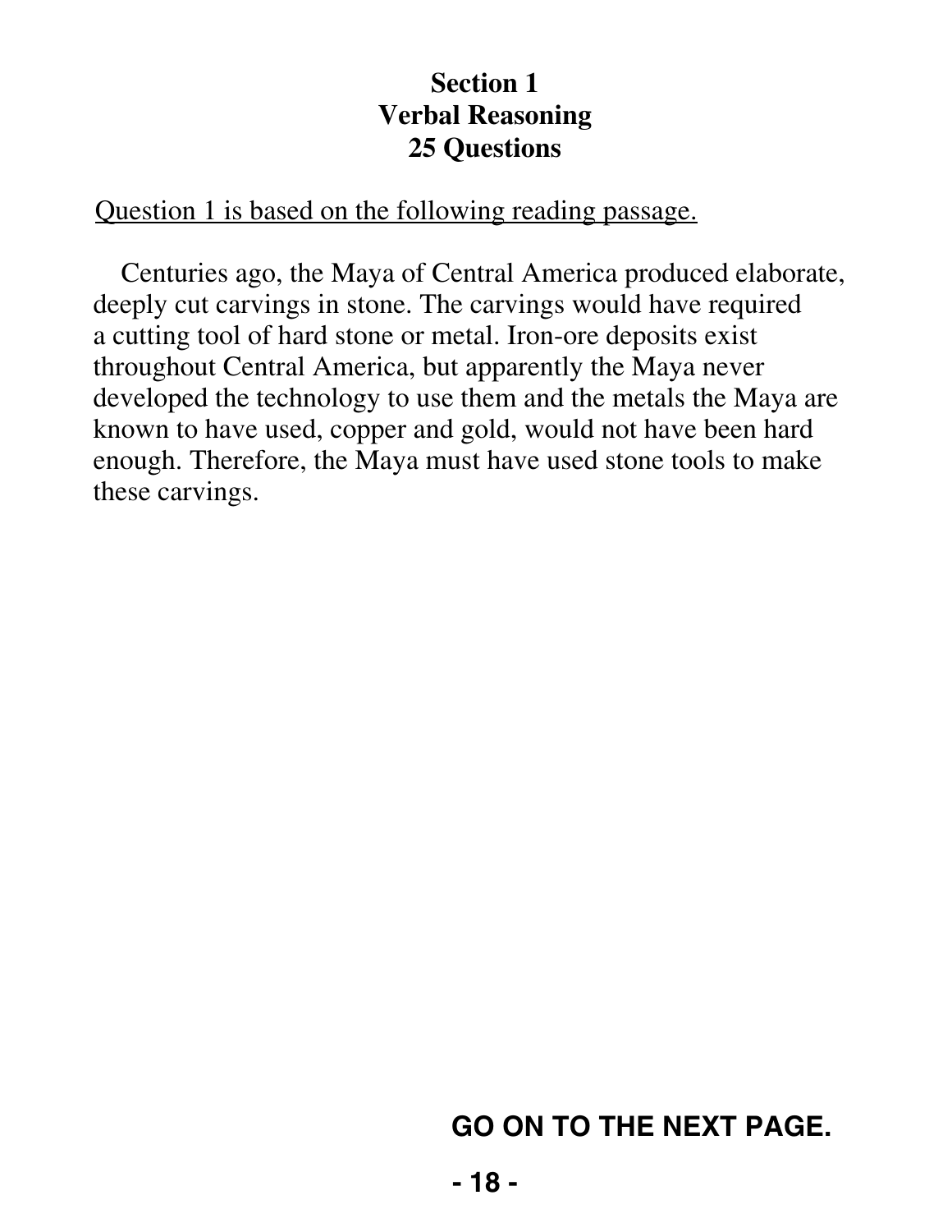## Section 1
## Verbal Reasoning
## 25 Questions

Question 1 is based on the following reading passage.

Centuries ago, the Maya of Central America produced elaborate, deeply cut carvings in stone. The carvings would have required a cutting tool of hard stone or metal. Iron-ore deposits exist throughout Central America, but apparently the Maya never developed the technology to use them and the metals the Maya are known to have used, copper and gold, would not have been hard enough. Therefore, the Maya must have used stone tools to make these carvings.

**GO ON TO THE NEXT PAGE.**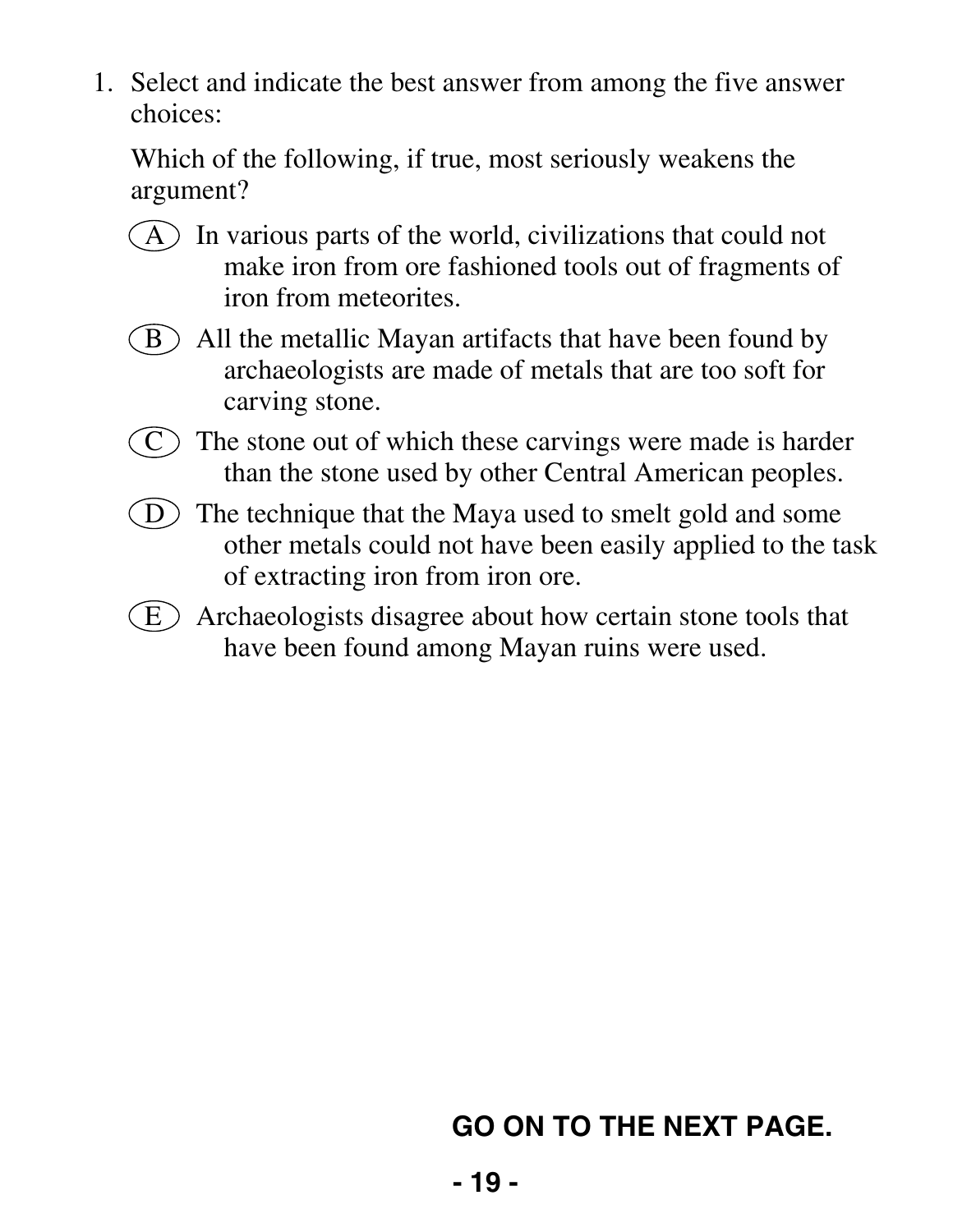1. Select and indicate the best answer from among the five answer choices:

   Which of the following, if true, most seriously weakens the argument?

   (A) In various parts of the world, civilizations that could not make iron from ore fashioned tools out of fragments of iron from meteorites.

   (B) All the metallic Mayan artifacts that have been found by archaeologists are made of metals that are too soft for carving stone.

   (C) The stone out of which these carvings were made is harder than the stone used by other Central American peoples.

   (D) The technique that the Maya used to smelt gold and some other metals could not have been easily applied to the task of extracting iron from iron ore.

   (E) Archaeologists disagree about how certain stone tools that have been found among Mayan ruins were used.

**GO ON TO THE NEXT PAGE.**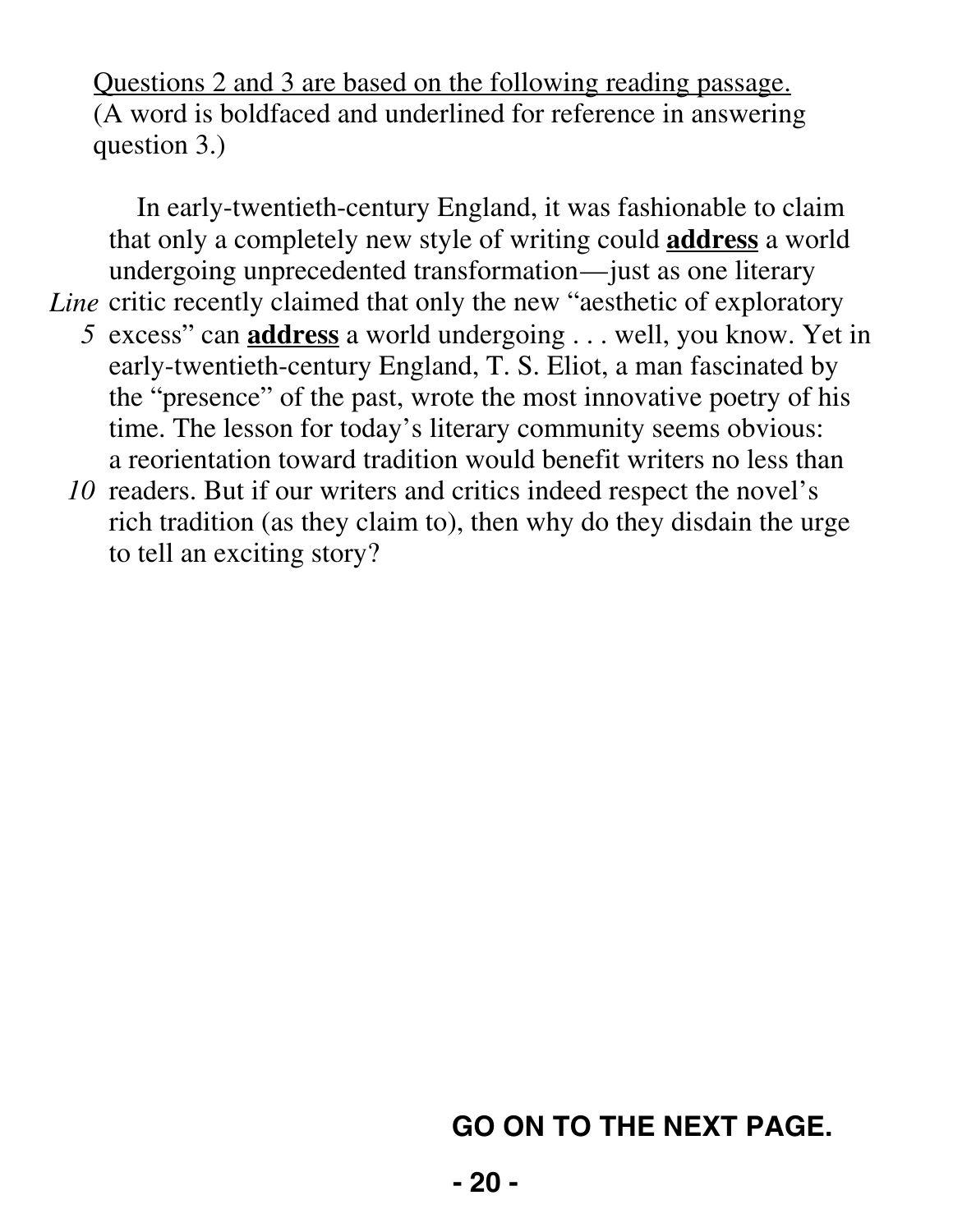Questions 2 and 3 are based on the following reading passage. (A word is boldfaced and underlined for reference in answering question 3.)

In early-twentieth-century England, it was fashionable to claim that only a completely new style of writing could **address** a world undergoing unprecedented transformation—just as one literary critic recently claimed that only the new "aesthetic of exploratory excess" can **address** a world undergoing . . . well, you know. Yet in early-twentieth-century England, T. S. Eliot, a man fascinated by the "presence" of the past, wrote the most innovative poetry of his time. The lesson for today's literary community seems obvious: a reorientation toward tradition would benefit writers no less than readers. But if our writers and critics indeed respect the novel's rich tradition (as they claim to), then why do they disdain the urge to tell an exciting story?

**GO ON TO THE NEXT PAGE.**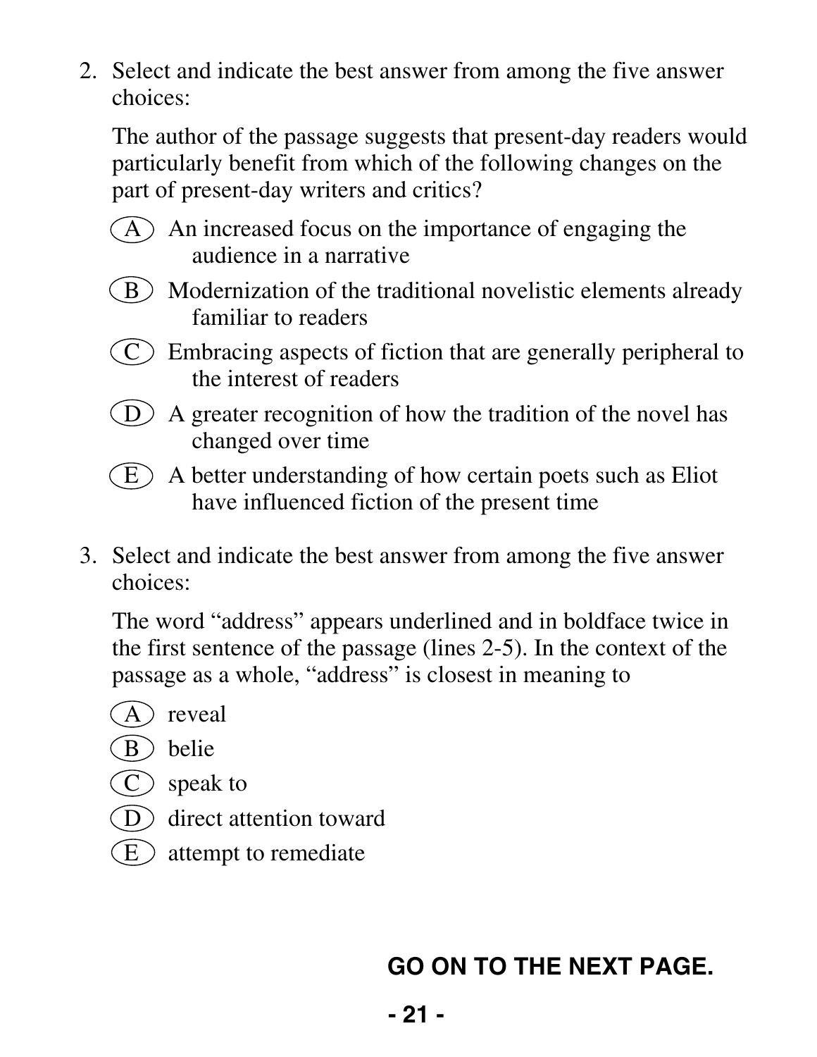2. Select and indicate the best answer from among the five answer choices:

   The author of the passage suggests that present-day readers would particularly benefit from which of the following changes on the part of present-day writers and critics?

   (A) An increased focus on the importance of engaging the audience in a narrative

   (B) Modernization of the traditional novelistic elements already familiar to readers

   (C) Embracing aspects of fiction that are generally peripheral to the interest of readers

   (D) A greater recognition of how the tradition of the novel has changed over time

   (E) A better understanding of how certain poets such as Eliot have influenced fiction of the present time

3. Select and indicate the best answer from among the five answer choices:

   The word "address" appears underlined and in boldface twice in the first sentence of the passage (lines 2-5). In the context of the passage as a whole, "address" is closest in meaning to

   (A) reveal

   (B) belie

   (C) speak to

   (D) direct attention toward

   (E) attempt to remediate

**GO ON TO THE NEXT PAGE.**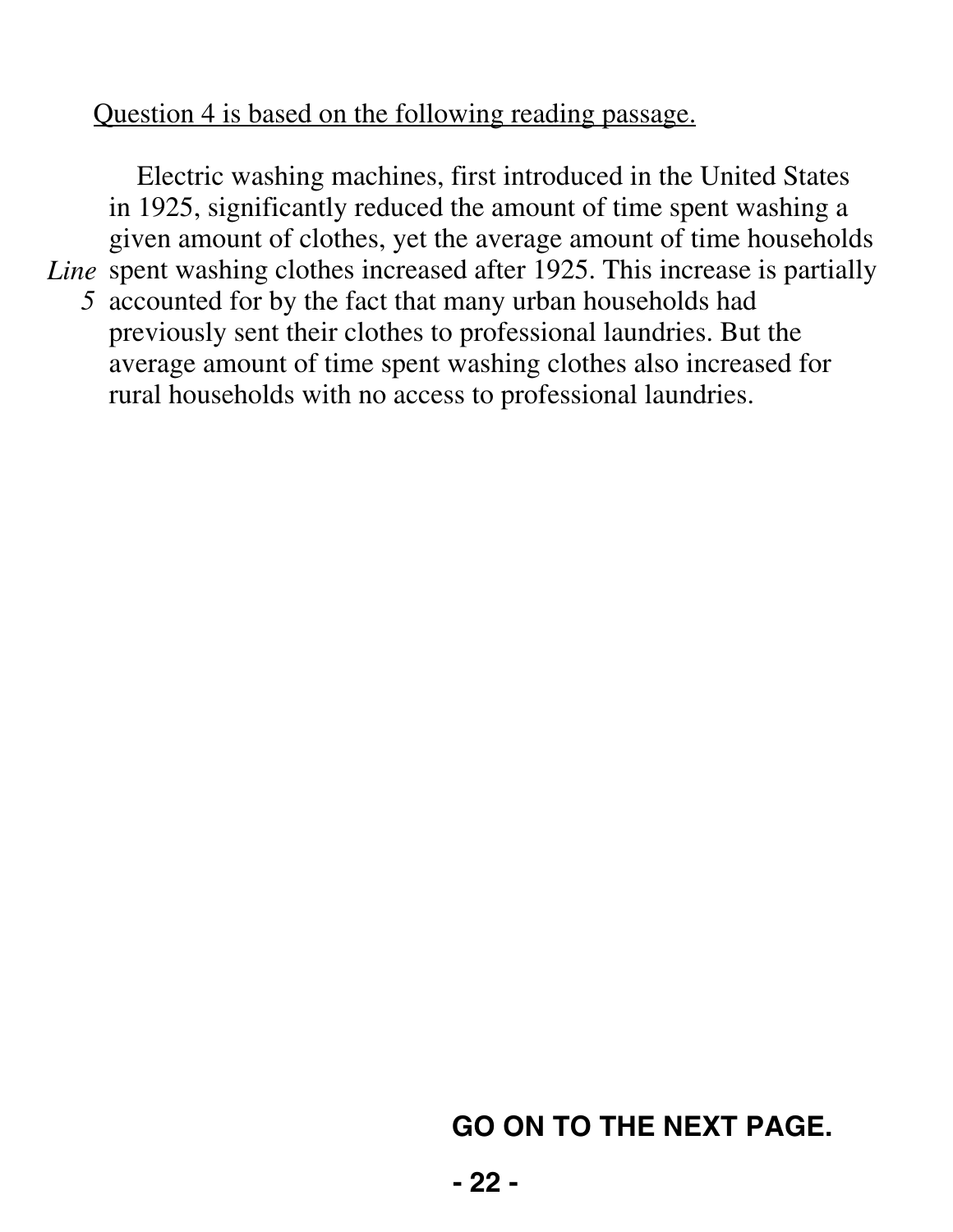Question 4 is based on the following reading passage.

Electric washing machines, first introduced in the United States in 1925, significantly reduced the amount of time spent washing a given amount of clothes, yet the average amount of time households spent washing clothes increased after 1925. This increase is partially accounted for by the fact that many urban households had previously sent their clothes to professional laundries. But the average amount of time spent washing clothes also increased for rural households with no access to professional laundries.

**GO ON TO THE NEXT PAGE.**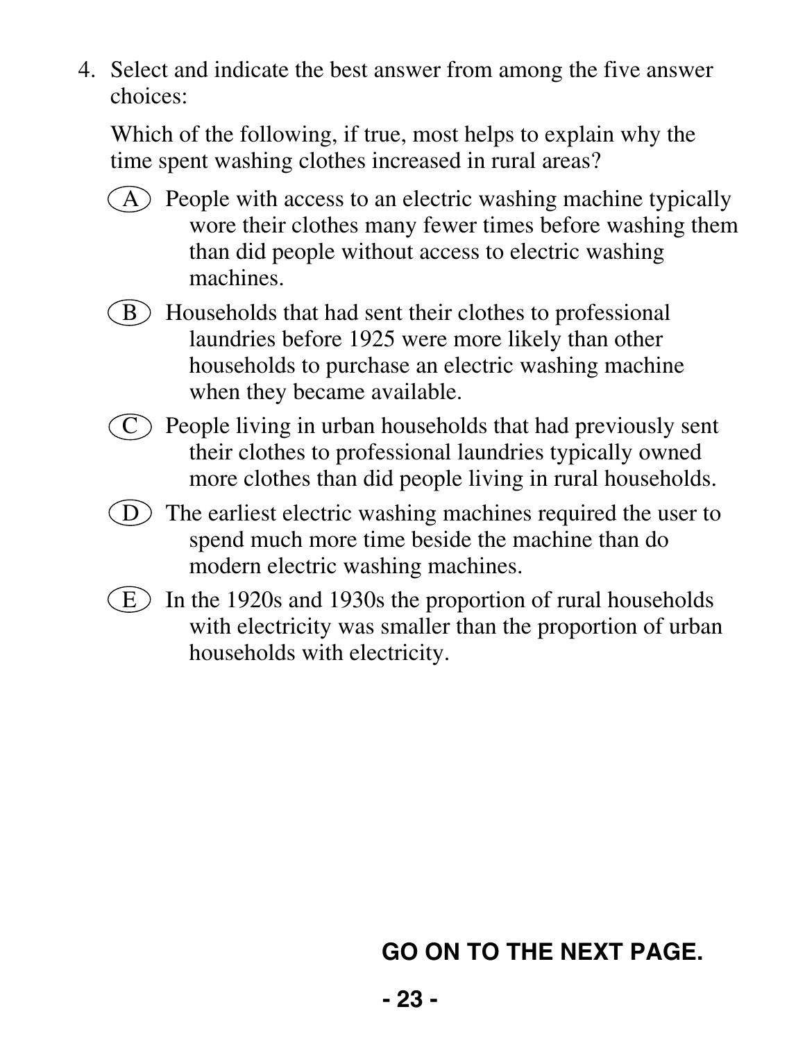4. Select and indicate the best answer from among the five answer choices:

   Which of the following, if true, most helps to explain why the time spent washing clothes increased in rural areas?

   (A) People with access to an electric washing machine typically wore their clothes many fewer times before washing them than did people without access to electric washing machines.

   (B) Households that had sent their clothes to professional laundries before 1925 were more likely than other households to purchase an electric washing machine when they became available.

   (C) People living in urban households that had previously sent their clothes to professional laundries typically owned more clothes than did people living in rural households.

   (D) The earliest electric washing machines required the user to spend much more time beside the machine than do modern electric washing machines.

   (E) In the 1920s and 1930s the proportion of rural households with electricity was smaller than the proportion of urban households with electricity.

**GO ON TO THE NEXT PAGE.**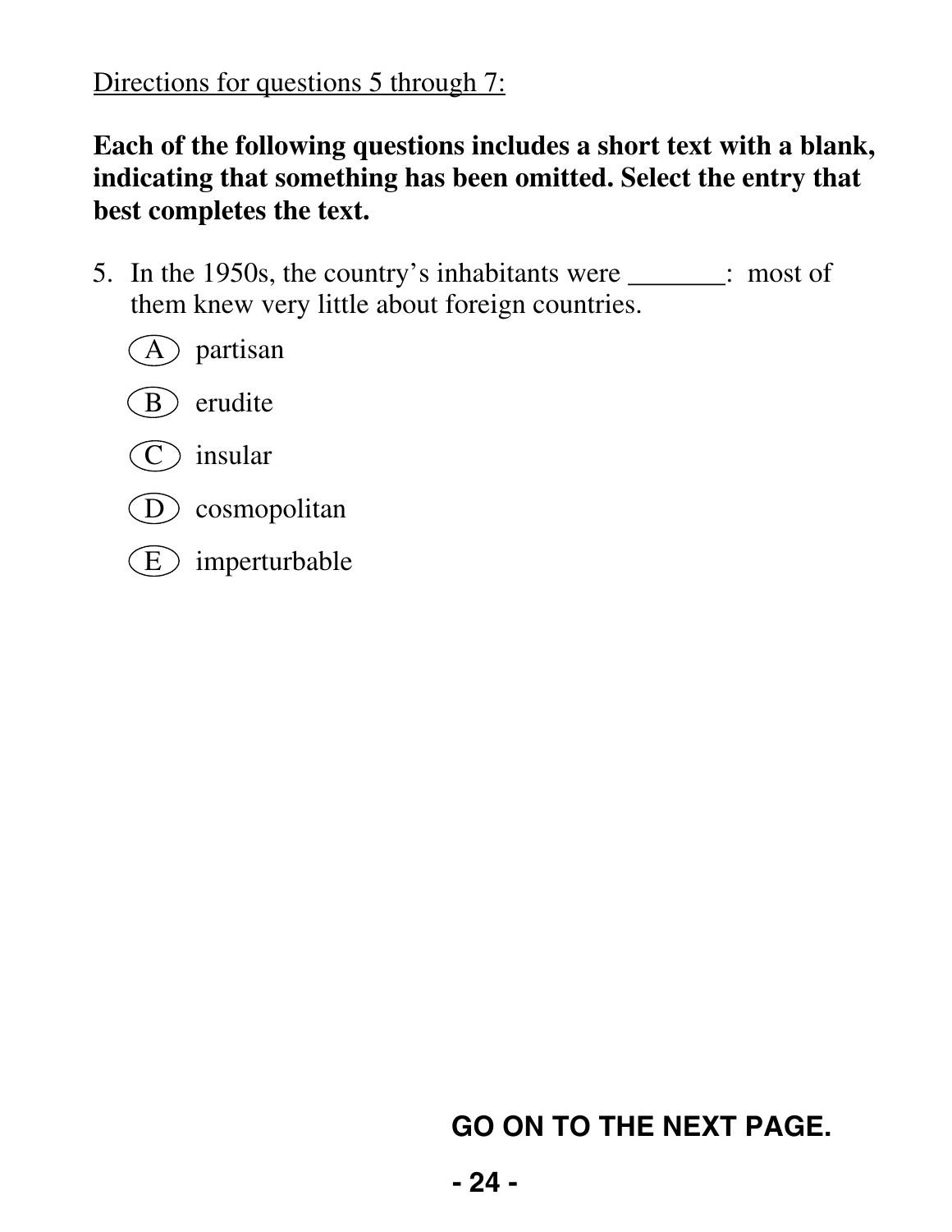Directions for questions 5 through 7:

**Each of the following questions includes a short text with a blank, indicating that something has been omitted. Select the entry that best completes the text.**

5. In the 1950s, the country's inhabitants were _______: most of them knew very little about foreign countries.

   (A) partisan

   (B) erudite

   (C) insular

   (D) cosmopolitan

   (E) imperturbable

**GO ON TO THE NEXT PAGE.**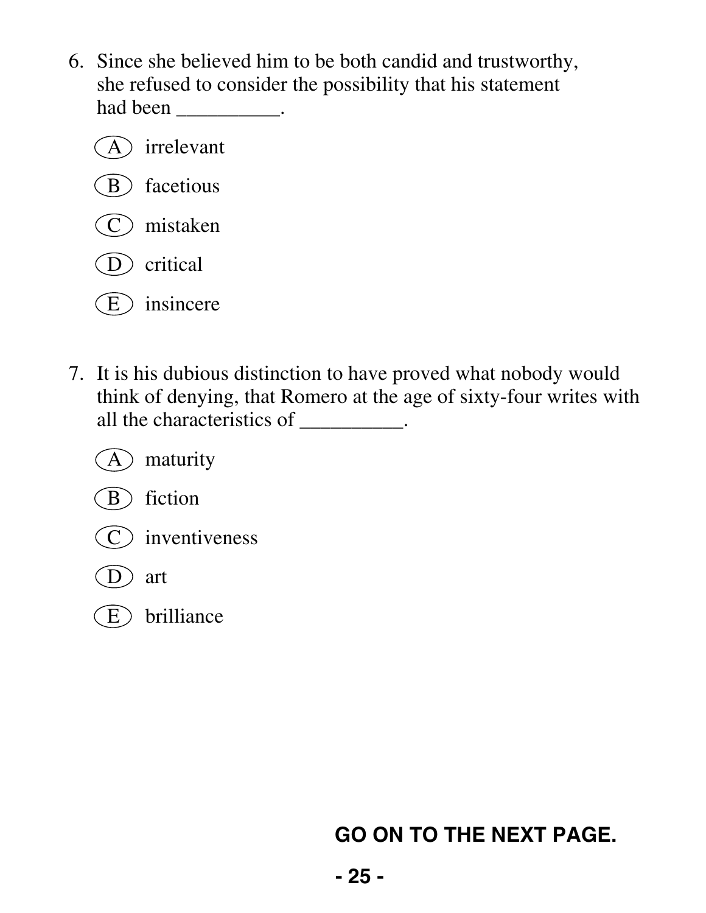6. Since she believed him to be both candid and trustworthy, she refused to consider the possibility that his statement had been __________.

   (A) irrelevant

   (B) facetious

   (C) mistaken

   (D) critical

   (E) insincere

7. It is his dubious distinction to have proved what nobody would think of denying, that Romero at the age of sixty-four writes with all the characteristics of __________.

   (A) maturity

   (B) fiction

   (C) inventiveness

   (D) art

   (E) brilliance

**GO ON TO THE NEXT PAGE.**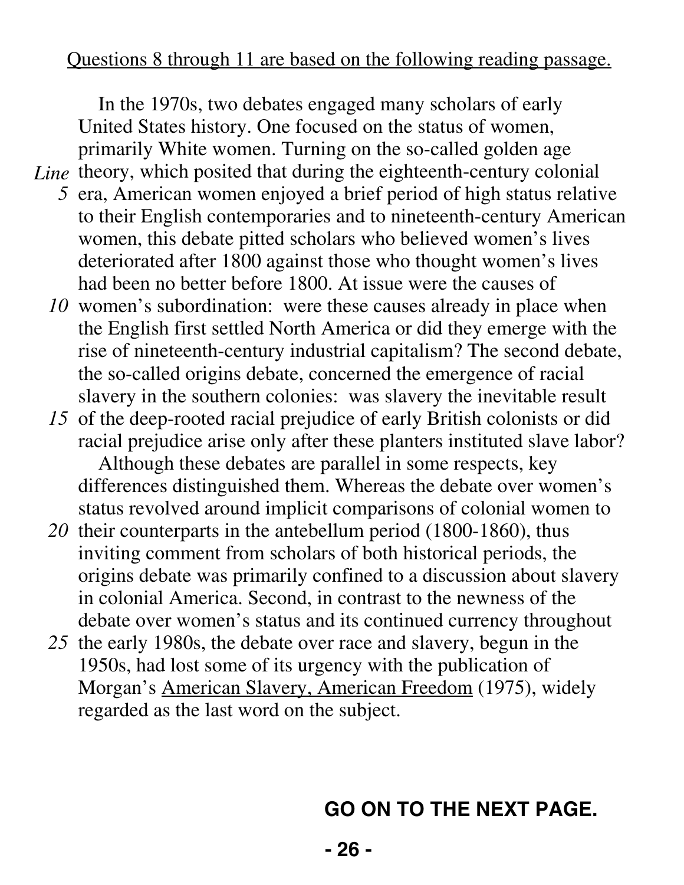Questions 8 through 11 are based on the following reading passage.

In the 1970s, two debates engaged many scholars of early United States history. One focused on the status of women, primarily White women. Turning on the so-called golden age theory, which posited that during the eighteenth-century colonial era, American women enjoyed a brief period of high status relative to their English contemporaries and to nineteenth-century American women, this debate pitted scholars who believed women's lives deteriorated after 1800 against those who thought women's lives had been no better before 1800. At issue were the causes of women's subordination: were these causes already in place when the English first settled North America or did they emerge with the rise of nineteenth-century industrial capitalism? The second debate, the so-called origins debate, concerned the emergence of racial slavery in the southern colonies: was slavery the inevitable result of the deep-rooted racial prejudice of early British colonists or did racial prejudice arise only after these planters instituted slave labor?

Although these debates are parallel in some respects, key differences distinguished them. Whereas the debate over women's status revolved around implicit comparisons of colonial women to their counterparts in the antebellum period (1800-1860), thus inviting comment from scholars of both historical periods, the origins debate was primarily confined to a discussion about slavery in colonial America. Second, in contrast to the newness of the debate over women's status and its continued currency throughout the early 1980s, the debate over race and slavery, begun in the 1950s, had lost some of its urgency with the publication of Morgan's American Slavery, American Freedom (1975), widely regarded as the last word on the subject.

**GO ON TO THE NEXT PAGE.**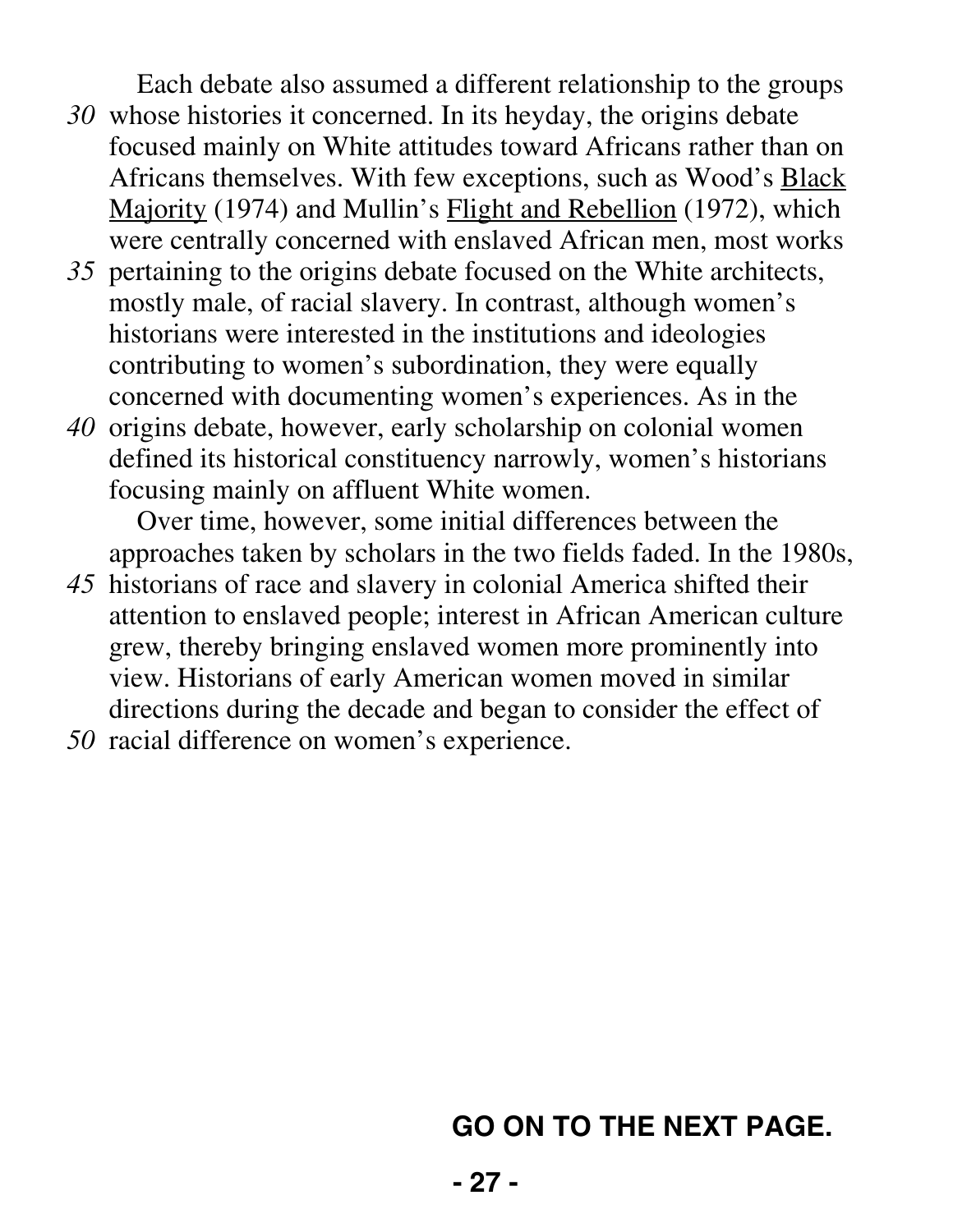Each debate also assumed a different relationship to the groups whose histories it concerned. In its heyday, the origins debate focused mainly on White attitudes toward Africans rather than on Africans themselves. With few exceptions, such as Wood's Black Majority (1974) and Mullin's Flight and Rebellion (1972), which were centrally concerned with enslaved African men, most works pertaining to the origins debate focused on the White architects, mostly male, of racial slavery. In contrast, although women's historians were interested in the institutions and ideologies contributing to women's subordination, they were equally concerned with documenting women's experiences. As in the origins debate, however, early scholarship on colonial women defined its historical constituency narrowly, women's historians focusing mainly on affluent White women.

Over time, however, some initial differences between the approaches taken by scholars in the two fields faded. In the 1980s, historians of race and slavery in colonial America shifted their attention to enslaved people; interest in African American culture grew, thereby bringing enslaved women more prominently into view. Historians of early American women moved in similar directions during the decade and began to consider the effect of racial difference on women's experience.

**GO ON TO THE NEXT PAGE.**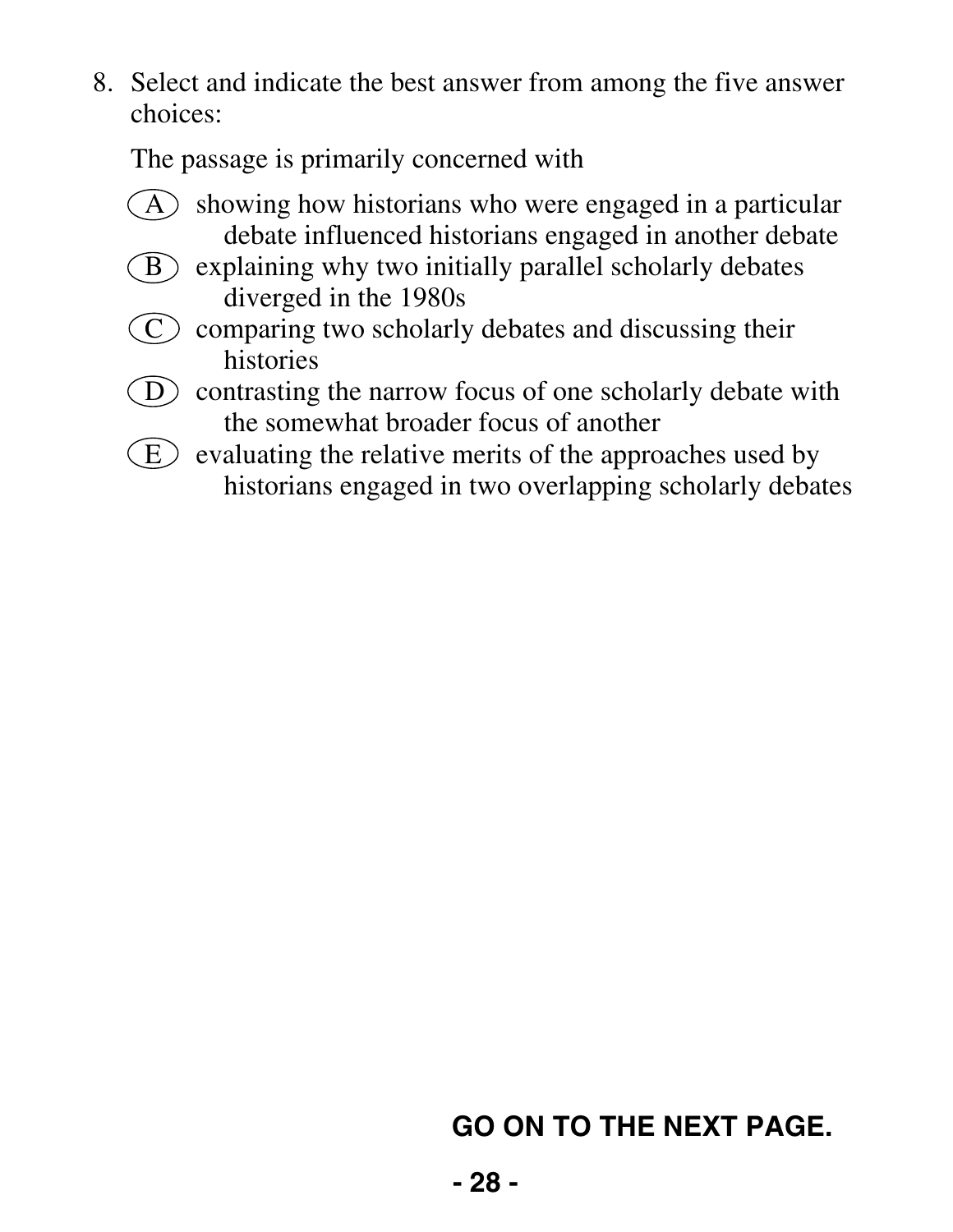8. Select and indicate the best answer from among the five answer choices:

   The passage is primarily concerned with

   (A) showing how historians who were engaged in a particular debate influenced historians engaged in another debate
   (B) explaining why two initially parallel scholarly debates diverged in the 1980s
   (C) comparing two scholarly debates and discussing their histories
   (D) contrasting the narrow focus of one scholarly debate with the somewhat broader focus of another
   (E) evaluating the relative merits of the approaches used by historians engaged in two overlapping scholarly debates

**GO ON TO THE NEXT PAGE.**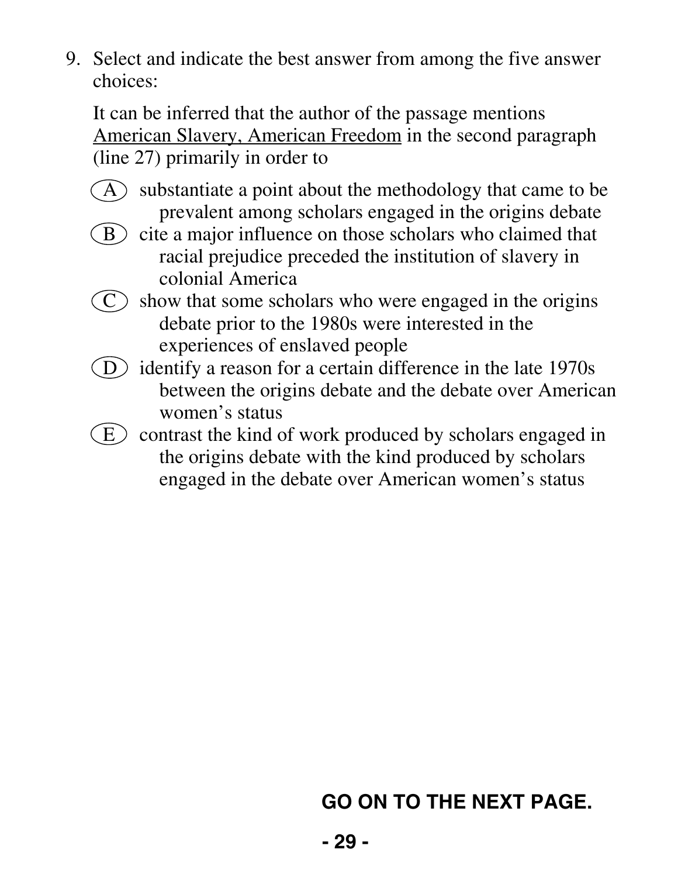9. Select and indicate the best answer from among the five answer choices:

   It can be inferred that the author of the passage mentions American Slavery, American Freedom in the second paragraph (line 27) primarily in order to

   (A) substantiate a point about the methodology that came to be prevalent among scholars engaged in the origins debate

   (B) cite a major influence on those scholars who claimed that racial prejudice preceded the institution of slavery in colonial America

   (C) show that some scholars who were engaged in the origins debate prior to the 1980s were interested in the experiences of enslaved people

   (D) identify a reason for a certain difference in the late 1970s between the origins debate and the debate over American women's status

   (E) contrast the kind of work produced by scholars engaged in the origins debate with the kind produced by scholars engaged in the debate over American women's status

**GO ON TO THE NEXT PAGE.**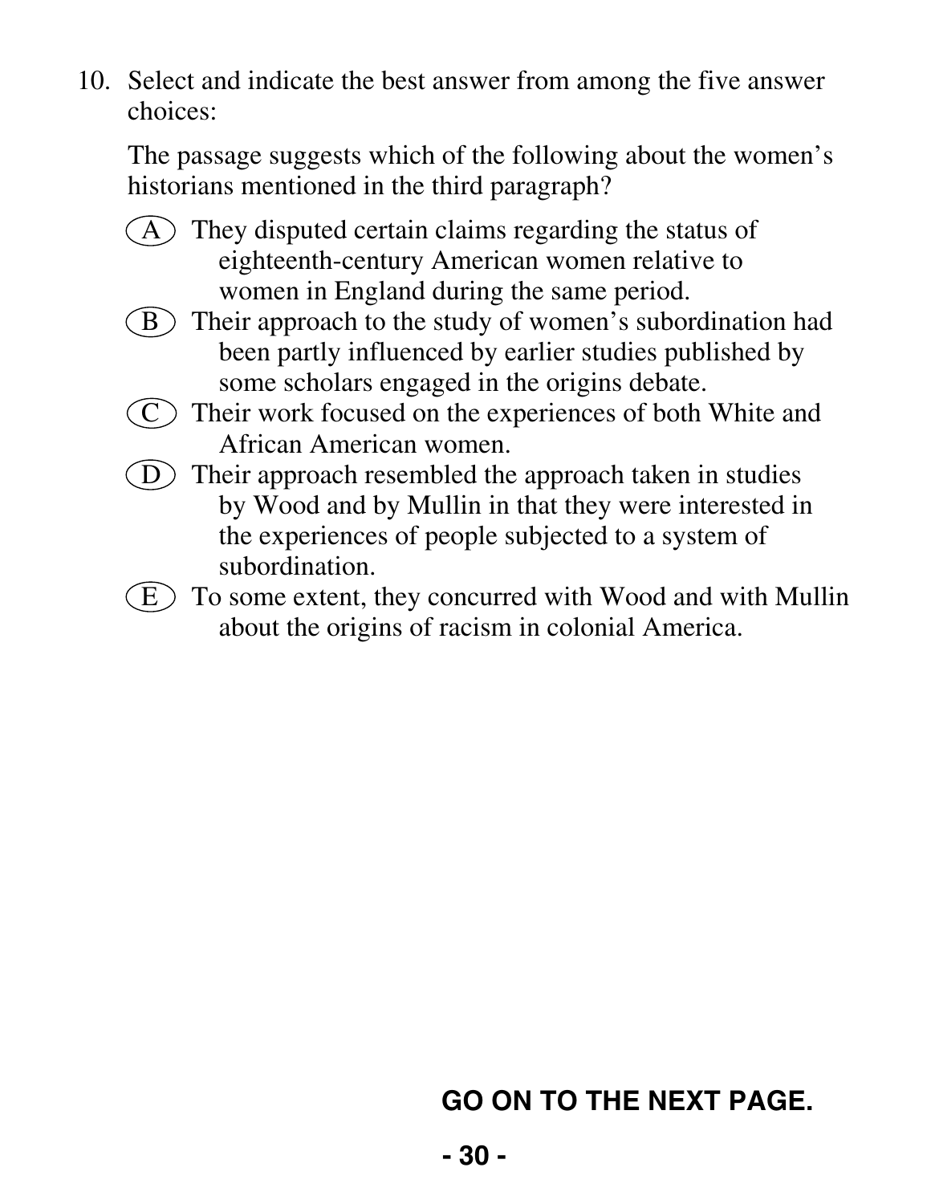10. Select and indicate the best answer from among the five answer choices:

    The passage suggests which of the following about the women's historians mentioned in the third paragraph?

    (A) They disputed certain claims regarding the status of eighteenth-century American women relative to women in England during the same period.

    (B) Their approach to the study of women's subordination had been partly influenced by earlier studies published by some scholars engaged in the origins debate.

    (C) Their work focused on the experiences of both White and African American women.

    (D) Their approach resembled the approach taken in studies by Wood and by Mullin in that they were interested in the experiences of people subjected to a system of subordination.

    (E) To some extent, they concurred with Wood and with Mullin about the origins of racism in colonial America.

**GO ON TO THE NEXT PAGE.**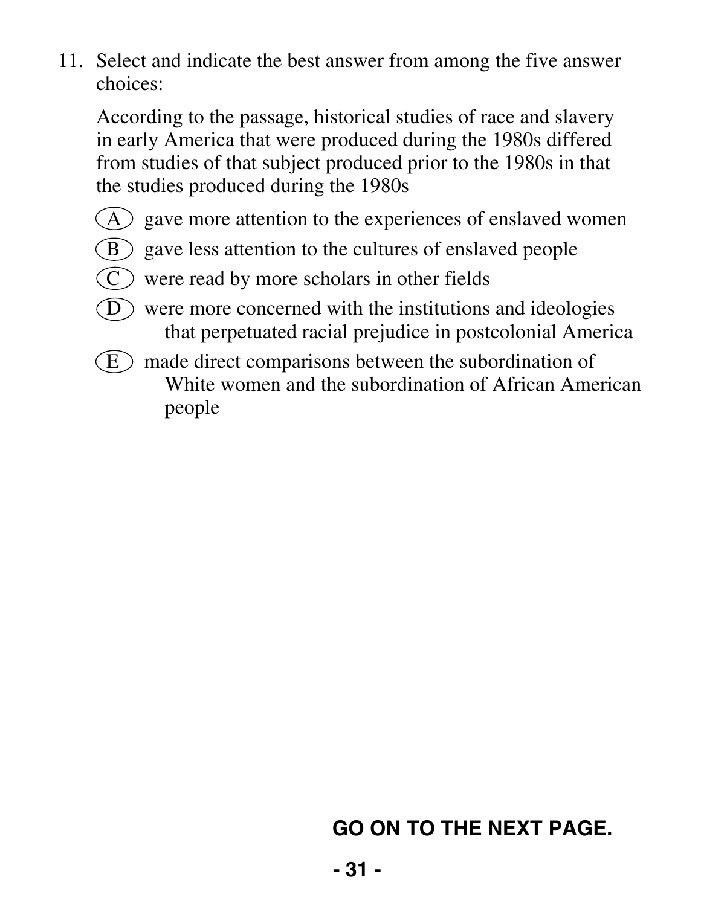11. Select and indicate the best answer from among the five answer choices:

    According to the passage, historical studies of race and slavery in early America that were produced during the 1980s differed from studies of that subject produced prior to the 1980s in that the studies produced during the 1980s

    (A) gave more attention to the experiences of enslaved women

    (B) gave less attention to the cultures of enslaved people

    (C) were read by more scholars in other fields

    (D) were more concerned with the institutions and ideologies that perpetuated racial prejudice in postcolonial America

    (E) made direct comparisons between the subordination of White women and the subordination of African American people

**GO ON TO THE NEXT PAGE.**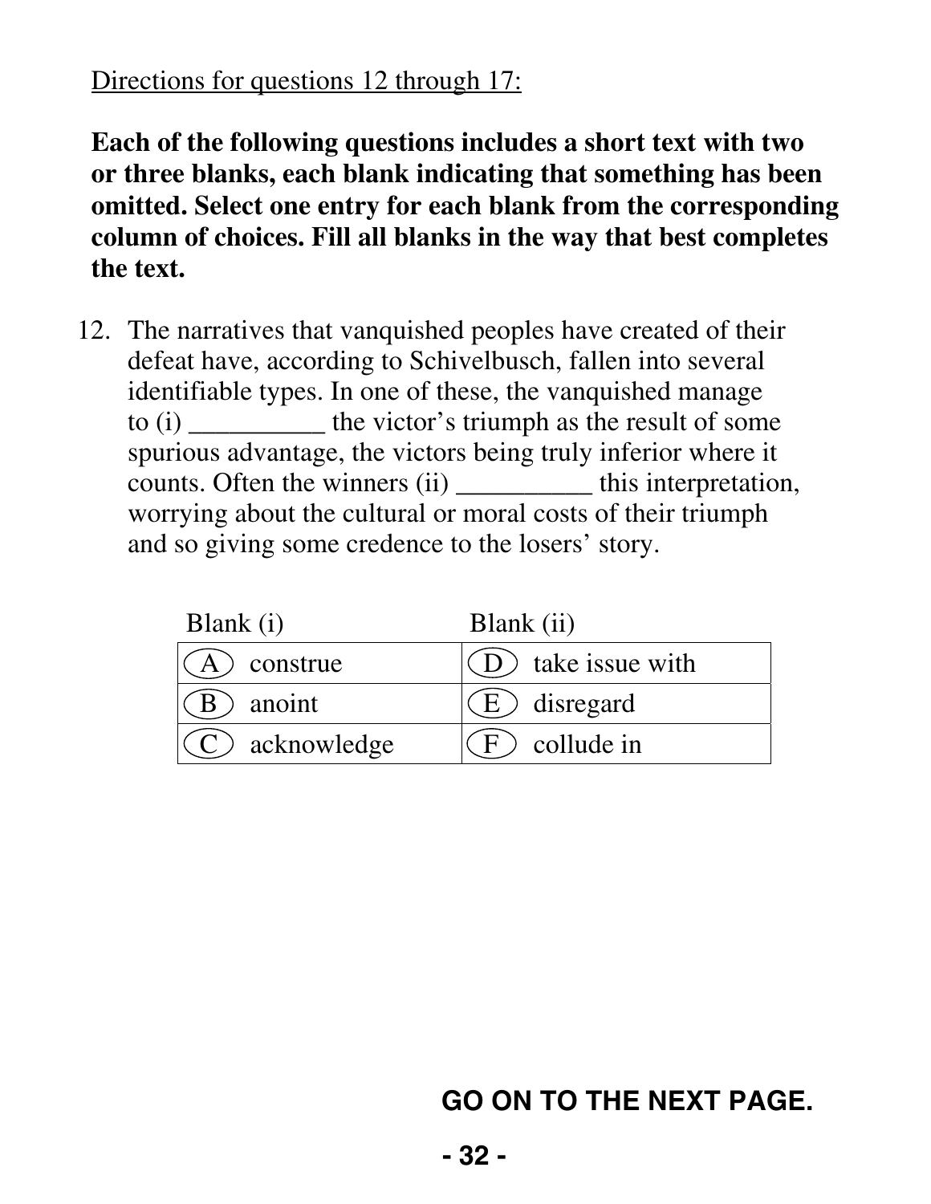<u>Directions for questions 12 through 17:</u>

**Each of the following questions includes a short text with two or three blanks, each blank indicating that something has been omitted. Select one entry for each blank from the corresponding column of choices. Fill all blanks in the way that best completes the text.**

12. The narratives that vanquished peoples have created of their defeat have, according to Schivelbusch, fallen into several identifiable types. In one of these, the vanquished manage to (i) __________ the victor's triumph as the result of some spurious advantage, the victors being truly inferior where it counts. Often the winners (ii) __________ this interpretation, worrying about the cultural or moral costs of their triumph and so giving some credence to the losers' story.

| Blank (i) | Blank (ii) |
|---|---|
| (A) construe | (D) take issue with |
| (B) anoint | (E) disregard |
| (C) acknowledge | (F) collude in |

**GO ON TO THE NEXT PAGE.**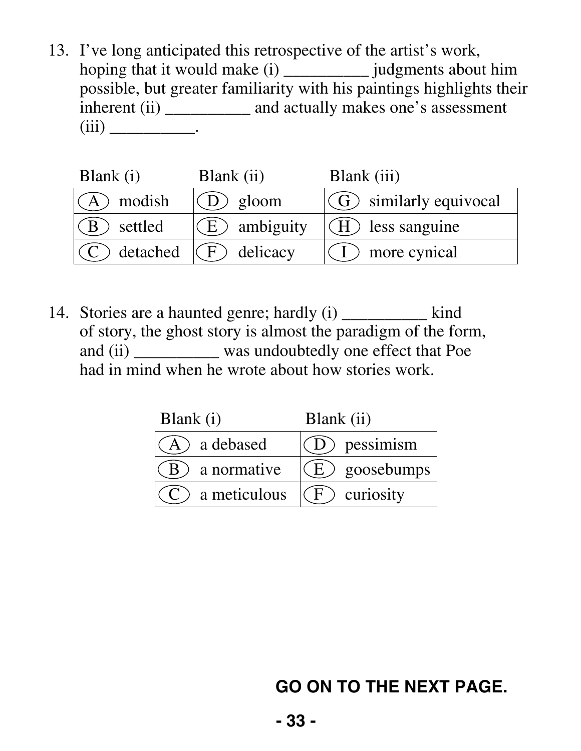13. I’ve long anticipated this retrospective of the artist’s work, hoping that it would make (i) __________ judgments about him possible, but greater familiarity with his paintings highlights their inherent (ii) __________ and actually makes one’s assessment (iii) __________.

| Blank (i) | Blank (ii) | Blank (iii) |
|---|---|---|
| (A) modish | (D) gloom | (G) similarly equivocal |
| (B) settled | (E) ambiguity | (H) less sanguine |
| (C) detached | (F) delicacy | (I) more cynical |

14. Stories are a haunted genre; hardly (i) __________ kind of story, the ghost story is almost the paradigm of the form, and (ii) __________ was undoubtedly one effect that Poe had in mind when he wrote about how stories work.

| Blank (i) | Blank (ii) |
|---|---|
| (A) a debased | (D) pessimism |
| (B) a normative | (E) goosebumps |
| (C) a meticulous | (F) curiosity |

**GO ON TO THE NEXT PAGE.**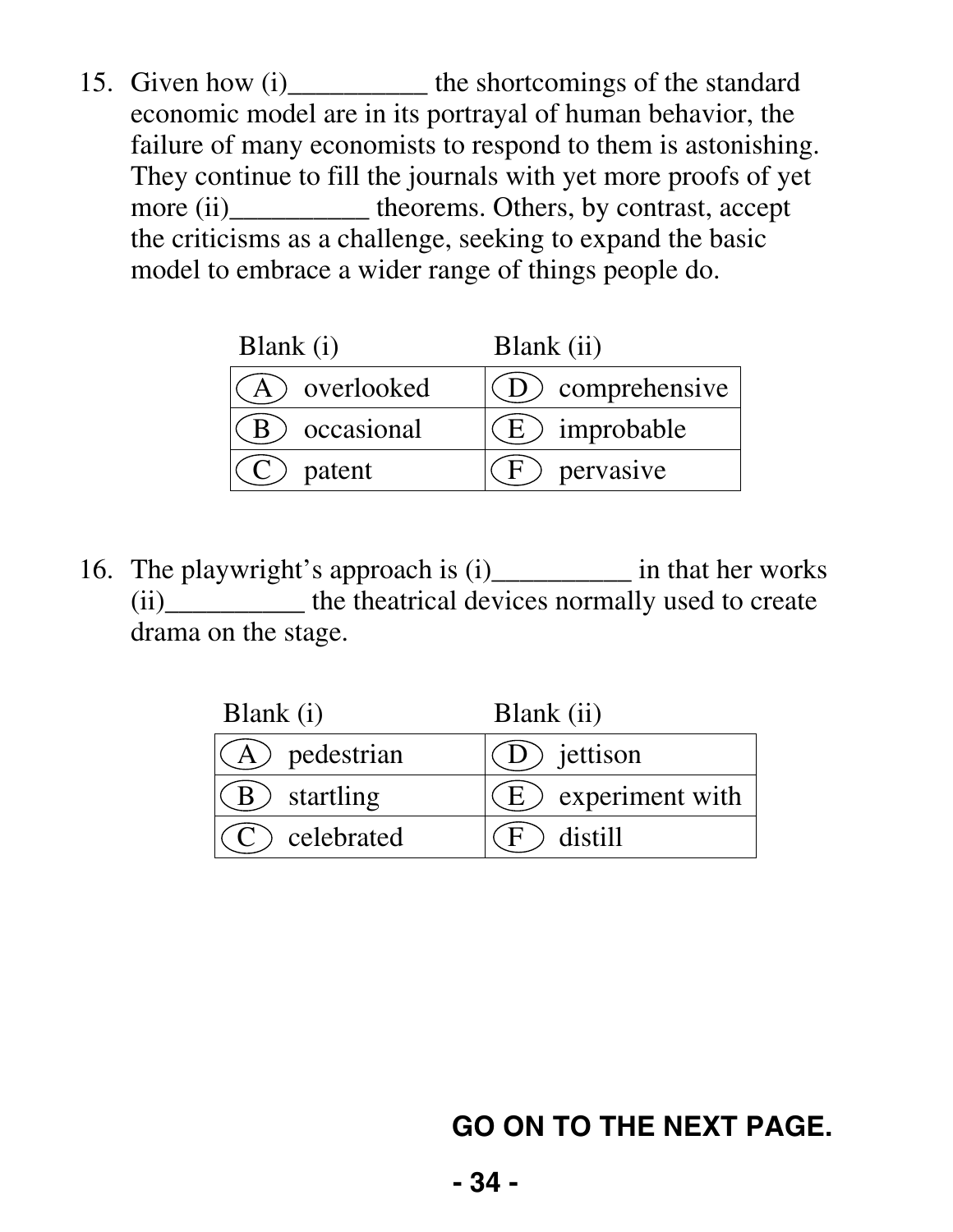15. Given how (i)__________ the shortcomings of the standard economic model are in its portrayal of human behavior, the failure of many economists to respond to them is astonishing. They continue to fill the journals with yet more proofs of yet more (ii)__________ theorems. Others, by contrast, accept the criticisms as a challenge, seeking to expand the basic model to embrace a wider range of things people do.

| Blank (i) | Blank (ii) |
| --- | --- |
| (A) overlooked | (D) comprehensive |
| (B) occasional | (E) improbable |
| (C) patent | (F) pervasive |

16. The playwright's approach is (i)__________ in that her works (ii)__________ the theatrical devices normally used to create drama on the stage.

| Blank (i) | Blank (ii) |
| --- | --- |
| (A) pedestrian | (D) jettison |
| (B) startling | (E) experiment with |
| (C) celebrated | (F) distill |

**GO ON TO THE NEXT PAGE.**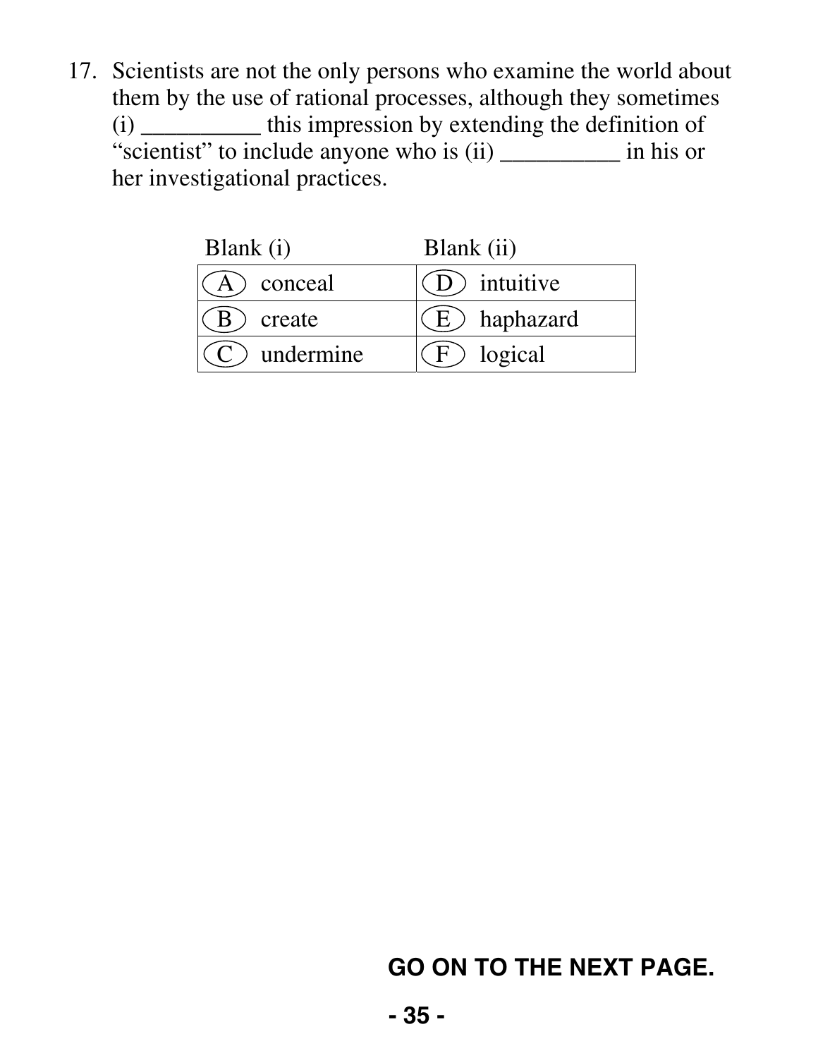17. Scientists are not the only persons who examine the world about them by the use of rational processes, although they sometimes (i) __________ this impression by extending the definition of "scientist" to include anyone who is (ii) __________ in his or her investigational practices.

| Blank (i) | Blank (ii) |
|---|---|
| (A) conceal | (D) intuitive |
| (B) create | (E) haphazard |
| (C) undermine | (F) logical |

**GO ON TO THE NEXT PAGE.**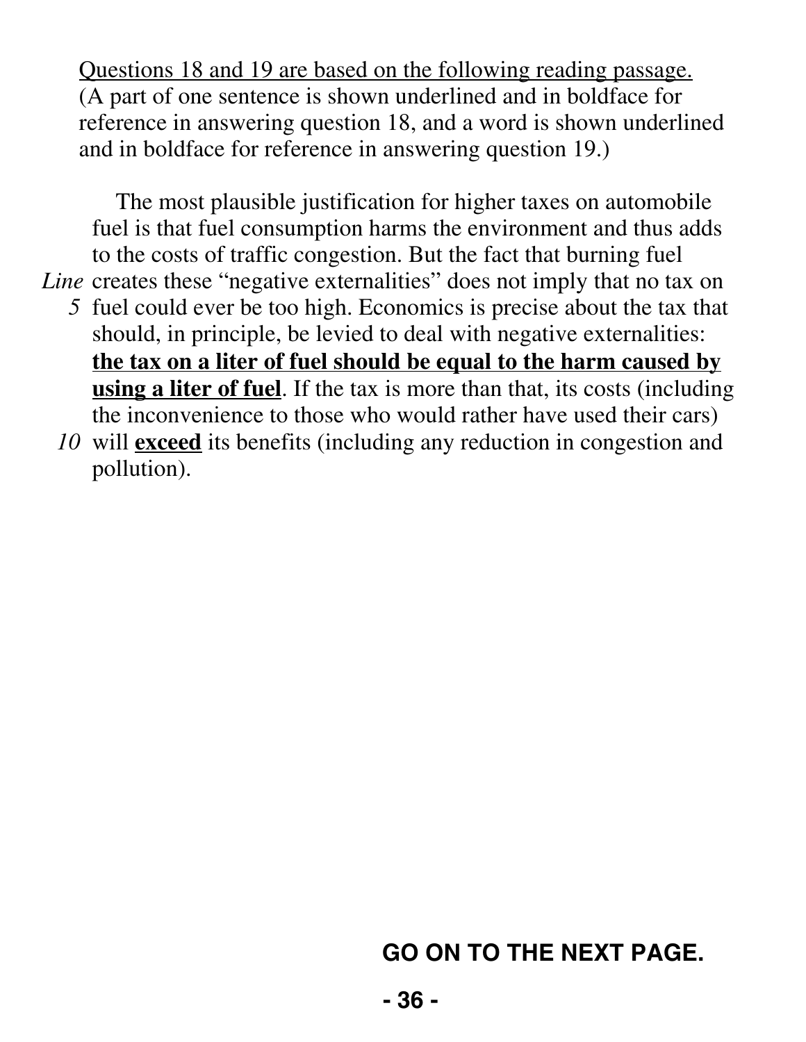Questions 18 and 19 are based on the following reading passage. (A part of one sentence is shown underlined and in boldface for reference in answering question 18, and a word is shown underlined and in boldface for reference in answering question 19.)

The most plausible justification for higher taxes on automobile fuel is that fuel consumption harms the environment and thus adds to the costs of traffic congestion. But the fact that burning fuel creates these “negative externalities” does not imply that no tax on fuel could ever be too high. Economics is precise about the tax that should, in principle, be levied to deal with negative externalities: <u>**the tax on a liter of fuel should be equal to the harm caused by using a liter of fuel**</u>. If the tax is more than that, its costs (including the inconvenience to those who would rather have used their cars) will <u>**exceed**</u> its benefits (including any reduction in congestion and pollution).

**GO ON TO THE NEXT PAGE.**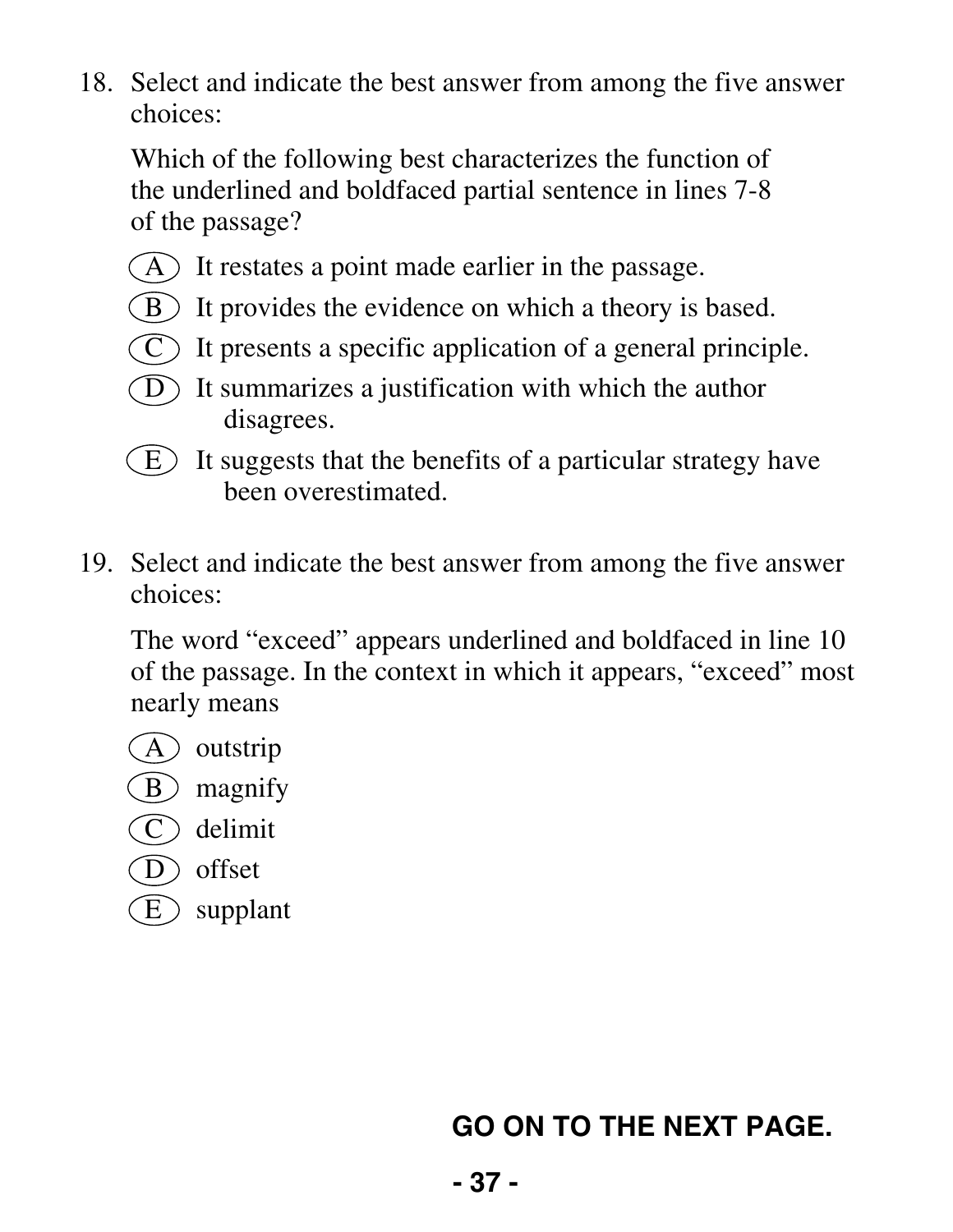18. Select and indicate the best answer from among the five answer choices:

    Which of the following best characterizes the function of the underlined and boldfaced partial sentence in lines 7-8 of the passage?

    (A) It restates a point made earlier in the passage.
    (B) It provides the evidence on which a theory is based.
    (C) It presents a specific application of a general principle.
    (D) It summarizes a justification with which the author disagrees.
    (E) It suggests that the benefits of a particular strategy have been overestimated.

19. Select and indicate the best answer from among the five answer choices:

    The word "exceed" appears underlined and boldfaced in line 10 of the passage. In the context in which it appears, "exceed" most nearly means

    (A) outstrip
    (B) magnify
    (C) delimit
    (D) offset
    (E) supplant

**GO ON TO THE NEXT PAGE.**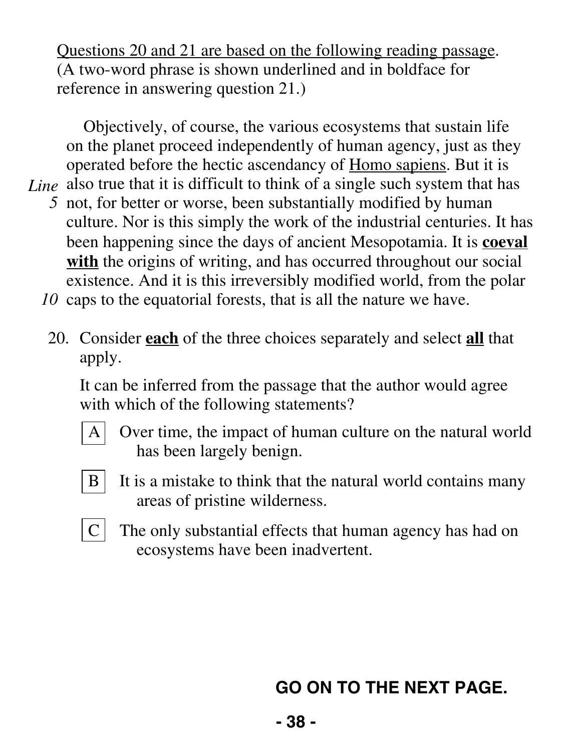Questions 20 and 21 are based on the following reading passage. (A two-word phrase is shown underlined and in boldface for reference in answering question 21.)

Objectively, of course, the various ecosystems that sustain life on the planet proceed independently of human agency, just as they operated before the hectic ascendancy of Homo sapiens. But it is also true that it is difficult to think of a single such system that has not, for better or worse, been substantially modified by human culture. Nor is this simply the work of the industrial centuries. It has been happening since the days of ancient Mesopotamia. It is **coeval with** the origins of writing, and has occurred throughout our social existence. And it is this irreversibly modified world, from the polar caps to the equatorial forests, that is all the nature we have.

20. Consider **each** of the three choices separately and select **all** that apply.

    It can be inferred from the passage that the author would agree with which of the following statements?

    - A. Over time, the impact of human culture on the natural world has been largely benign.
    - B. It is a mistake to think that the natural world contains many areas of pristine wilderness.
    - C. The only substantial effects that human agency has had on ecosystems have been inadvertent.

**GO ON TO THE NEXT PAGE.**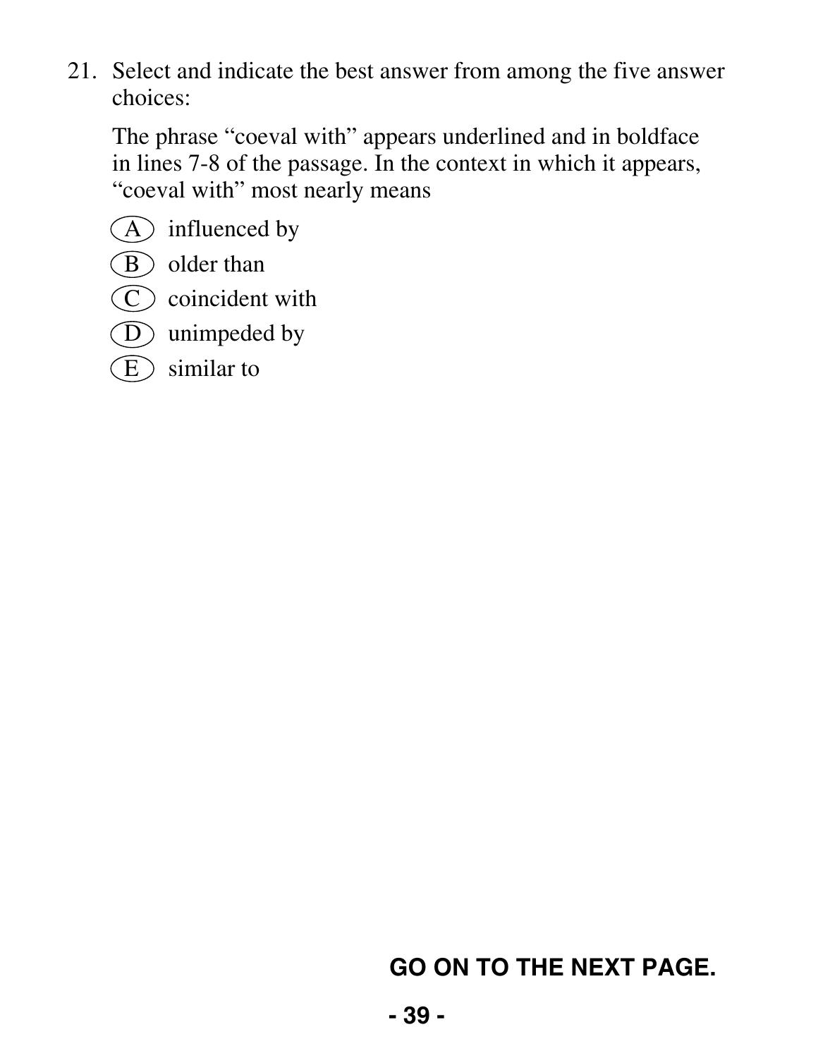21. Select and indicate the best answer from among the five answer choices:

    The phrase "coeval with" appears underlined and in boldface in lines 7-8 of the passage. In the context in which it appears, "coeval with" most nearly means

    (A) influenced by
    (B) older than
    (C) coincident with
    (D) unimpeded by
    (E) similar to

**GO ON TO THE NEXT PAGE.**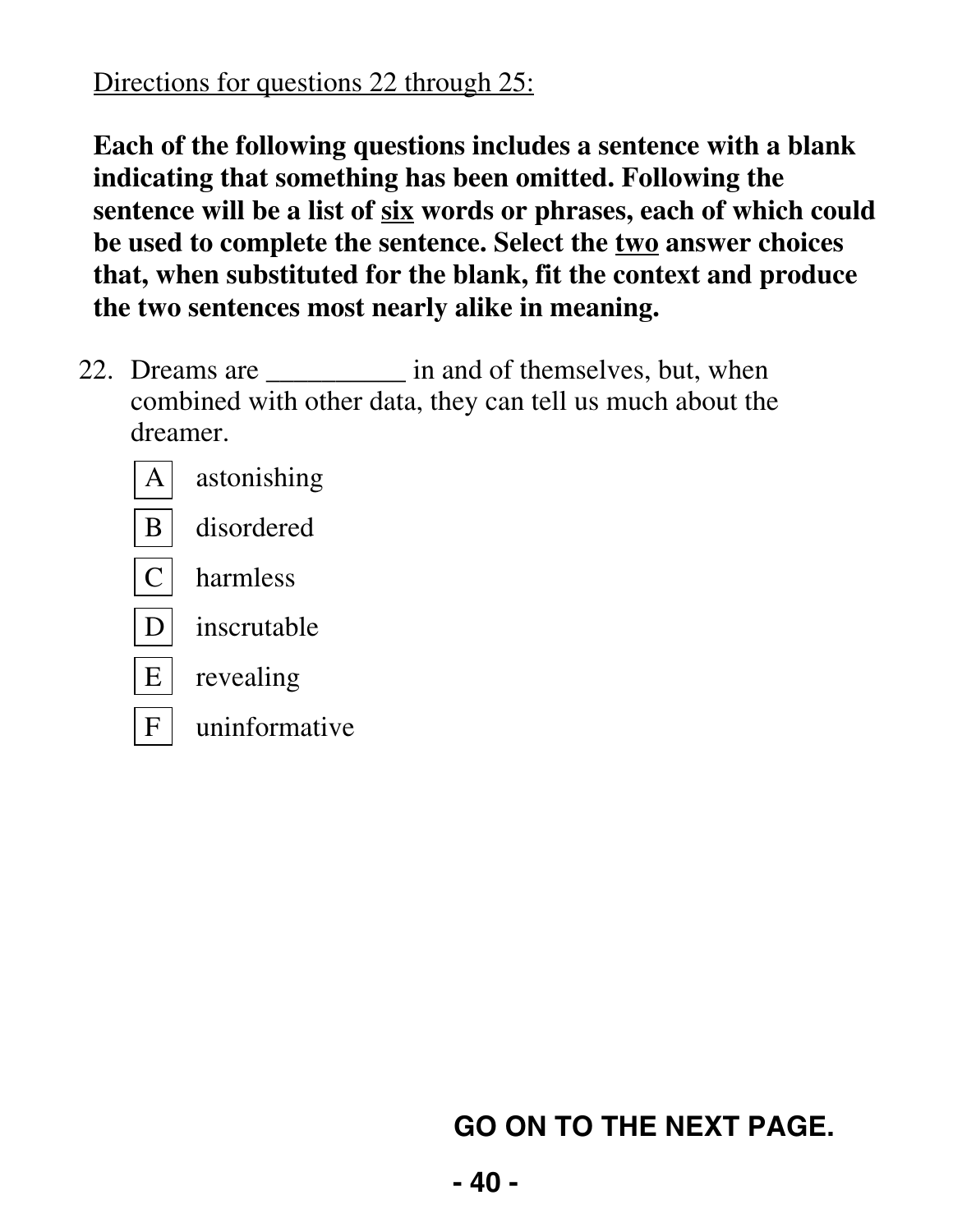<u>Directions for questions 22 through 25:</u>

**Each of the following questions includes a sentence with a blank indicating that something has been omitted. Following the sentence will be a list of <u>six</u> words or phrases, each of which could be used to complete the sentence. Select the <u>two</u> answer choices that, when substituted for the blank, fit the context and produce the two sentences most nearly alike in meaning.**

22. Dreams are __________ in and of themselves, but, when combined with other data, they can tell us much about the dreamer.

    - A astonishing
    - B disordered
    - C harmless
    - D inscrutable
    - E revealing
    - F uninformative

**GO ON TO THE NEXT PAGE.**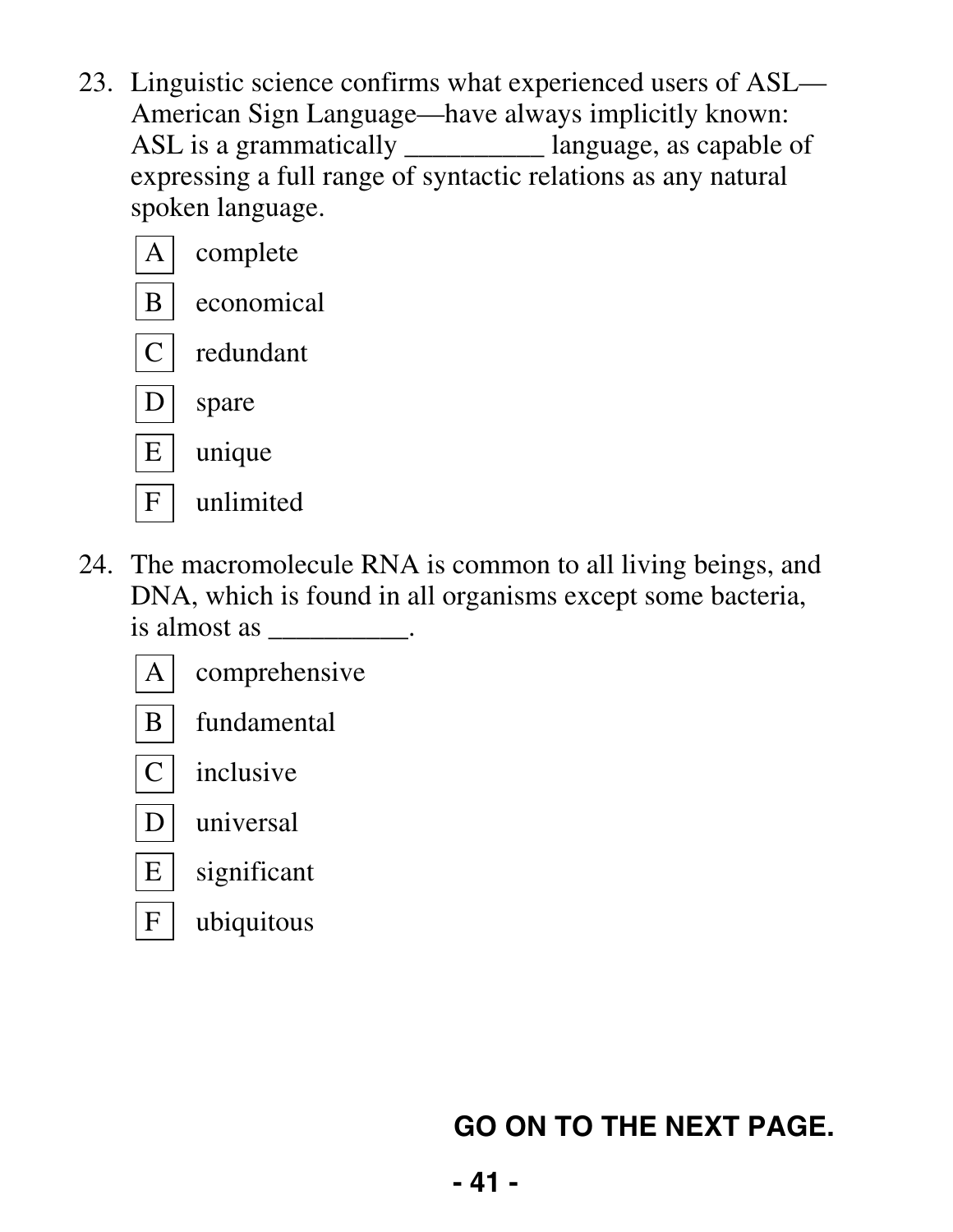23. Linguistic science confirms what experienced users of ASL—American Sign Language—have always implicitly known: ASL is a grammatically __________ language, as capable of expressing a full range of syntactic relations as any natural spoken language.

    - A complete
    - B economical
    - C redundant
    - D spare
    - E unique
    - F unlimited

24. The macromolecule RNA is common to all living beings, and DNA, which is found in all organisms except some bacteria, is almost as __________.

    - A comprehensive
    - B fundamental
    - C inclusive
    - D universal
    - E significant
    - F ubiquitous

**GO ON TO THE NEXT PAGE.**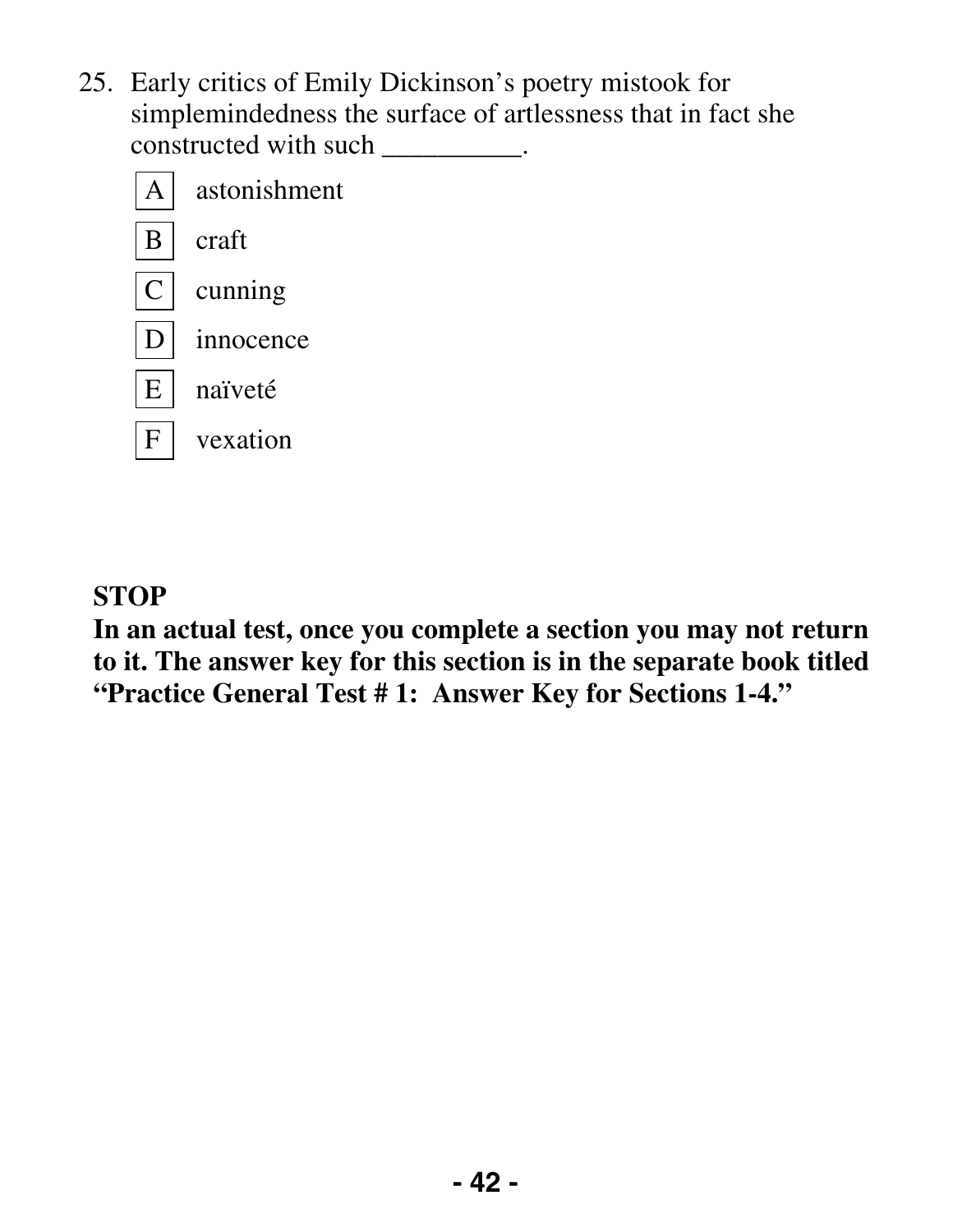25. Early critics of Emily Dickinson's poetry mistook for simplemindedness the surface of artlessness that in fact she constructed with such __________.

   A astonishment

   B craft

   C cunning

   D innocence

   E naïveté

   F vexation

**STOP**

**In an actual test, once you complete a section you may not return to it. The answer key for this section is in the separate book titled "Practice General Test # 1: Answer Key for Sections 1-4."**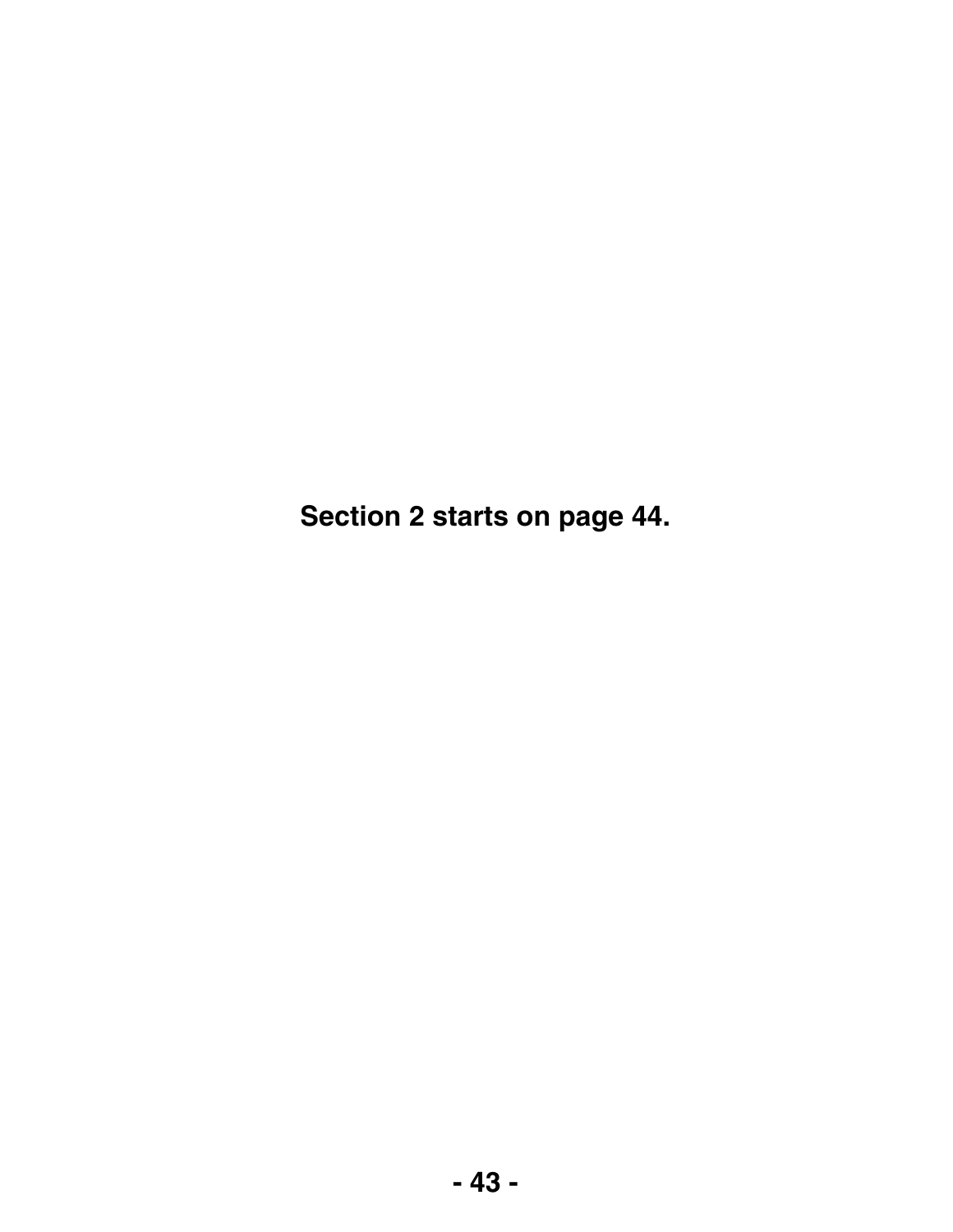**Section 2 starts on page 44.**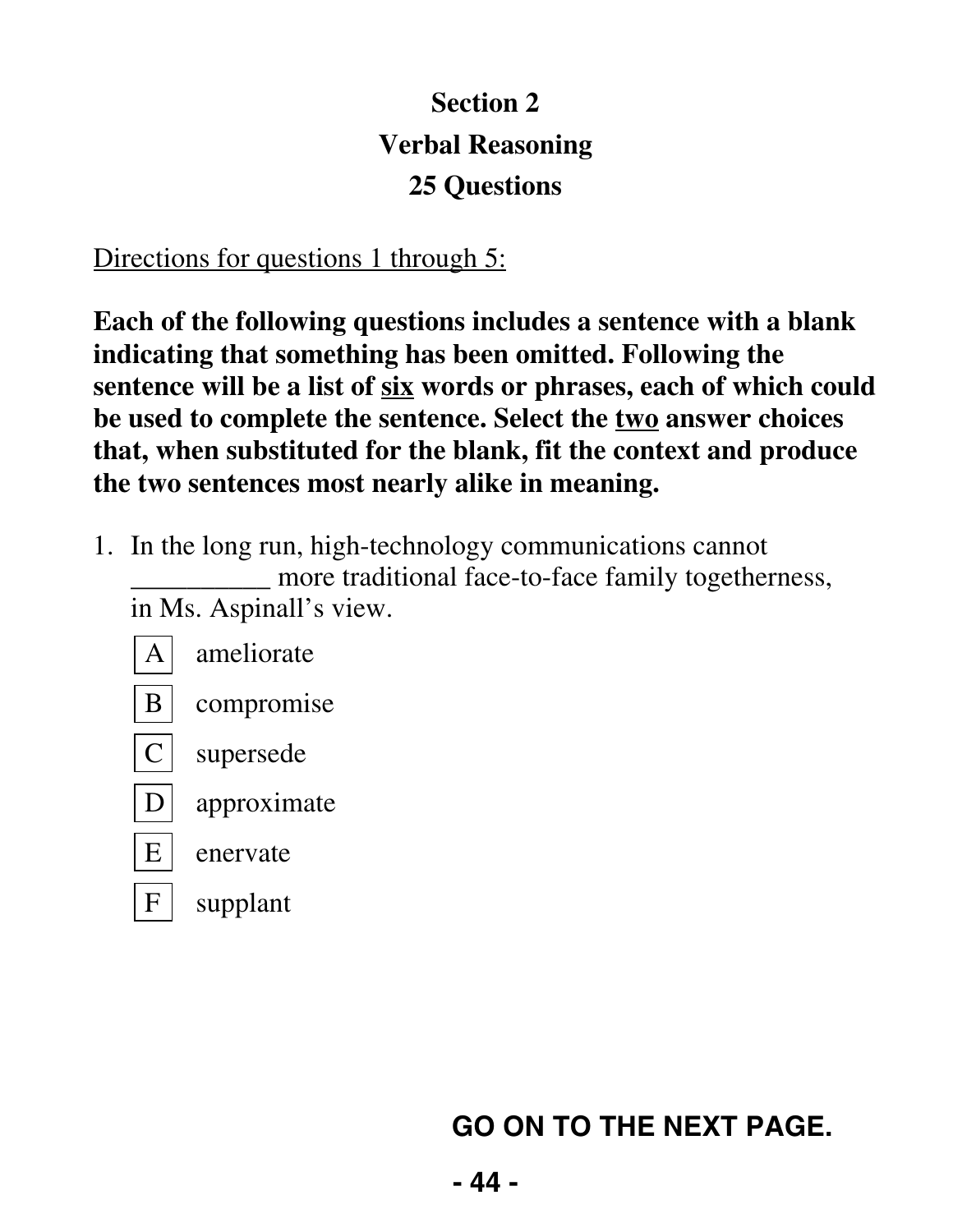## Section 2
## Verbal Reasoning
## 25 Questions

<u>Directions for questions 1 through 5:</u>

**Each of the following questions includes a sentence with a blank indicating that something has been omitted. Following the sentence will be a list of <u>six</u> words or phrases, each of which could be used to complete the sentence. Select the <u>two</u> answer choices that, when substituted for the blank, fit the context and produce the two sentences most nearly alike in meaning.**

1. In the long run, high-technology communications cannot __________ more traditional face-to-face family togetherness, in Ms. Aspinall's view.

   A ameliorate

   B compromise

   C supersede

   D approximate

   E enervate

   F supplant

**GO ON TO THE NEXT PAGE.**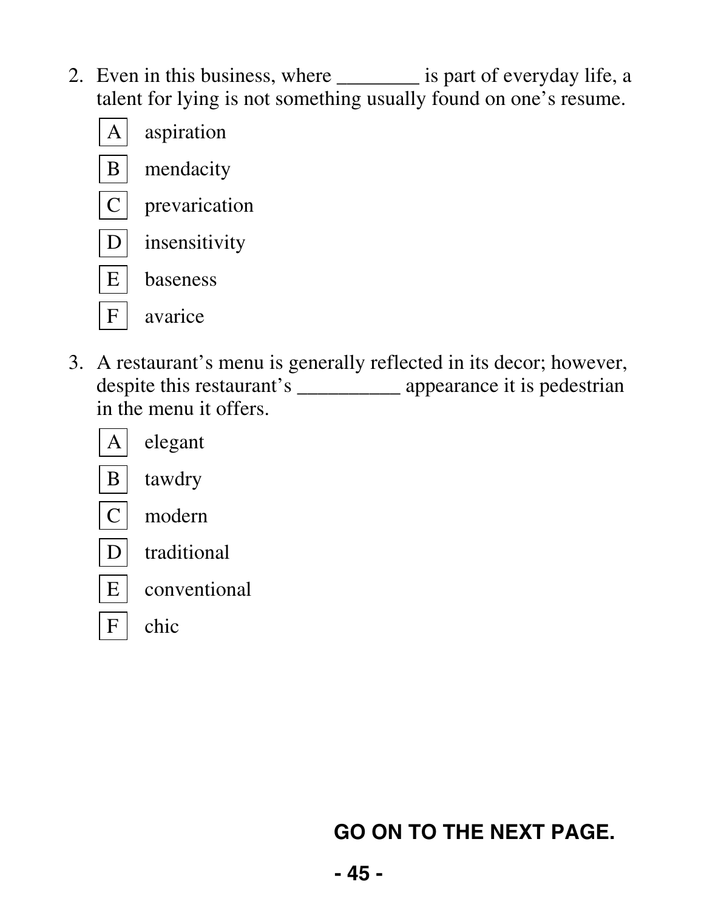2. Even in this business, where ________ is part of everyday life, a talent for lying is not something usually found on one's resume.

   - A aspiration
   - B mendacity
   - C prevarication
   - D insensitivity
   - E baseness
   - F avarice

3. A restaurant's menu is generally reflected in its decor; however, despite this restaurant's __________ appearance it is pedestrian in the menu it offers.

   - A elegant
   - B tawdry
   - C modern
   - D traditional
   - E conventional
   - F chic

**GO ON TO THE NEXT PAGE.**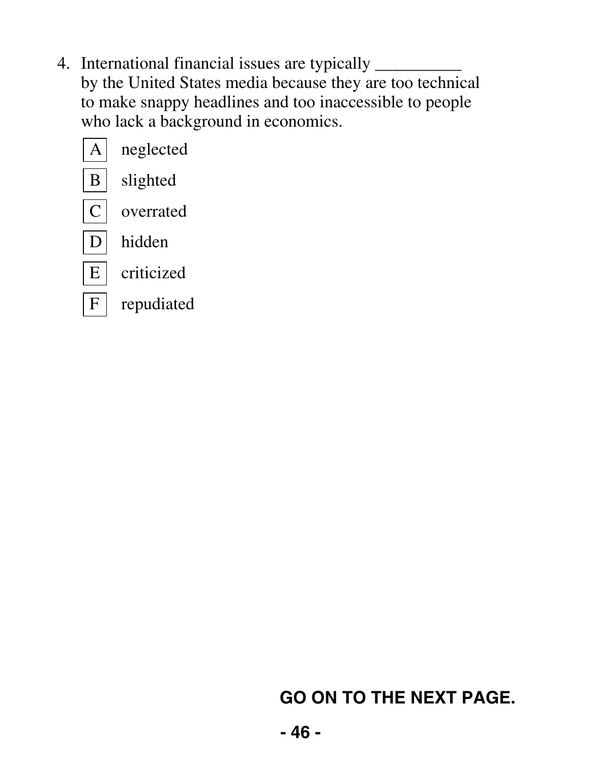4. International financial issues are typically __________ by the United States media because they are too technical to make snappy headlines and too inaccessible to people who lack a background in economics.

   A neglected

   B slighted

   C overrated

   D hidden

   E criticized

   F repudiated

**GO ON TO THE NEXT PAGE.**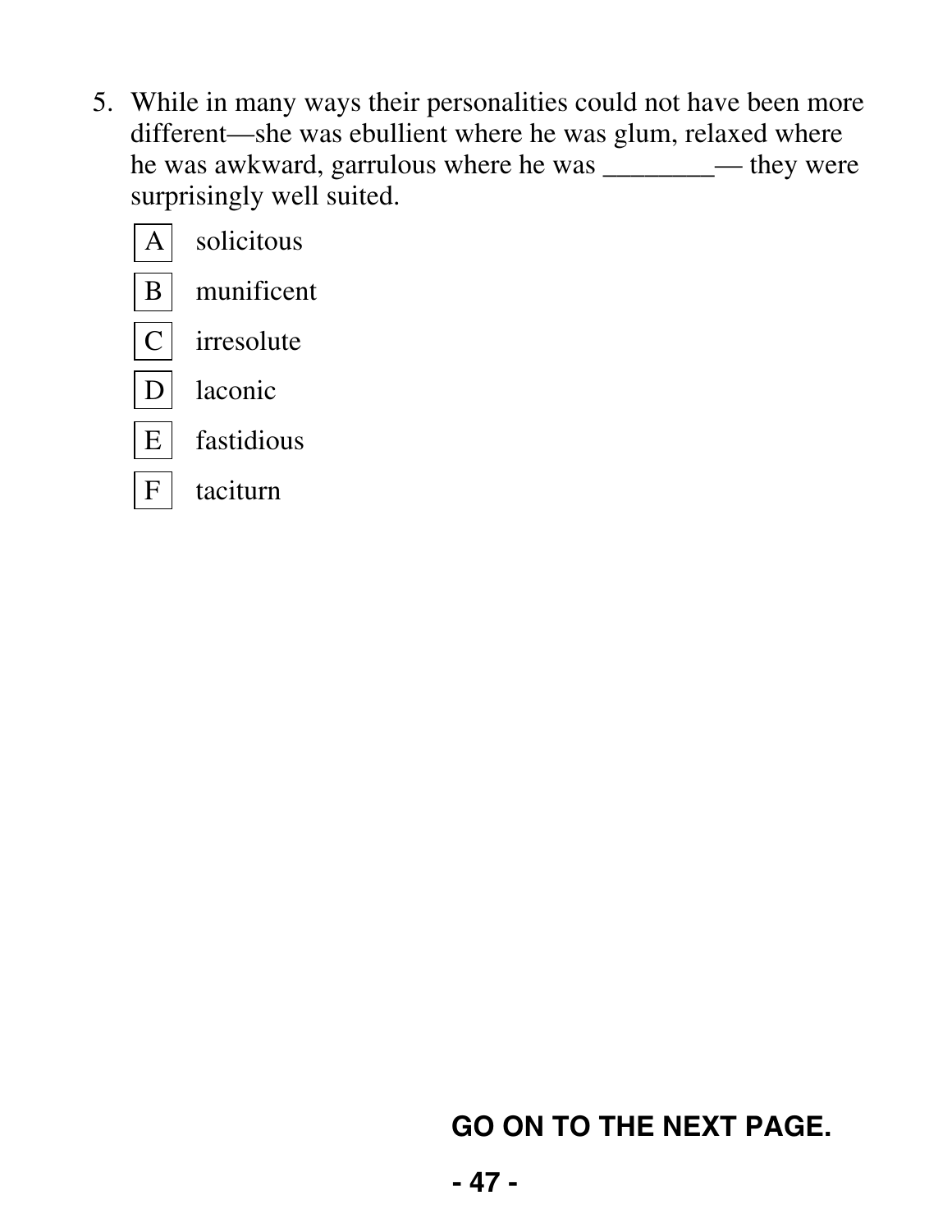5. While in many ways their personalities could not have been more different—she was ebullient where he was glum, relaxed where he was awkward, garrulous where he was ________— they were surprisingly well suited.

   - A solicitous
   - B munificent
   - C irresolute
   - D laconic
   - E fastidious
   - F taciturn

**GO ON TO THE NEXT PAGE.**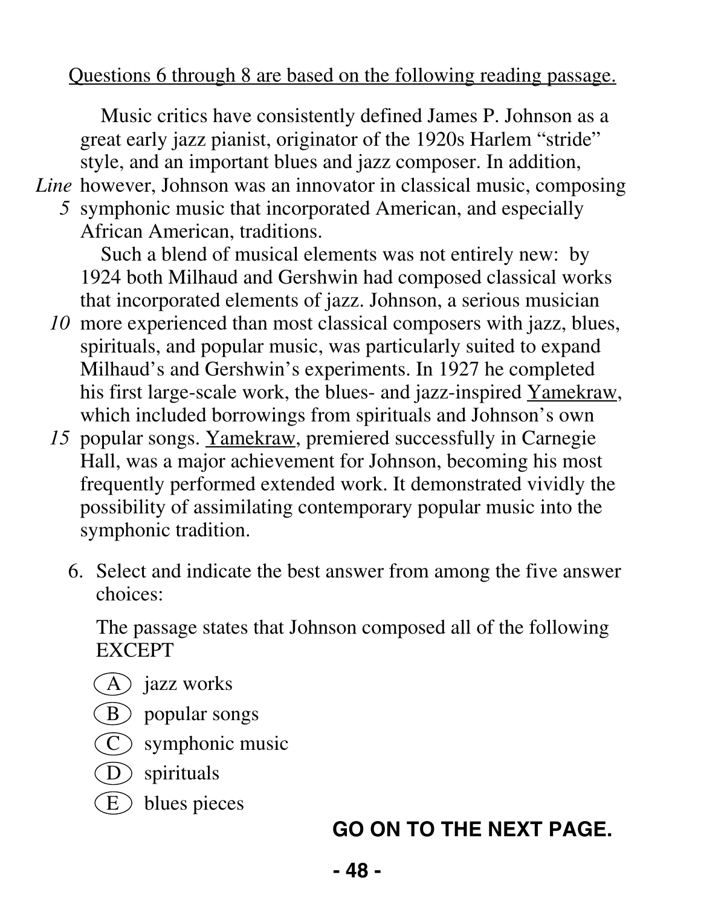Questions 6 through 8 are based on the following reading passage.

Music critics have consistently defined James P. Johnson as a great early jazz pianist, originator of the 1920s Harlem "stride" style, and an important blues and jazz composer. In addition, however, Johnson was an innovator in classical music, composing symphonic music that incorporated American, and especially African American, traditions.

Such a blend of musical elements was not entirely new: by 1924 both Milhaud and Gershwin had composed classical works that incorporated elements of jazz. Johnson, a serious musician more experienced than most classical composers with jazz, blues, spirituals, and popular music, was particularly suited to expand Milhaud's and Gershwin's experiments. In 1927 he completed his first large-scale work, the blues- and jazz-inspired Yamekraw, which included borrowings from spirituals and Johnson's own popular songs. Yamekraw, premiered successfully in Carnegie Hall, was a major achievement for Johnson, becoming his most frequently performed extended work. It demonstrated vividly the possibility of assimilating contemporary popular music into the symphonic tradition.

6. Select and indicate the best answer from among the five answer choices:

   The passage states that Johnson composed all of the following EXCEPT

   (A) jazz works
   (B) popular songs
   (C) symphonic music
   (D) spirituals
   (E) blues pieces

**GO ON TO THE NEXT PAGE.**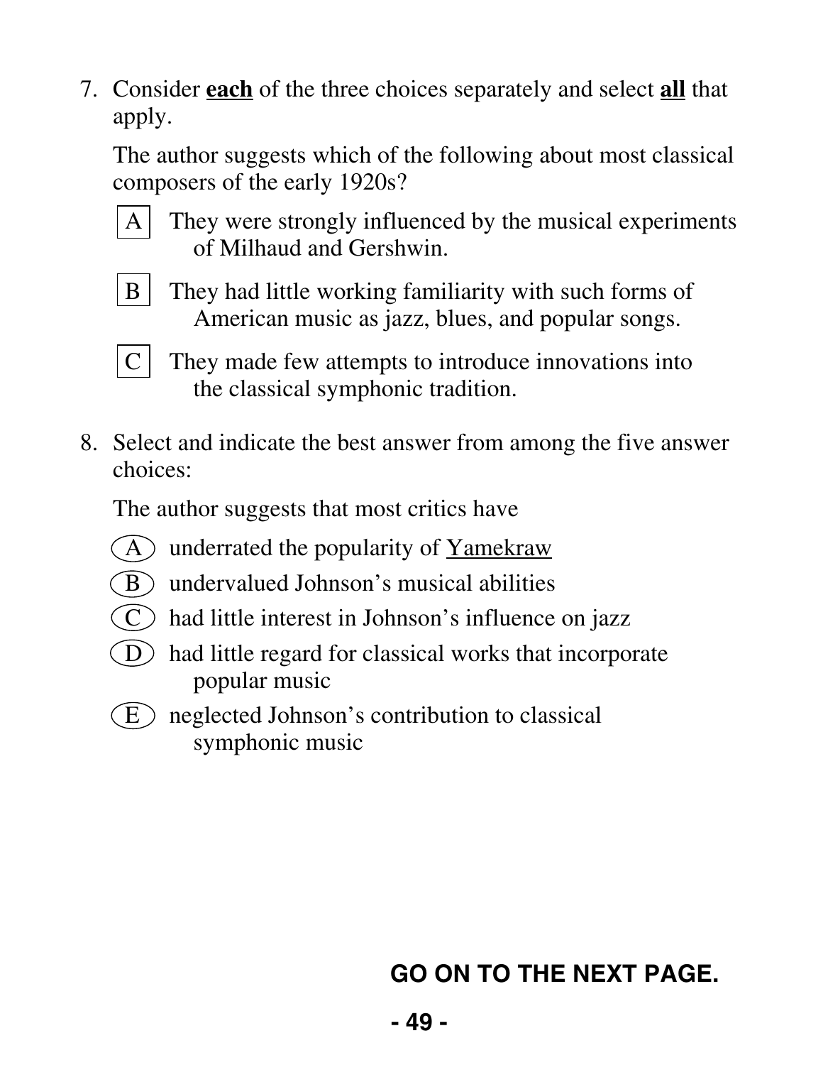7. Consider **each** of the three choices separately and select **all** that apply.

   The author suggests which of the following about most classical composers of the early 1920s?

   A They were strongly influenced by the musical experiments of Milhaud and Gershwin.

   B They had little working familiarity with such forms of American music as jazz, blues, and popular songs.

   C They made few attempts to introduce innovations into the classical symphonic tradition.

8. Select and indicate the best answer from among the five answer choices:

   The author suggests that most critics have

   (A) underrated the popularity of <u>Yamekraw</u>

   (B) undervalued Johnson's musical abilities

   (C) had little interest in Johnson's influence on jazz

   (D) had little regard for classical works that incorporate popular music

   (E) neglected Johnson's contribution to classical symphonic music

**GO ON TO THE NEXT PAGE.**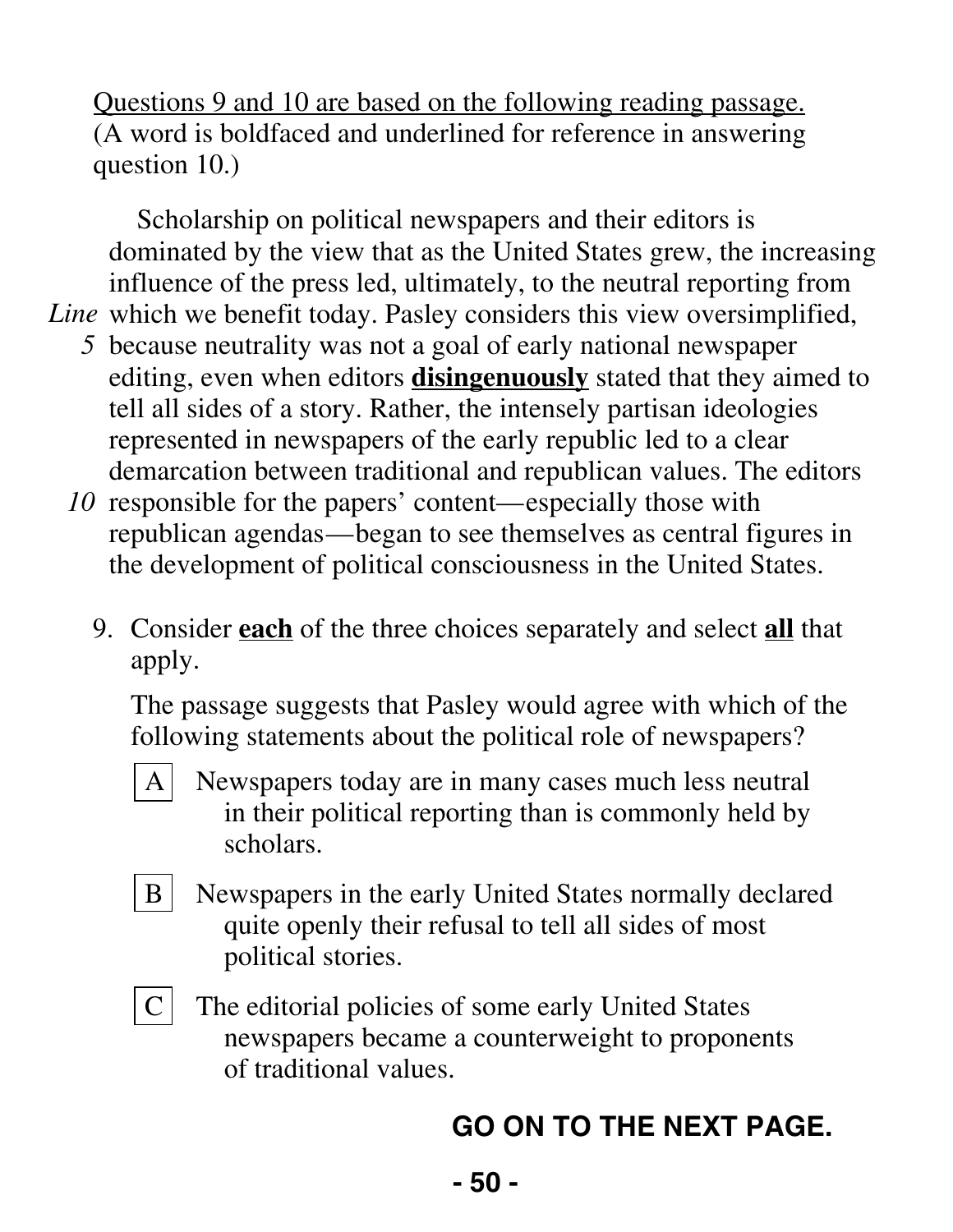Questions 9 and 10 are based on the following reading passage. (A word is boldfaced and underlined for reference in answering question 10.)

Scholarship on political newspapers and their editors is dominated by the view that as the United States grew, the increasing influence of the press led, ultimately, to the neutral reporting from which we benefit today. Pasley considers this view oversimplified, because neutrality was not a goal of early national newspaper editing, even when editors **<u>disingenuously</u>** stated that they aimed to tell all sides of a story. Rather, the intensely partisan ideologies represented in newspapers of the early republic led to a clear demarcation between traditional and republican values. The editors responsible for the papers' content—especially those with republican agendas—began to see themselves as central figures in the development of political consciousness in the United States.

9. Consider **<u>each</u>** of the three choices separately and select **<u>all</u>** that apply.

   The passage suggests that Pasley would agree with which of the following statements about the political role of newspapers?

   A. Newspapers today are in many cases much less neutral in their political reporting than is commonly held by scholars.

   B. Newspapers in the early United States normally declared quite openly their refusal to tell all sides of most political stories.

   C. The editorial policies of some early United States newspapers became a counterweight to proponents of traditional values.

**GO ON TO THE NEXT PAGE.**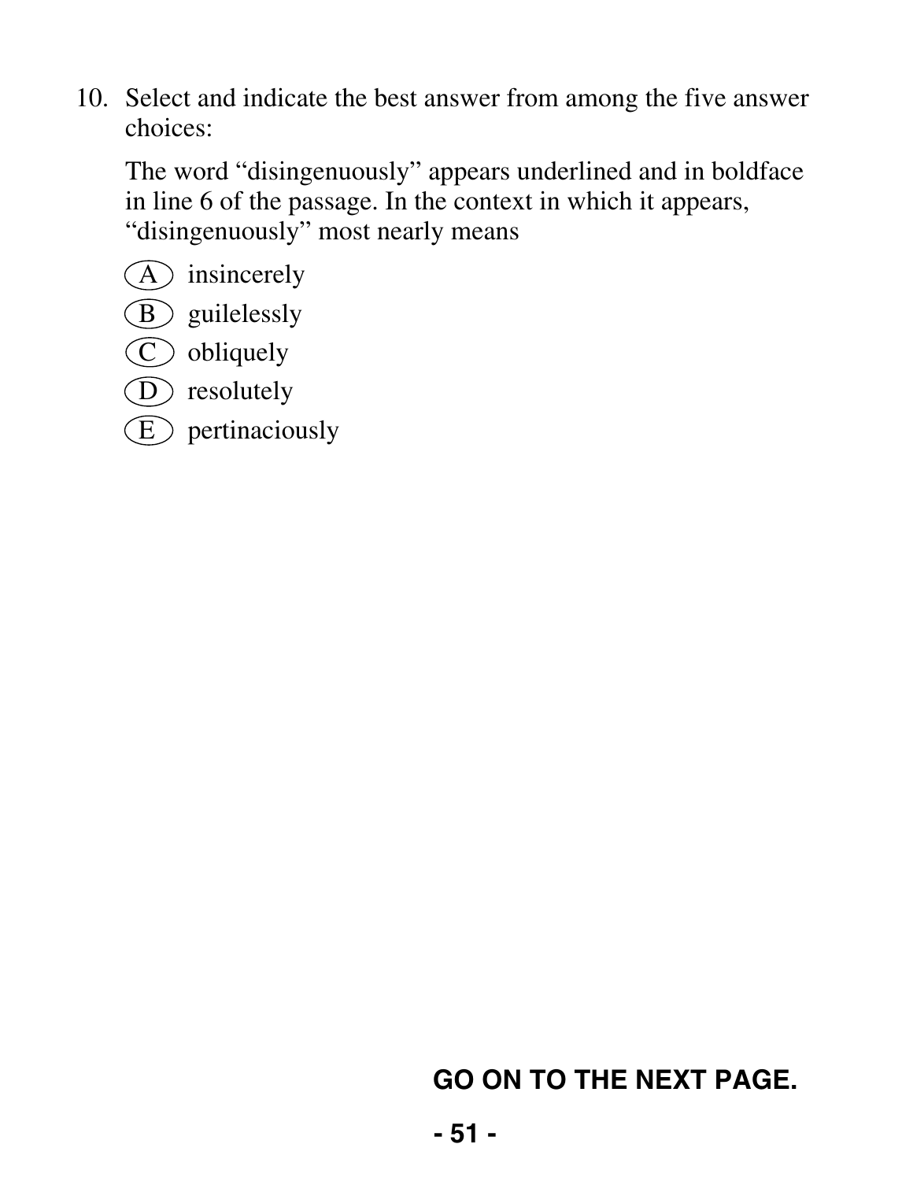10. Select and indicate the best answer from among the five answer choices:

    The word "disingenuously" appears underlined and in boldface in line 6 of the passage. In the context in which it appears, "disingenuously" most nearly means

    (A) insincerely
    (B) guilelessly
    (C) obliquely
    (D) resolutely
    (E) pertinaciously

**GO ON TO THE NEXT PAGE.**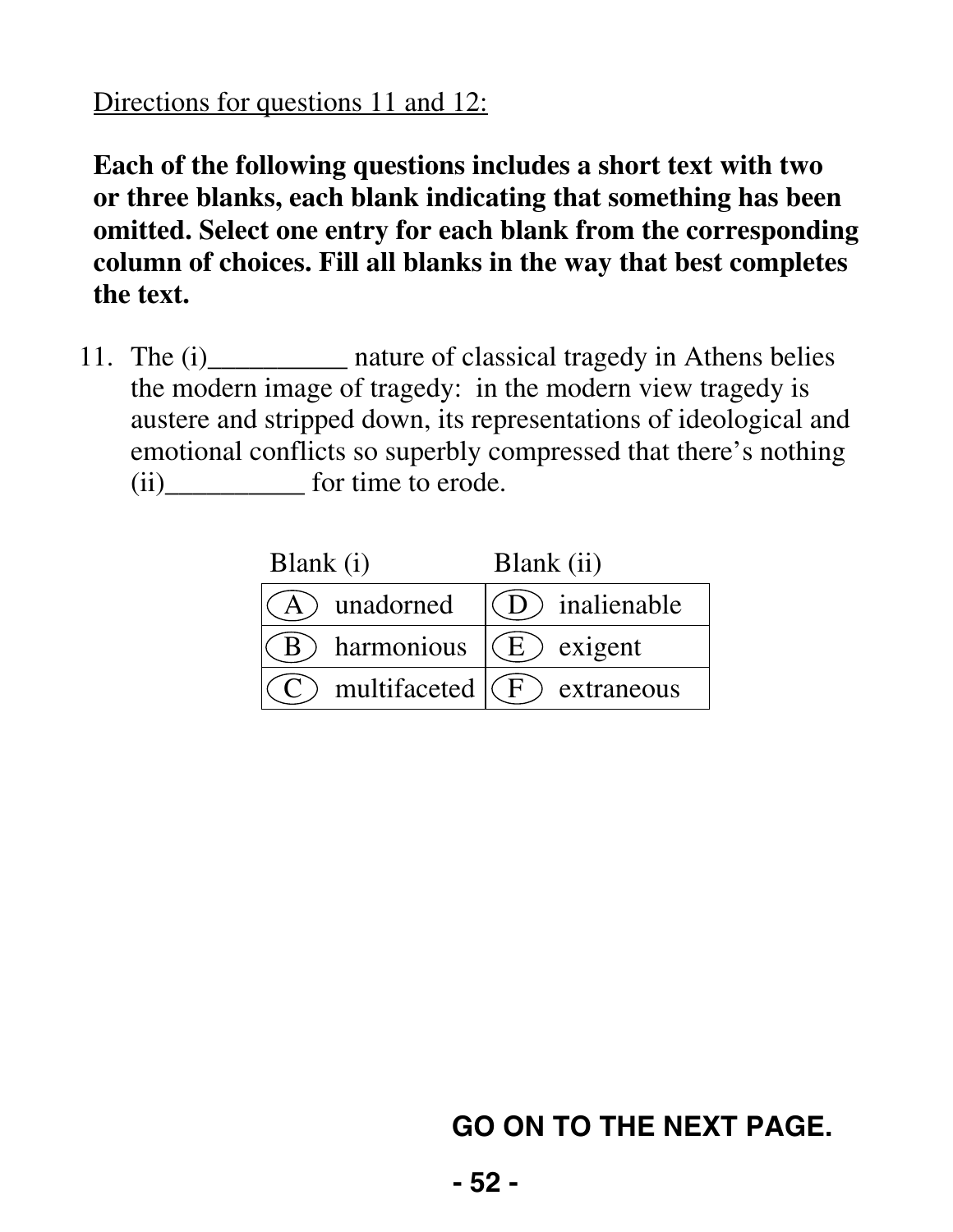Directions for questions 11 and 12:

**Each of the following questions includes a short text with two or three blanks, each blank indicating that something has been omitted. Select one entry for each blank from the corresponding column of choices. Fill all blanks in the way that best completes the text.**

11. The (i)__________ nature of classical tragedy in Athens belies the modern image of tragedy: in the modern view tragedy is austere and stripped down, its representations of ideological and emotional conflicts so superbly compressed that there's nothing (ii)__________ for time to erode.

| Blank (i) | Blank (ii) |
|---|---|
| (A) unadorned | (D) inalienable |
| (B) harmonious | (E) exigent |
| (C) multifaceted | (F) extraneous |

**GO ON TO THE NEXT PAGE.**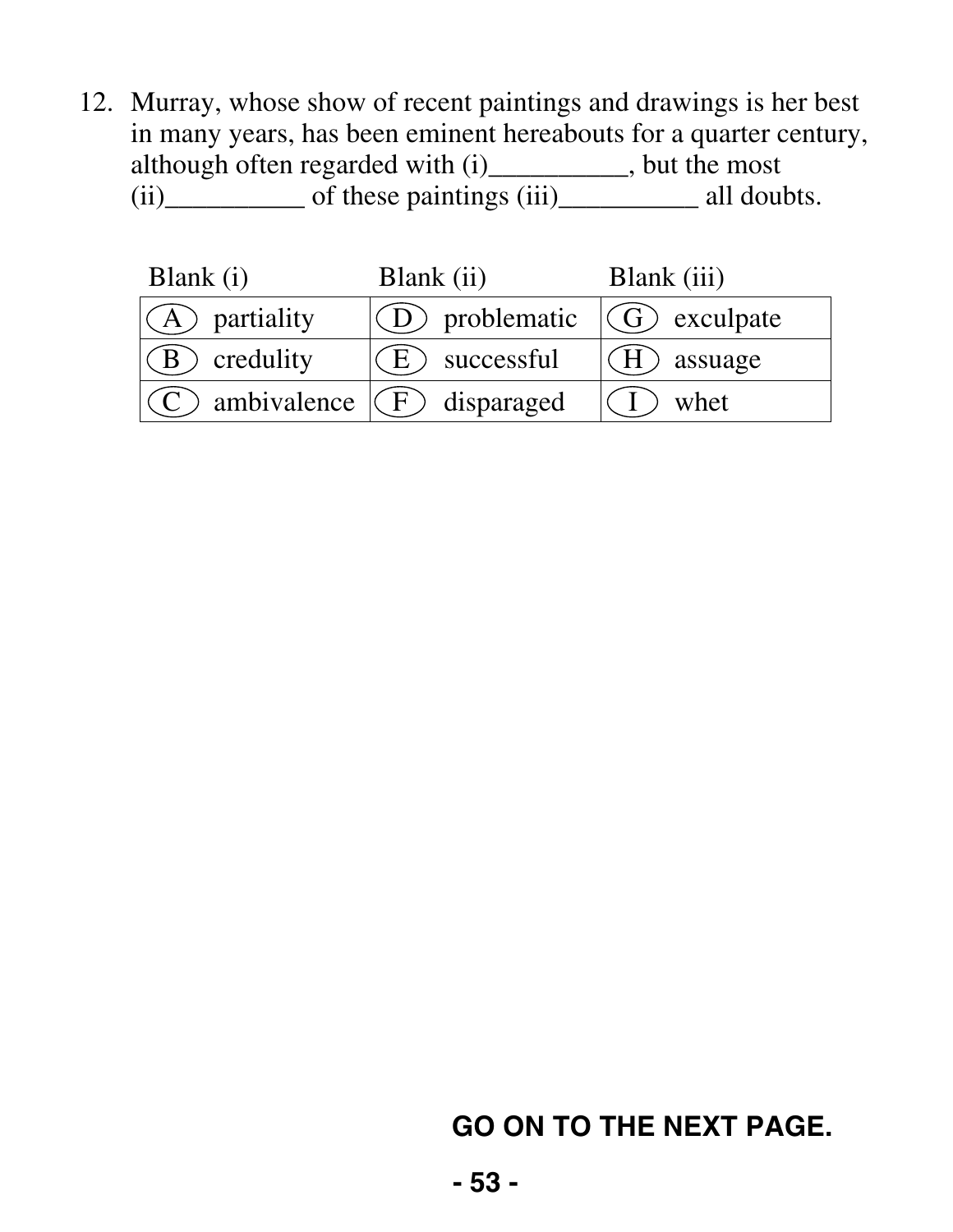12. Murray, whose show of recent paintings and drawings is her best in many years, has been eminent hereabouts for a quarter century, although often regarded with (i)__________, but the most (ii)__________ of these paintings (iii)__________ all doubts.

| Blank (i) | Blank (ii) | Blank (iii) |
|---|---|---|
| (A) partiality | (D) problematic | (G) exculpate |
| (B) credulity | (E) successful | (H) assuage |
| (C) ambivalence | (F) disparaged | (I) whet |

**GO ON TO THE NEXT PAGE.**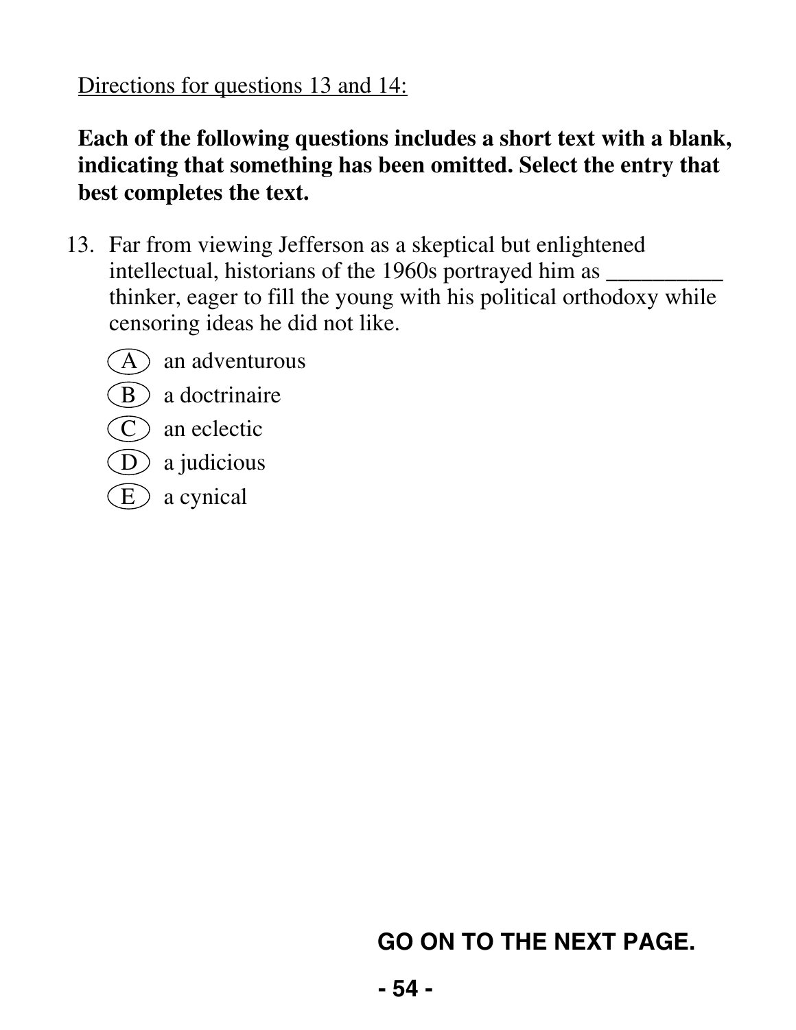<u>Directions for questions 13 and 14:</u>

**Each of the following questions includes a short text with a blank, indicating that something has been omitted. Select the entry that best completes the text.**

13. Far from viewing Jefferson as a skeptical but enlightened intellectual, historians of the 1960s portrayed him as __________ thinker, eager to fill the young with his political orthodoxy while censoring ideas he did not like.

    (A) an adventurous
    (B) a doctrinaire
    (C) an eclectic
    (D) a judicious
    (E) a cynical

**GO ON TO THE NEXT PAGE.**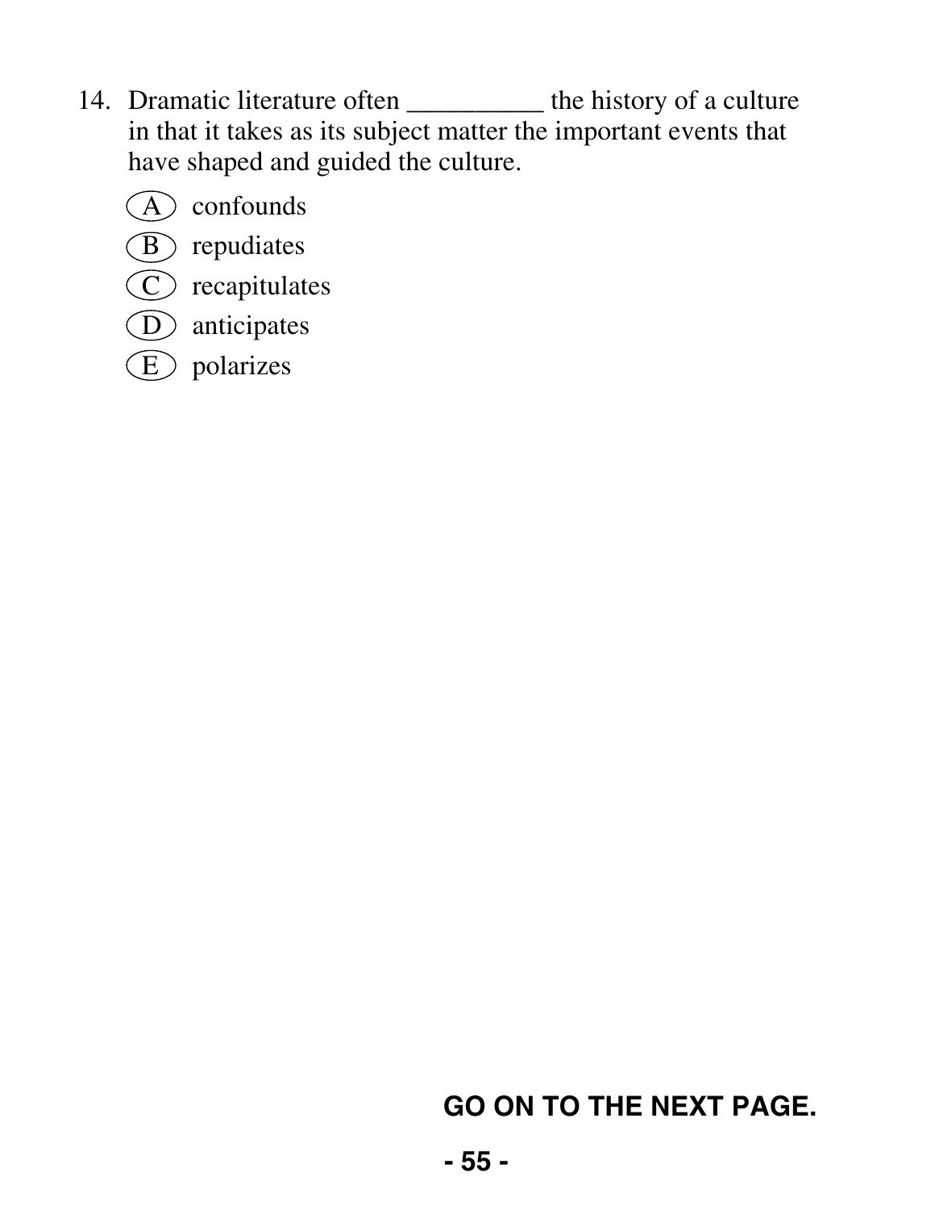14. Dramatic literature often __________ the history of a culture in that it takes as its subject matter the important events that have shaped and guided the culture.

   (A) confounds
   (B) repudiates
   (C) recapitulates
   (D) anticipates
   (E) polarizes

**GO ON TO THE NEXT PAGE.**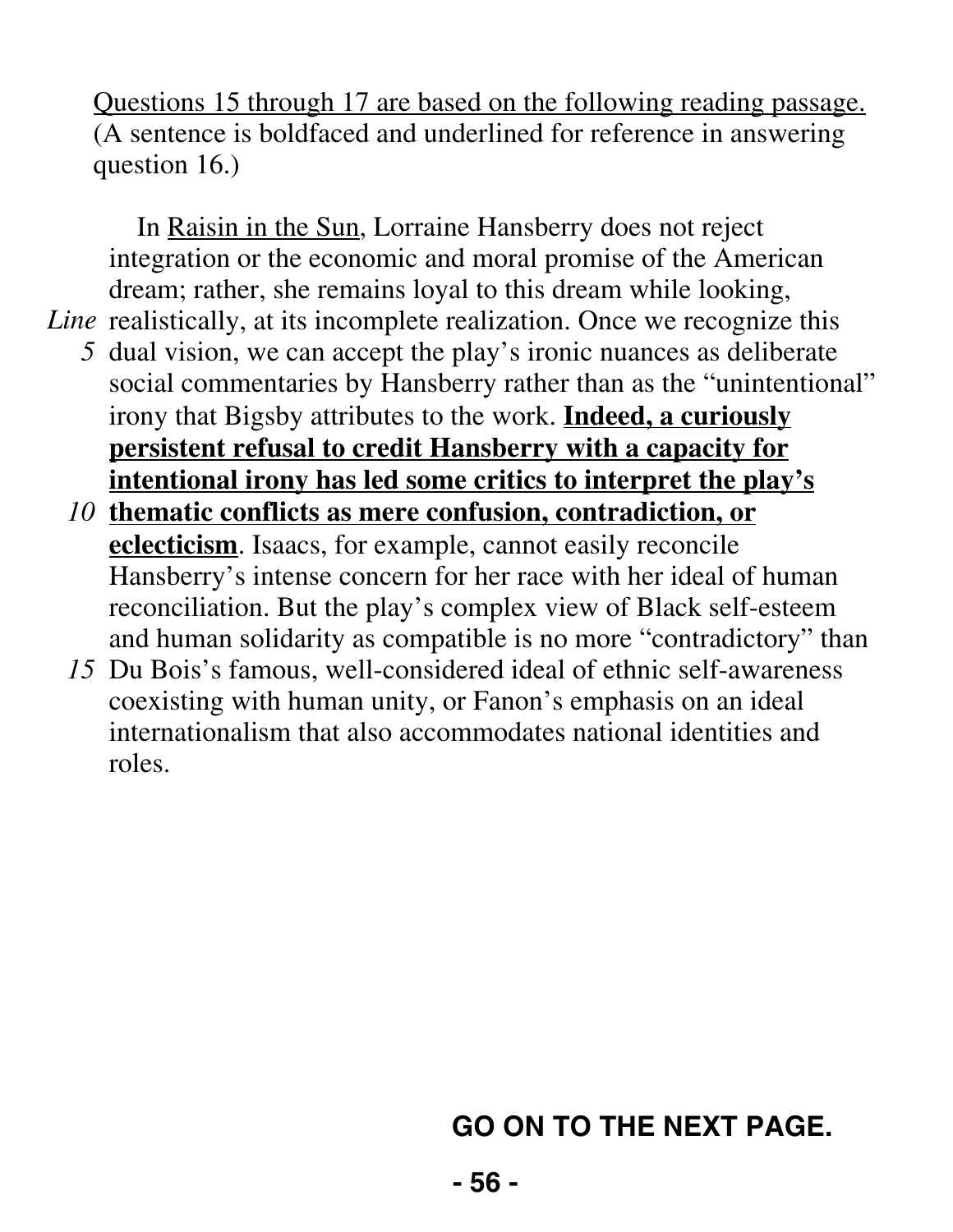Questions 15 through 17 are based on the following reading passage. (A sentence is boldfaced and underlined for reference in answering question 16.)

In Raisin in the Sun, Lorraine Hansberry does not reject integration or the economic and moral promise of the American dream; rather, she remains loyal to this dream while looking, realistically, at its incomplete realization. Once we recognize this dual vision, we can accept the play's ironic nuances as deliberate social commentaries by Hansberry rather than as the "unintentional" irony that Bigsby attributes to the work. <u>**Indeed, a curiously persistent refusal to credit Hansberry with a capacity for intentional irony has led some critics to interpret the play's thematic conflicts as mere confusion, contradiction, or eclecticism**</u>. Isaacs, for example, cannot easily reconcile Hansberry's intense concern for her race with her ideal of human reconciliation. But the play's complex view of Black self-esteem and human solidarity as compatible is no more "contradictory" than Du Bois's famous, well-considered ideal of ethnic self-awareness coexisting with human unity, or Fanon's emphasis on an ideal internationalism that also accommodates national identities and roles.

**GO ON TO THE NEXT PAGE.**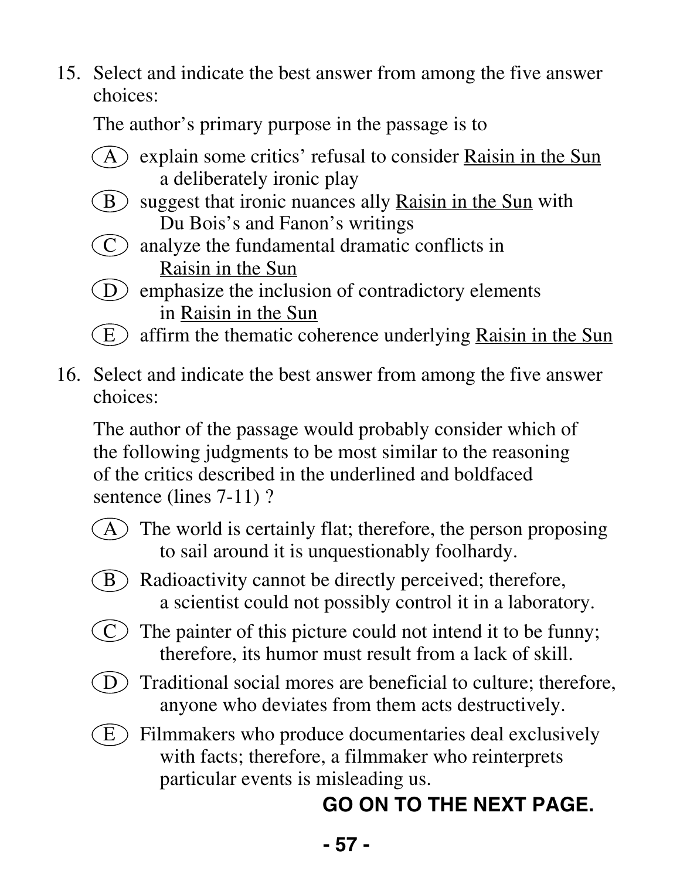15. Select and indicate the best answer from among the five answer choices:

    The author's primary purpose in the passage is to

    (A) explain some critics' refusal to consider <u>Raisin in the Sun</u> a deliberately ironic play
    (B) suggest that ironic nuances ally <u>Raisin in the Sun</u> with Du Bois's and Fanon's writings
    (C) analyze the fundamental dramatic conflicts in <u>Raisin in the Sun</u>
    (D) emphasize the inclusion of contradictory elements in <u>Raisin in the Sun</u>
    (E) affirm the thematic coherence underlying <u>Raisin in the Sun</u>

16. Select and indicate the best answer from among the five answer choices:

    The author of the passage would probably consider which of the following judgments to be most similar to the reasoning of the critics described in the underlined and boldfaced sentence (lines 7-11) ?

    (A) The world is certainly flat; therefore, the person proposing to sail around it is unquestionably foolhardy.

    (B) Radioactivity cannot be directly perceived; therefore, a scientist could not possibly control it in a laboratory.

    (C) The painter of this picture could not intend it to be funny; therefore, its humor must result from a lack of skill.

    (D) Traditional social mores are beneficial to culture; therefore, anyone who deviates from them acts destructively.

    (E) Filmmakers who produce documentaries deal exclusively with facts; therefore, a filmmaker who reinterprets particular events is misleading us.

**GO ON TO THE NEXT PAGE.**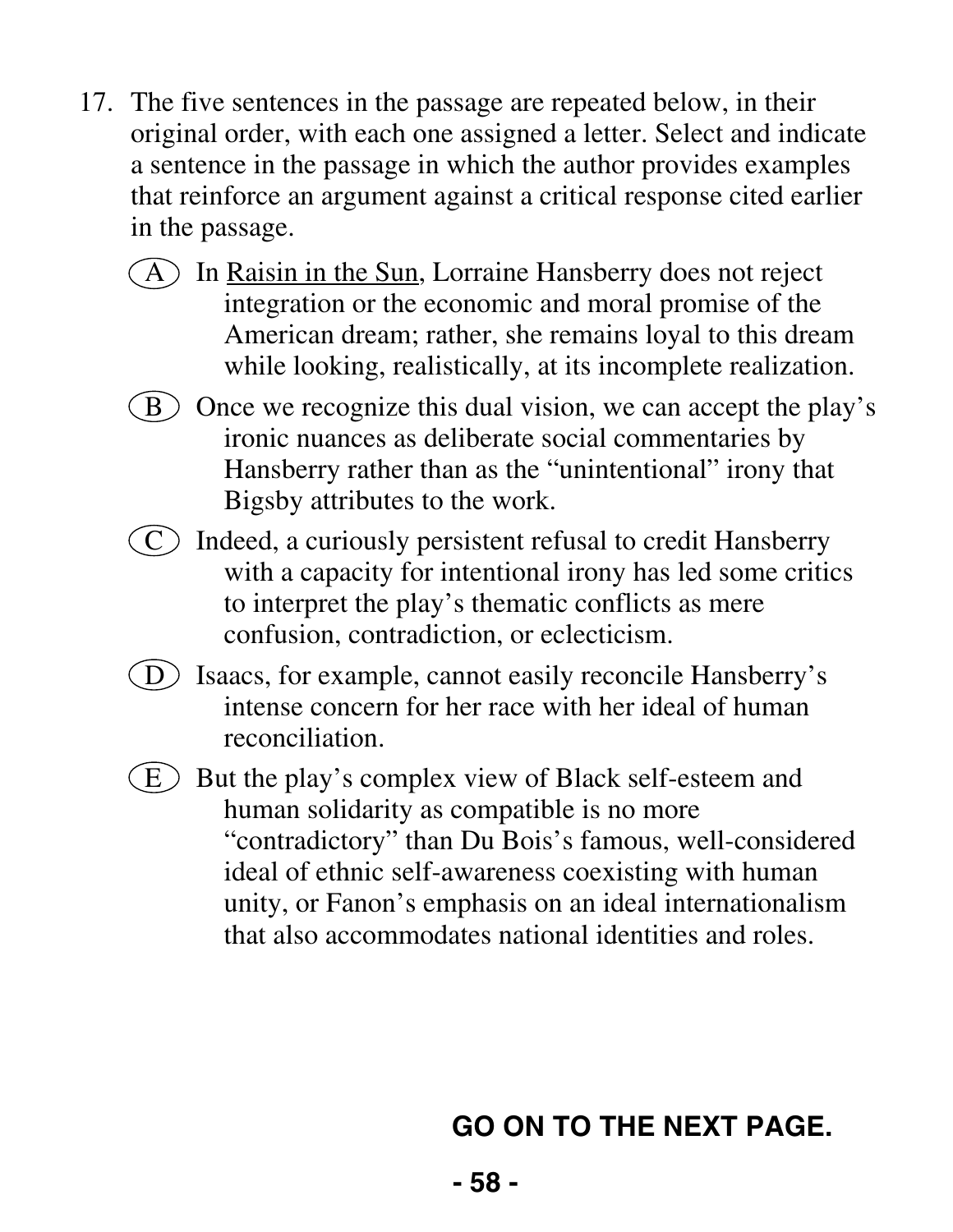17. The five sentences in the passage are repeated below, in their original order, with each one assigned a letter. Select and indicate a sentence in the passage in which the author provides examples that reinforce an argument against a critical response cited earlier in the passage.

   (A) In Raisin in the Sun, Lorraine Hansberry does not reject integration or the economic and moral promise of the American dream; rather, she remains loyal to this dream while looking, realistically, at its incomplete realization.

   (B) Once we recognize this dual vision, we can accept the play's ironic nuances as deliberate social commentaries by Hansberry rather than as the "unintentional" irony that Bigsby attributes to the work.

   (C) Indeed, a curiously persistent refusal to credit Hansberry with a capacity for intentional irony has led some critics to interpret the play's thematic conflicts as mere confusion, contradiction, or eclecticism.

   (D) Isaacs, for example, cannot easily reconcile Hansberry's intense concern for her race with her ideal of human reconciliation.

   (E) But the play's complex view of Black self-esteem and human solidarity as compatible is no more "contradictory" than Du Bois's famous, well-considered ideal of ethnic self-awareness coexisting with human unity, or Fanon's emphasis on an ideal internationalism that also accommodates national identities and roles.

**GO ON TO THE NEXT PAGE.**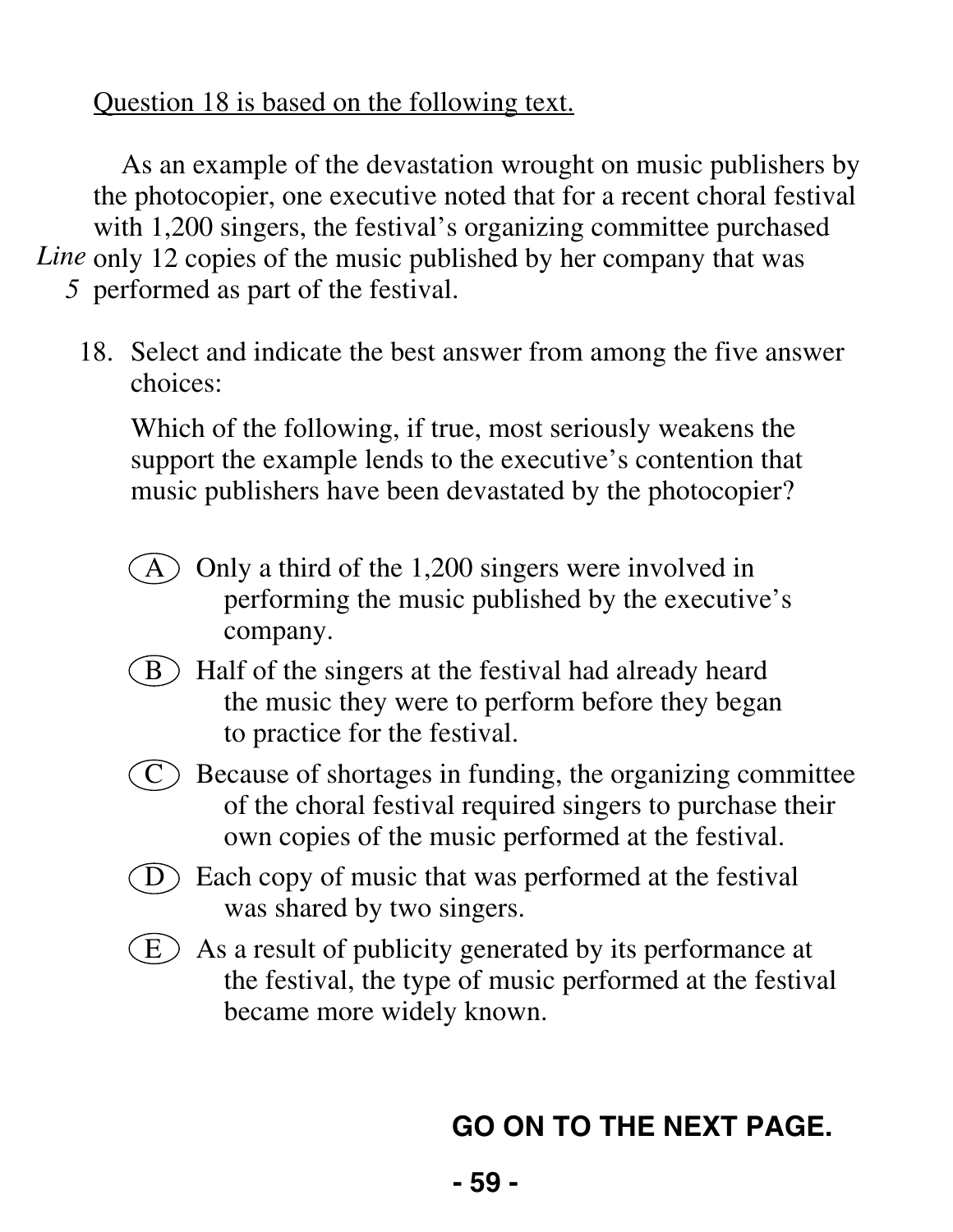<u>Question 18 is based on the following text.</u>

As an example of the devastation wrought on music publishers by the photocopier, one executive noted that for a recent choral festival with 1,200 singers, the festival's organizing committee purchased only 12 copies of the music published by her company that was performed as part of the festival.

18. Select and indicate the best answer from among the five answer choices:

    Which of the following, if true, most seriously weakens the support the example lends to the executive's contention that music publishers have been devastated by the photocopier?

    (A) Only a third of the 1,200 singers were involved in performing the music published by the executive's company.

    (B) Half of the singers at the festival had already heard the music they were to perform before they began to practice for the festival.

    (C) Because of shortages in funding, the organizing committee of the choral festival required singers to purchase their own copies of the music performed at the festival.

    (D) Each copy of music that was performed at the festival was shared by two singers.

    (E) As a result of publicity generated by its performance at the festival, the type of music performed at the festival became more widely known.

**GO ON TO THE NEXT PAGE.**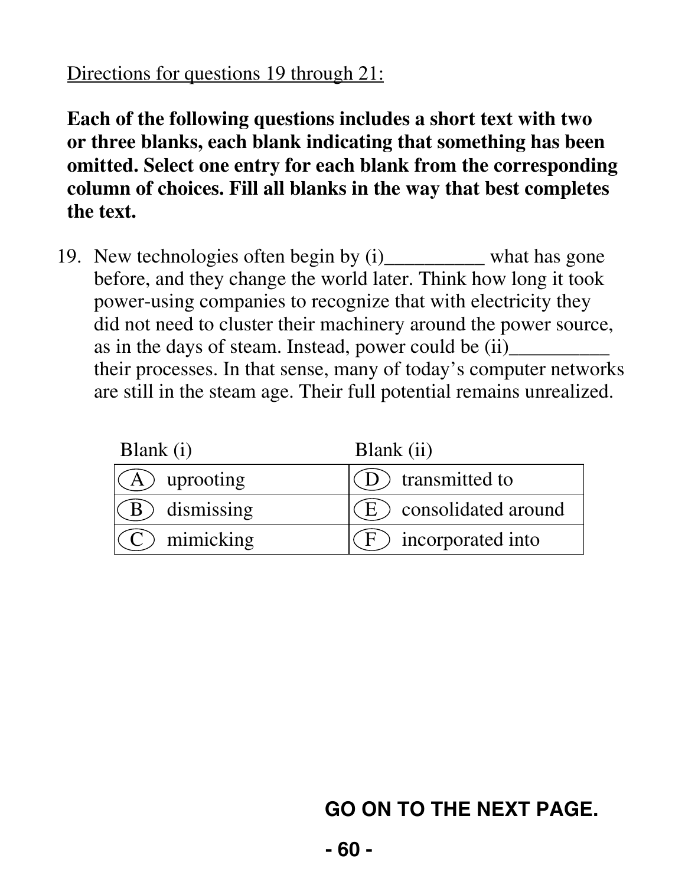Directions for questions 19 through 21:

**Each of the following questions includes a short text with two or three blanks, each blank indicating that something has been omitted. Select one entry for each blank from the corresponding column of choices. Fill all blanks in the way that best completes the text.**

19. New technologies often begin by (i)__________ what has gone before, and they change the world later. Think how long it took power-using companies to recognize that with electricity they did not need to cluster their machinery around the power source, as in the days of steam. Instead, power could be (ii)__________ their processes. In that sense, many of today's computer networks are still in the steam age. Their full potential remains unrealized.

| Blank (i) | Blank (ii) |
|---|---|
| (A) uprooting | (D) transmitted to |
| (B) dismissing | (E) consolidated around |
| (C) mimicking | (F) incorporated into |

**GO ON TO THE NEXT PAGE.**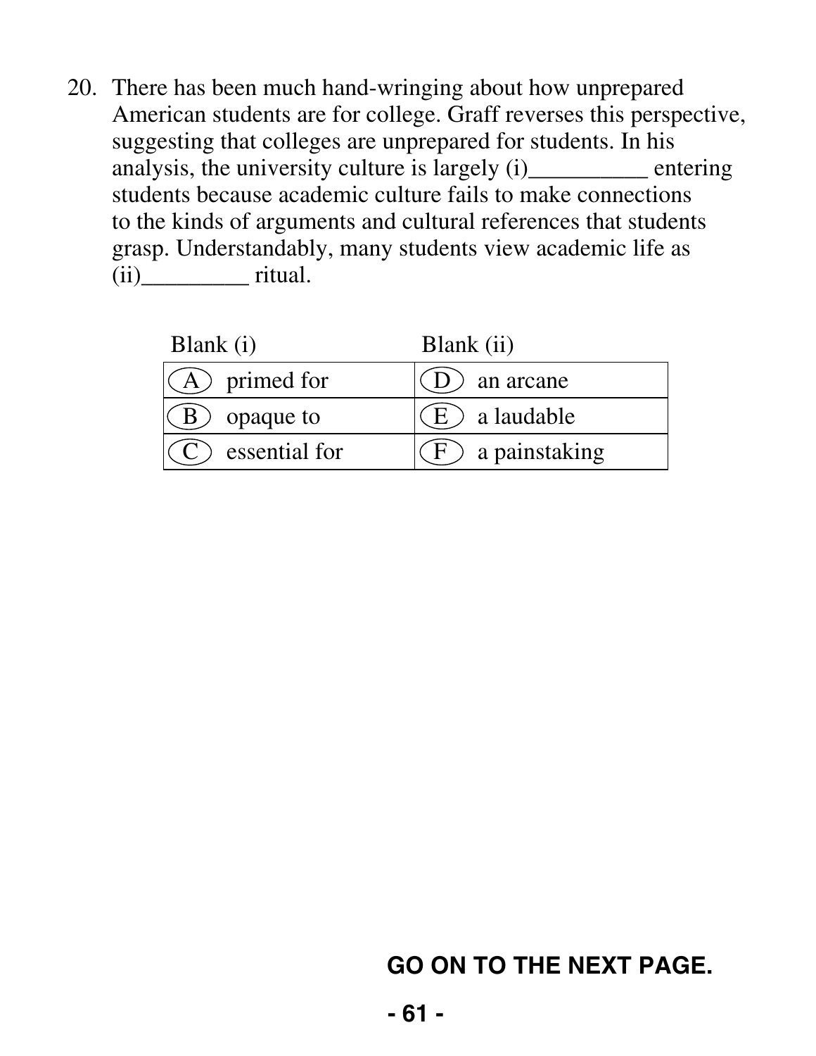20. There has been much hand-wringing about how unprepared American students are for college. Graff reverses this perspective, suggesting that colleges are unprepared for students. In his analysis, the university culture is largely (i)__________ entering students because academic culture fails to make connections to the kinds of arguments and cultural references that students grasp. Understandably, many students view academic life as (ii)_________ ritual.

| Blank (i) | Blank (ii) |
|---|---|
| (A) primed for | (D) an arcane |
| (B) opaque to | (E) a laudable |
| (C) essential for | (F) a painstaking |

**GO ON TO THE NEXT PAGE.**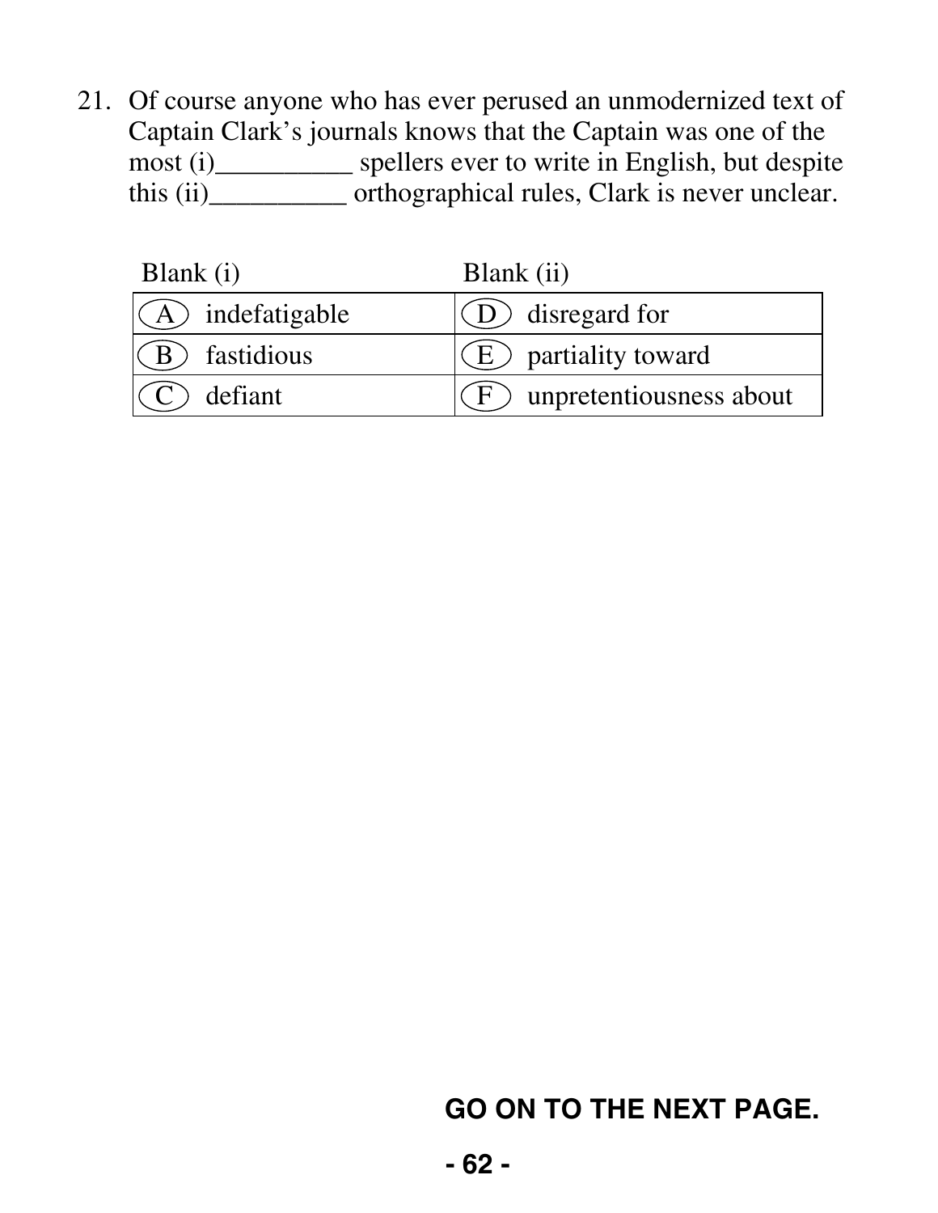21. Of course anyone who has ever perused an unmodernized text of Captain Clark's journals knows that the Captain was one of the most (i)__________ spellers ever to write in English, but despite this (ii)__________ orthographical rules, Clark is never unclear.

| Blank (i) | Blank (ii) |
|---|---|
| (A) indefatigable | (D) disregard for |
| (B) fastidious | (E) partiality toward |
| (C) defiant | (F) unpretentiousness about |

**GO ON TO THE NEXT PAGE.**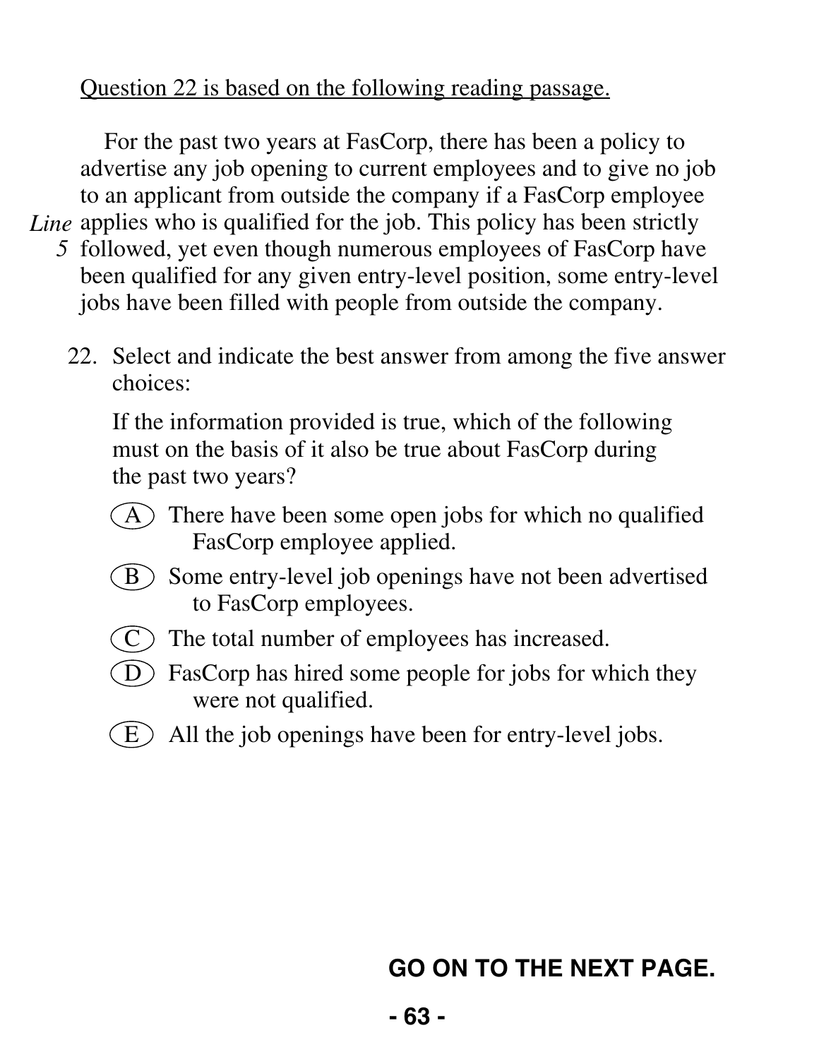Question 22 is based on the following reading passage.

For the past two years at FasCorp, there has been a policy to advertise any job opening to current employees and to give no job to an applicant from outside the company if a FasCorp employee applies who is qualified for the job. This policy has been strictly followed, yet even though numerous employees of FasCorp have been qualified for any given entry-level position, some entry-level jobs have been filled with people from outside the company.

22. Select and indicate the best answer from among the five answer choices:

    If the information provided is true, which of the following must on the basis of it also be true about FasCorp during the past two years?

    (A) There have been some open jobs for which no qualified FasCorp employee applied.

    (B) Some entry-level job openings have not been advertised to FasCorp employees.

    (C) The total number of employees has increased.

    (D) FasCorp has hired some people for jobs for which they were not qualified.

    (E) All the job openings have been for entry-level jobs.

**GO ON TO THE NEXT PAGE.**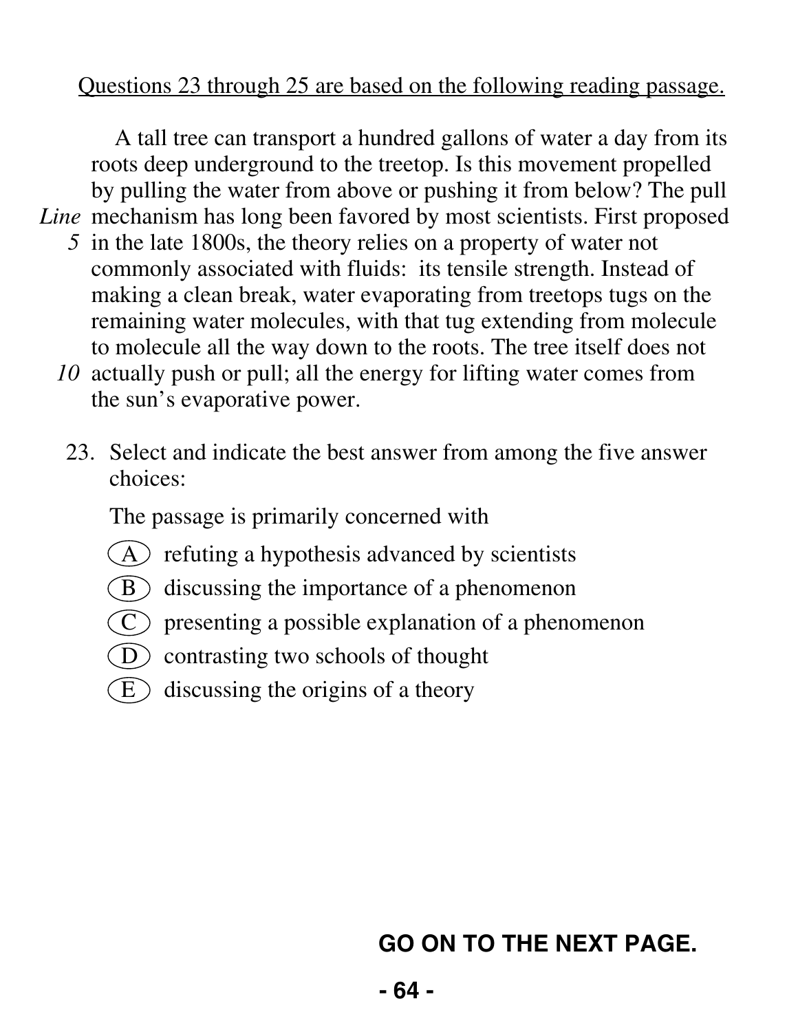Questions 23 through 25 are based on the following reading passage.

A tall tree can transport a hundred gallons of water a day from its roots deep underground to the treetop. Is this movement propelled by pulling the water from above or pushing it from below? The pull mechanism has long been favored by most scientists. First proposed in the late 1800s, the theory relies on a property of water not commonly associated with fluids: its tensile strength. Instead of making a clean break, water evaporating from treetops tugs on the remaining water molecules, with that tug extending from molecule to molecule all the way down to the roots. The tree itself does not actually push or pull; all the energy for lifting water comes from the sun's evaporative power.

23. Select and indicate the best answer from among the five answer choices:

    The passage is primarily concerned with

    (A) refuting a hypothesis advanced by scientists
    (B) discussing the importance of a phenomenon
    (C) presenting a possible explanation of a phenomenon
    (D) contrasting two schools of thought
    (E) discussing the origins of a theory

**GO ON TO THE NEXT PAGE.**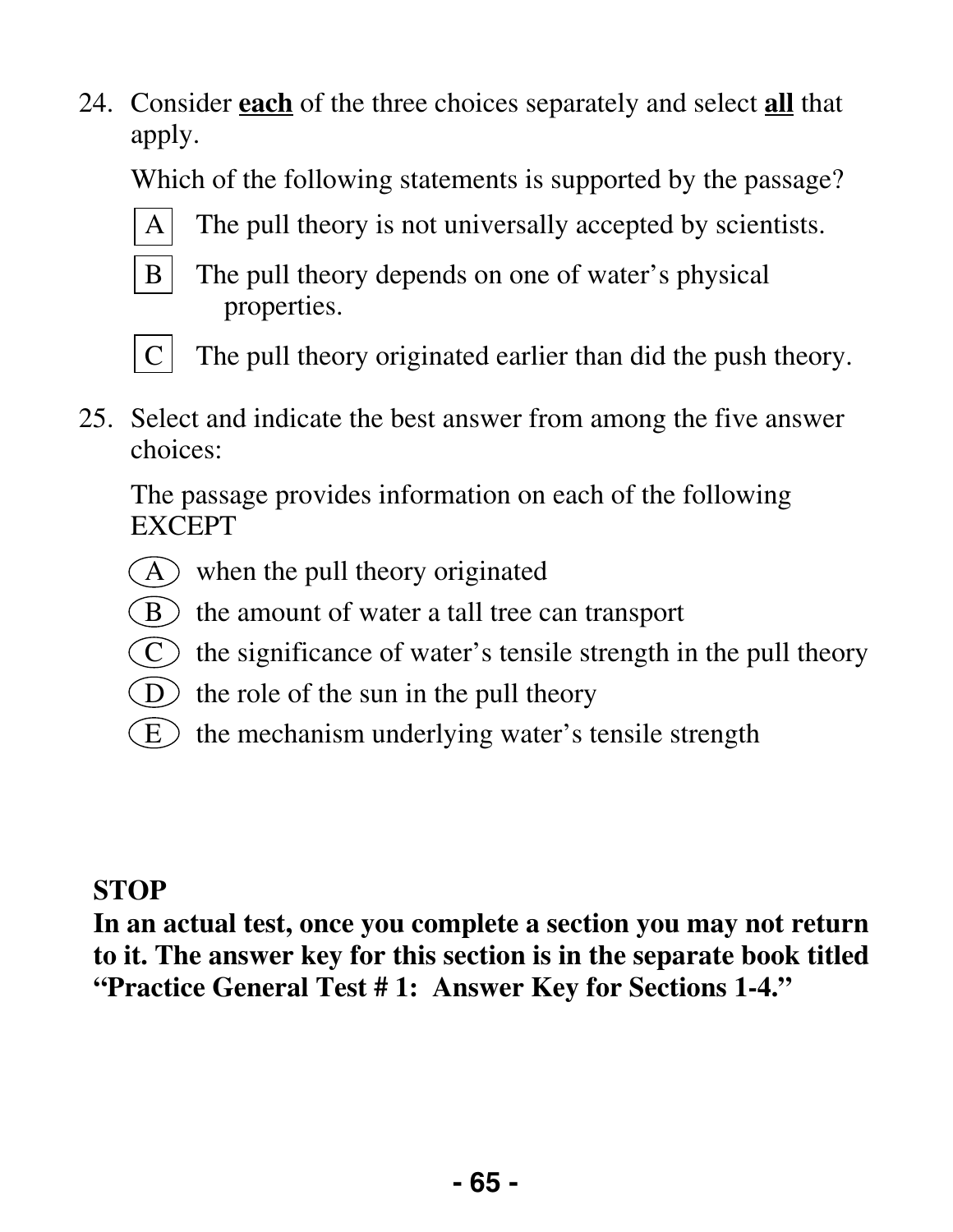24. Consider **each** of the three choices separately and select **all** that apply.

    Which of the following statements is supported by the passage?

    [A] The pull theory is not universally accepted by scientists.

    [B] The pull theory depends on one of water's physical properties.

    [C] The pull theory originated earlier than did the push theory.

25. Select and indicate the best answer from among the five answer choices:

    The passage provides information on each of the following EXCEPT

    (A) when the pull theory originated

    (B) the amount of water a tall tree can transport

    (C) the significance of water's tensile strength in the pull theory

    (D) the role of the sun in the pull theory

    (E) the mechanism underlying water's tensile strength

**STOP**

**In an actual test, once you complete a section you may not return to it. The answer key for this section is in the separate book titled "Practice General Test # 1: Answer Key for Sections 1-4."**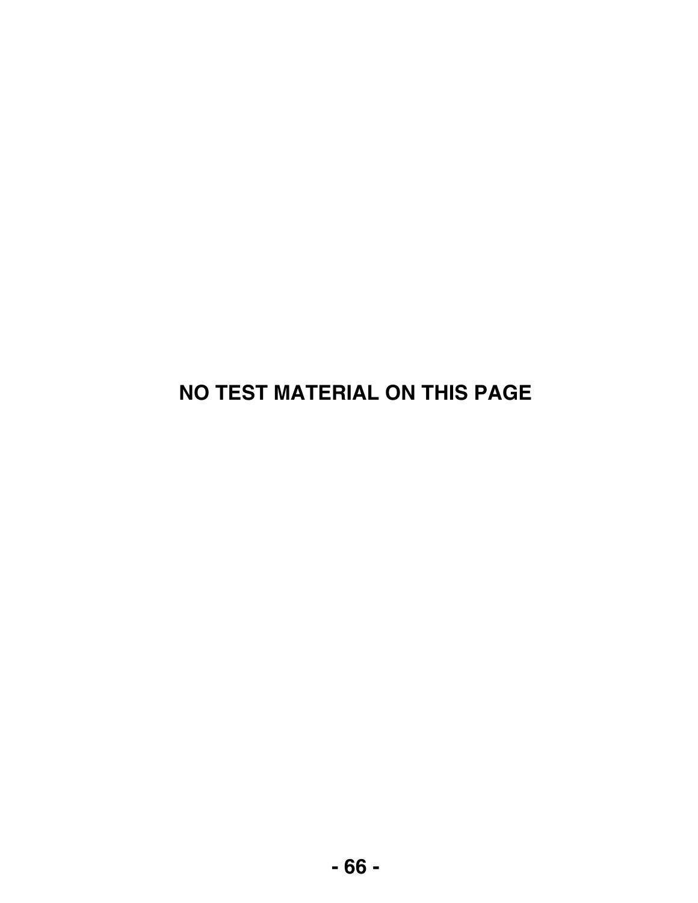**NO TEST MATERIAL ON THIS PAGE**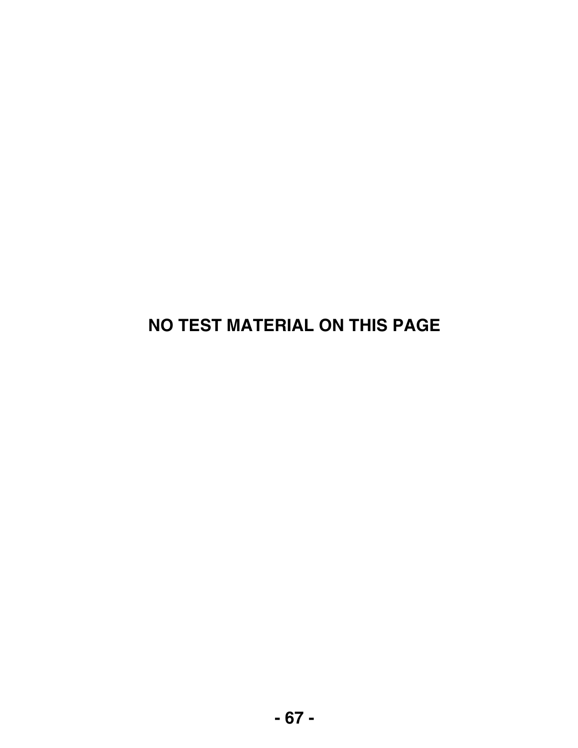**NO TEST MATERIAL ON THIS PAGE**